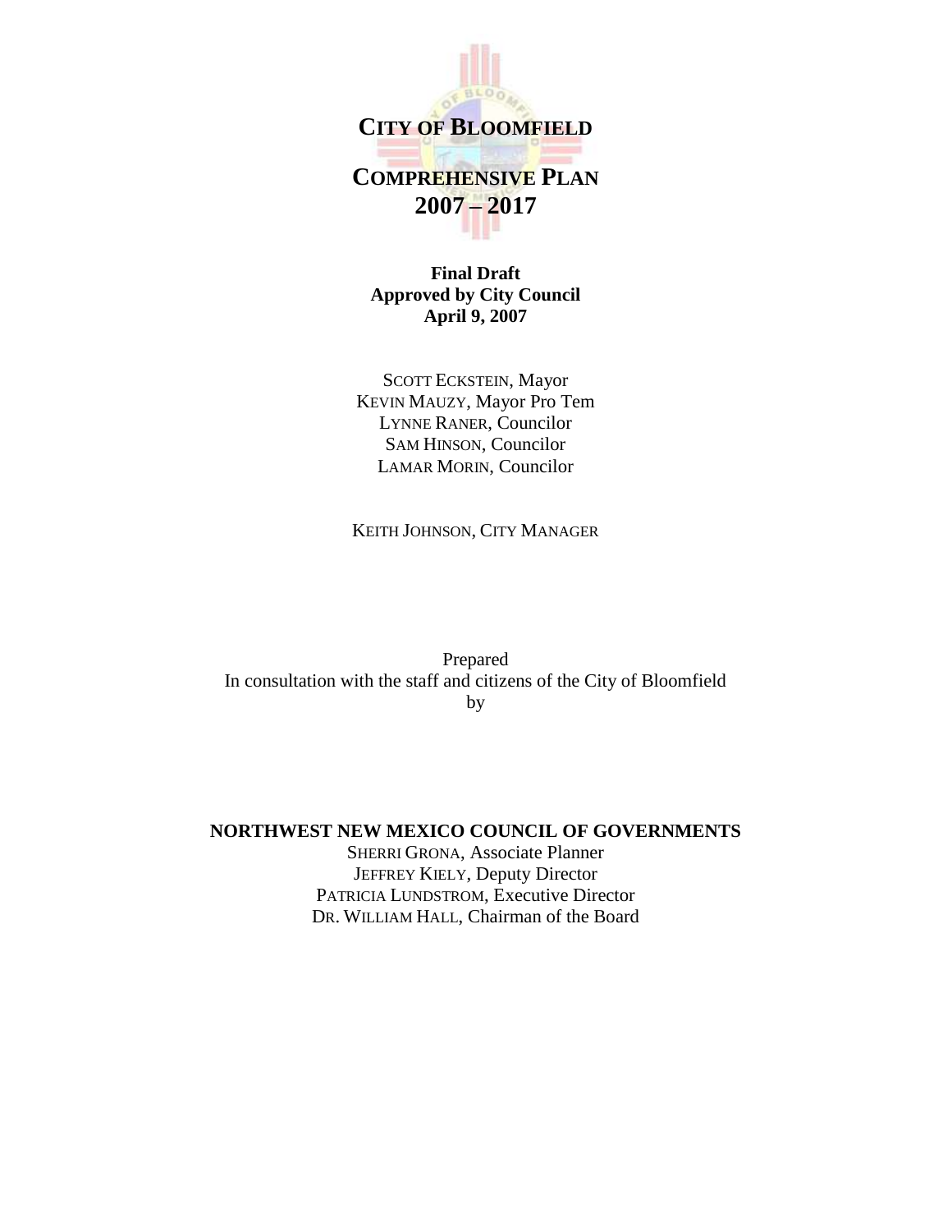# CITY OF BLOOMFIELD

# COMPREHENSIVE PLAN 2007 – 2017

**Final Draft**
**Approved by City Council**
**April 9, 2007**

SCOTT ECKSTEIN, Mayor
KEVIN MAUZY, Mayor Pro Tem
LYNNE RANER, Councilor
SAM HINSON, Councilor
LAMAR MORIN, Councilor

KEITH JOHNSON, CITY MANAGER

Prepared
In consultation with the staff and citizens of the City of Bloomfield
by

**NORTHWEST NEW MEXICO COUNCIL OF GOVERNMENTS**

SHERRI GRONA, Associate Planner
JEFFREY KIELY, Deputy Director
PATRICIA LUNDSTROM, Executive Director
DR. WILLIAM HALL, Chairman of the Board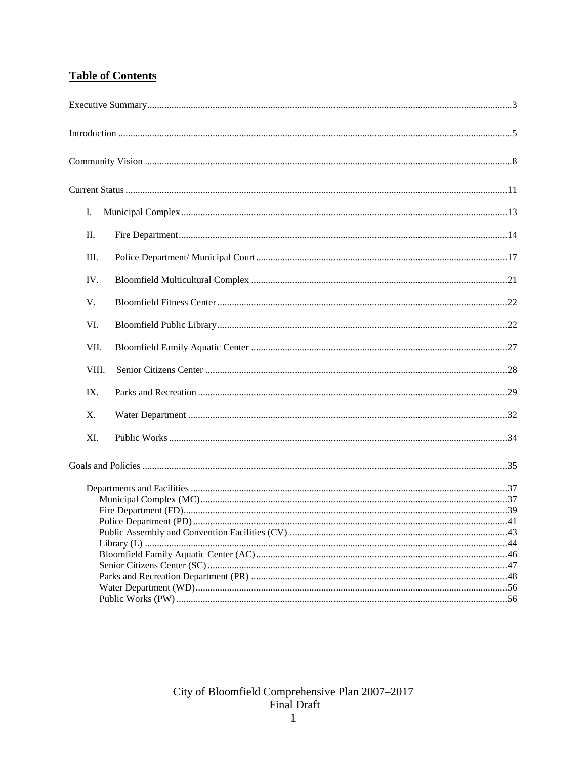## Table of Contents

Executive Summary.....3

Introduction.....5

Community Vision.....8

Current Status.....11

- I. Municipal Complex.....13
- II. Fire Department.....14
- III. Police Department/ Municipal Court.....17
- IV. Bloomfield Multicultural Complex.....21
- V. Bloomfield Fitness Center.....22
- VI. Bloomfield Public Library.....22
- VII. Bloomfield Family Aquatic Center.....27
- VIII. Senior Citizens Center.....28
- IX. Parks and Recreation.....29
- X. Water Department.....32
- XI. Public Works.....34

Goals and Policies.....35

- Departments and Facilities.....37
  - Municipal Complex (MC).....37
  - Fire Department (FD).....39
  - Police Department (PD).....41
  - Public Assembly and Convention Facilities (CV).....43
  - Library (L).....44
  - Bloomfield Family Aquatic Center (AC).....46
  - Senior Citizens Center (SC).....47
  - Parks and Recreation Department (PR).....48
  - Water Department (WD).....56
  - Public Works (PW).....56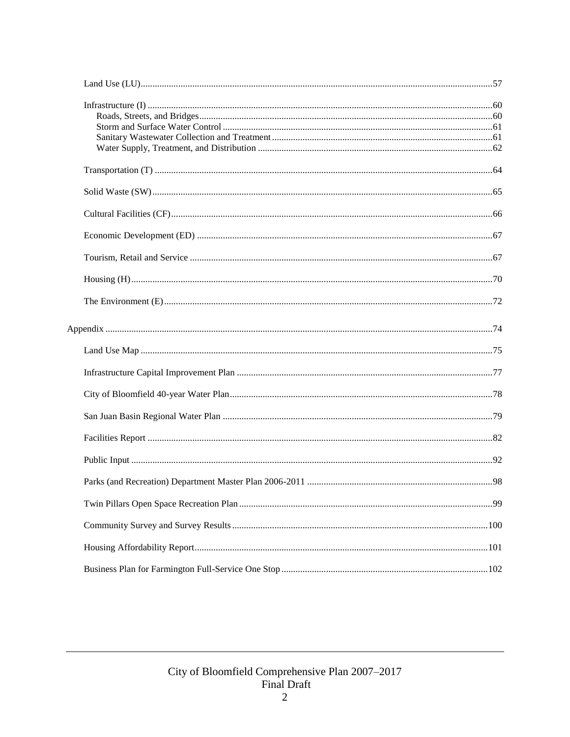Land Use (LU) ....................................................................................................................................57

Infrastructure (I) .................................................................................................................................60
- Roads, Streets, and Bridges ............................................................................................................60
- Storm and Surface Water Control ...................................................................................................61
- Sanitary Wastewater Collection and Treatment ..............................................................................61
- Water Supply, Treatment, and Distribution ....................................................................................62

Transportation (T) ..............................................................................................................................64

Solid Waste (SW) ...............................................................................................................................65

Cultural Facilities (CF) .......................................................................................................................66

Economic Development (ED) ............................................................................................................67

Tourism, Retail and Service ...............................................................................................................67

Housing (H) ........................................................................................................................................70

The Environment (E) ..........................................................................................................................72

Appendix ..................................................................................................................................................74

Land Use Map ....................................................................................................................................75

Infrastructure Capital Improvement Plan ...........................................................................................77

City of Bloomfield 40-year Water Plan ..............................................................................................78

San Juan Basin Regional Water Plan .................................................................................................79

Facilities Report .................................................................................................................................82

Public Input ........................................................................................................................................92

Parks (and Recreation) Department Master Plan 2006-2011 ..............................................................98

Twin Pillars Open Space Recreation Plan ..........................................................................................99

Community Survey and Survey Results ...........................................................................................100

Housing Affordability Report ...........................................................................................................101

Business Plan for Farmington Full-Service One Stop .......................................................................102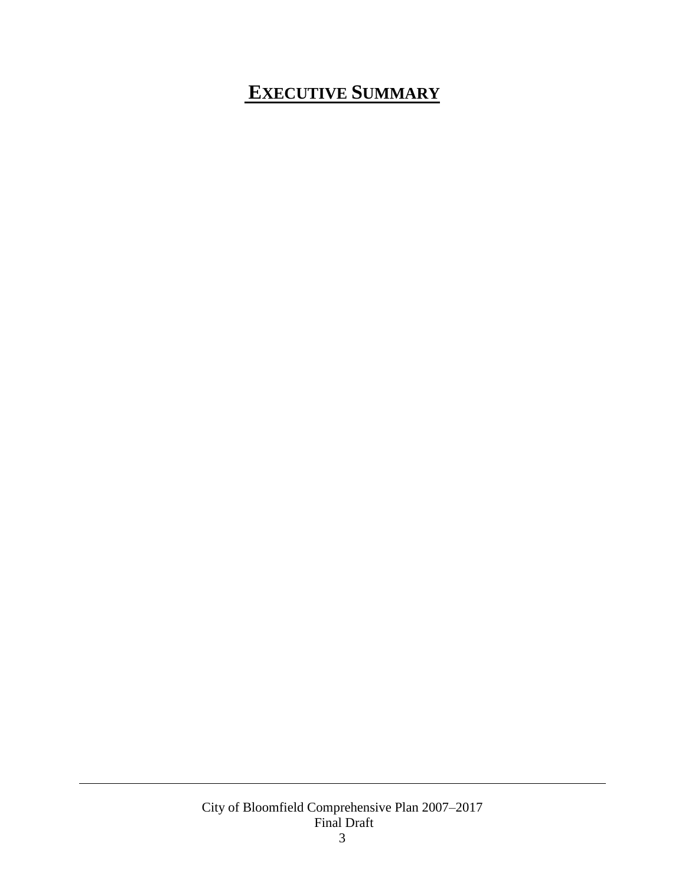# EXECUTIVE SUMMARY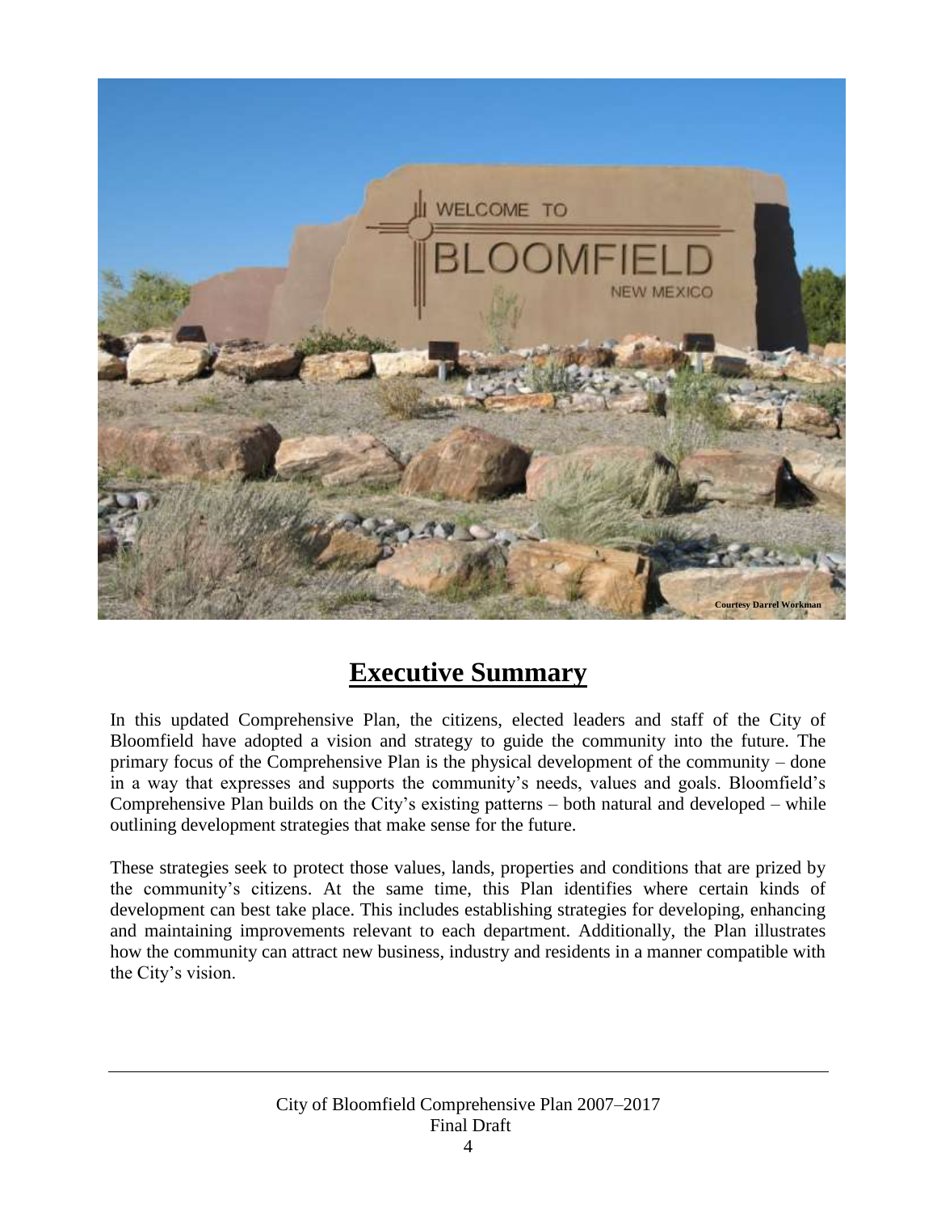Courtesy Darrel Workman

# Executive Summary

In this updated Comprehensive Plan, the citizens, elected leaders and staff of the City of Bloomfield have adopted a vision and strategy to guide the community into the future. The primary focus of the Comprehensive Plan is the physical development of the community – done in a way that expresses and supports the community's needs, values and goals. Bloomfield's Comprehensive Plan builds on the City's existing patterns – both natural and developed – while outlining development strategies that make sense for the future.

These strategies seek to protect those values, lands, properties and conditions that are prized by the community's citizens. At the same time, this Plan identifies where certain kinds of development can best take place. This includes establishing strategies for developing, enhancing and maintaining improvements relevant to each department. Additionally, the Plan illustrates how the community can attract new business, industry and residents in a manner compatible with the City's vision.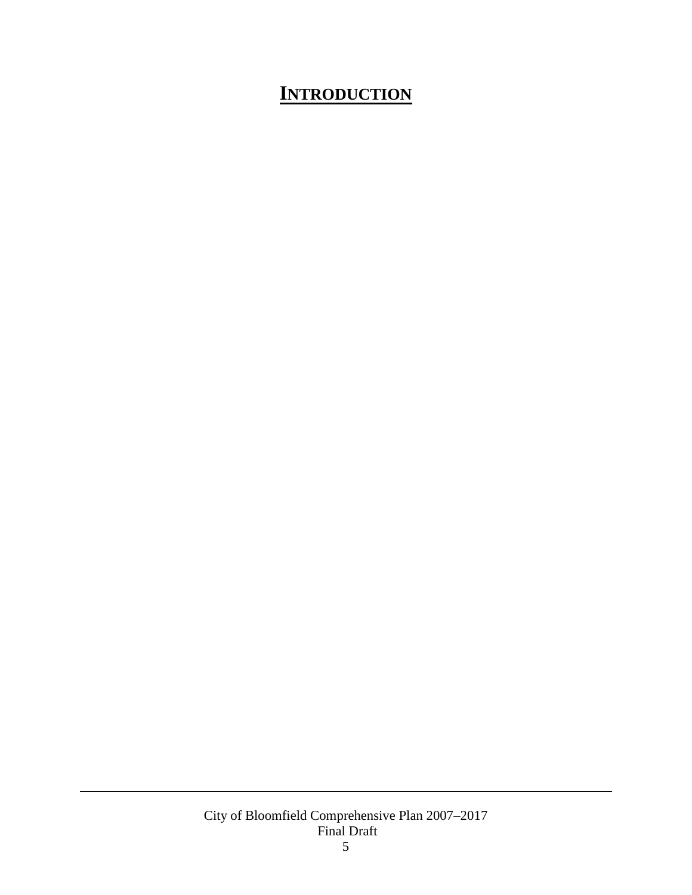# INTRODUCTION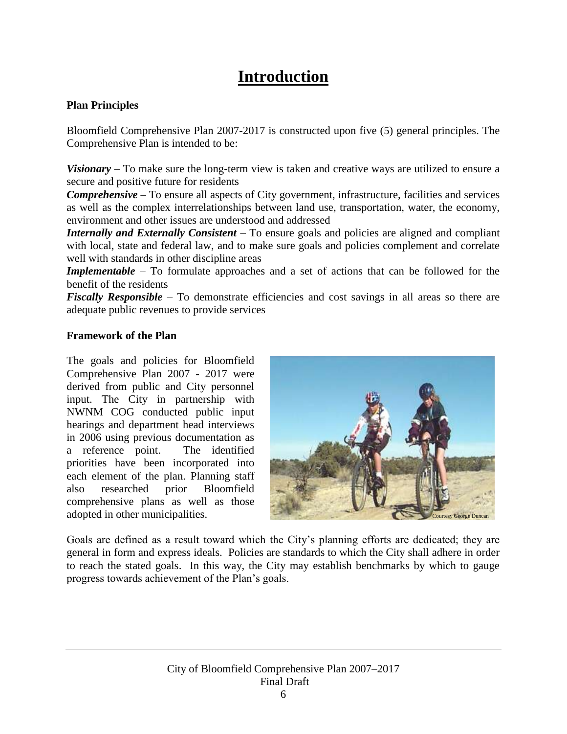# Introduction

**Plan Principles**

Bloomfield Comprehensive Plan 2007-2017 is constructed upon five (5) general principles. The Comprehensive Plan is intended to be:

***Visionary*** – To make sure the long-term view is taken and creative ways are utilized to ensure a secure and positive future for residents

***Comprehensive*** – To ensure all aspects of City government, infrastructure, facilities and services as well as the complex interrelationships between land use, transportation, water, the economy, environment and other issues are understood and addressed

***Internally and Externally Consistent*** – To ensure goals and policies are aligned and compliant with local, state and federal law, and to make sure goals and policies complement and correlate well with standards in other discipline areas

***Implementable*** – To formulate approaches and a set of actions that can be followed for the benefit of the residents

***Fiscally Responsible*** – To demonstrate efficiencies and cost savings in all areas so there are adequate public revenues to provide services

**Framework of the Plan**

The goals and policies for Bloomfield Comprehensive Plan 2007 - 2017 were derived from public and City personnel input. The City in partnership with NWNM COG conducted public input hearings and department head interviews in 2006 using previous documentation as a reference point. The identified priorities have been incorporated into each element of the plan. Planning staff also researched prior Bloomfield comprehensive plans as well as those adopted in other municipalities.

Courtesy George Duncan

Goals are defined as a result toward which the City's planning efforts are dedicated; they are general in form and express ideals. Policies are standards to which the City shall adhere in order to reach the stated goals. In this way, the City may establish benchmarks by which to gauge progress towards achievement of the Plan's goals.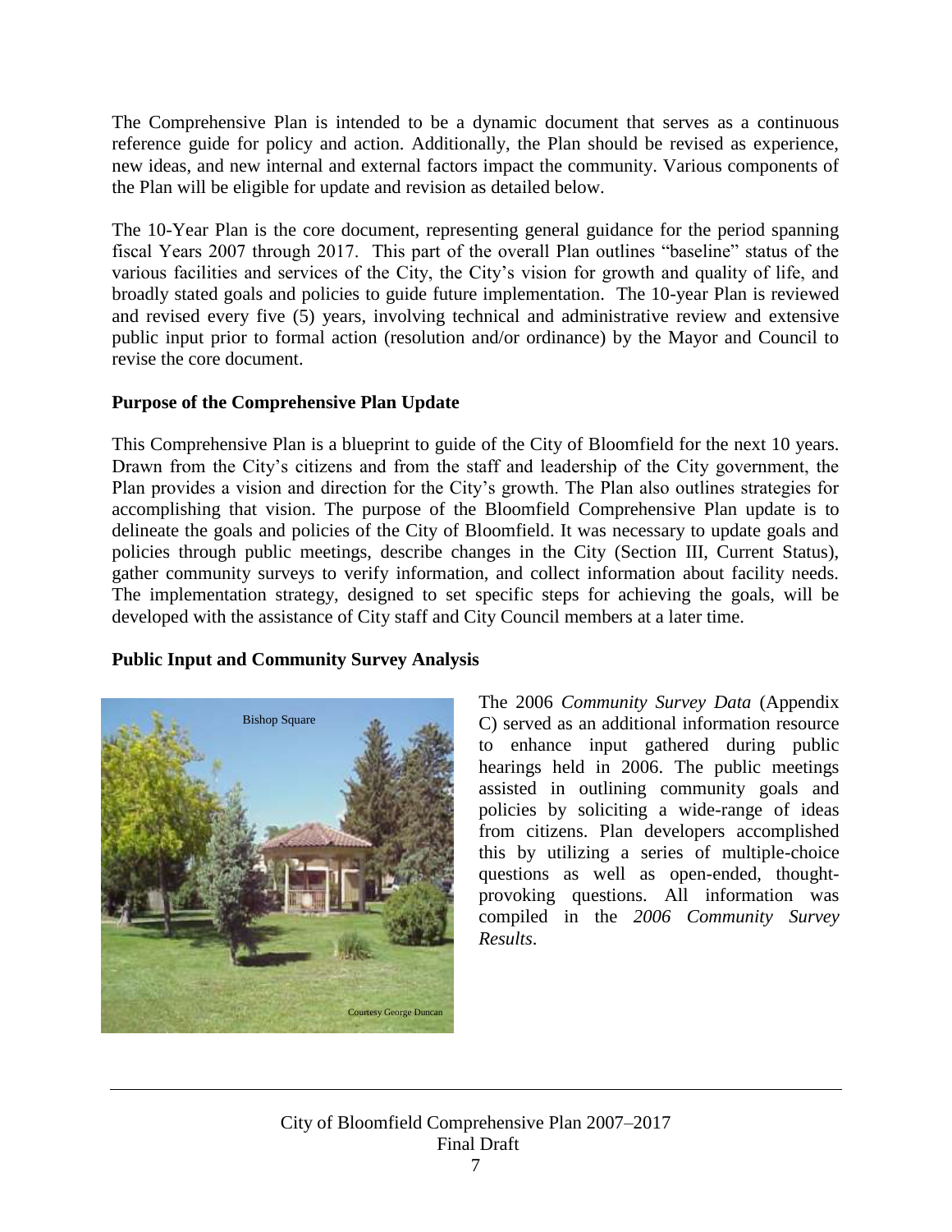The Comprehensive Plan is intended to be a dynamic document that serves as a continuous reference guide for policy and action. Additionally, the Plan should be revised as experience, new ideas, and new internal and external factors impact the community. Various components of the Plan will be eligible for update and revision as detailed below.

The 10-Year Plan is the core document, representing general guidance for the period spanning fiscal Years 2007 through 2017. This part of the overall Plan outlines "baseline" status of the various facilities and services of the City, the City's vision for growth and quality of life, and broadly stated goals and policies to guide future implementation. The 10-year Plan is reviewed and revised every five (5) years, involving technical and administrative review and extensive public input prior to formal action (resolution and/or ordinance) by the Mayor and Council to revise the core document.

**Purpose of the Comprehensive Plan Update**

This Comprehensive Plan is a blueprint to guide of the City of Bloomfield for the next 10 years. Drawn from the City's citizens and from the staff and leadership of the City government, the Plan provides a vision and direction for the City's growth. The Plan also outlines strategies for accomplishing that vision. The purpose of the Bloomfield Comprehensive Plan update is to delineate the goals and policies of the City of Bloomfield. It was necessary to update goals and policies through public meetings, describe changes in the City (Section III, Current Status), gather community surveys to verify information, and collect information about facility needs. The implementation strategy, designed to set specific steps for achieving the goals, will be developed with the assistance of City staff and City Council members at a later time.

**Public Input and Community Survey Analysis**

Bishop Square

Courtesy George Duncan

The 2006 *Community Survey Data* (Appendix C) served as an additional information resource to enhance input gathered during public hearings held in 2006. The public meetings assisted in outlining community goals and policies by soliciting a wide-range of ideas from citizens. Plan developers accomplished this by utilizing a series of multiple-choice questions as well as open-ended, thought-provoking questions. All information was compiled in the *2006 Community Survey Results*.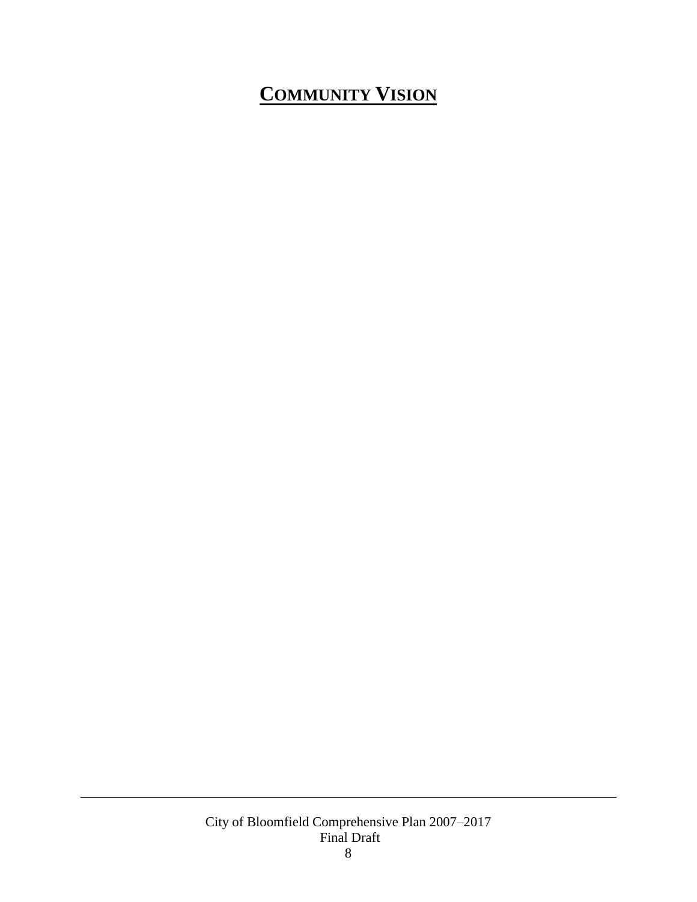# COMMUNITY VISION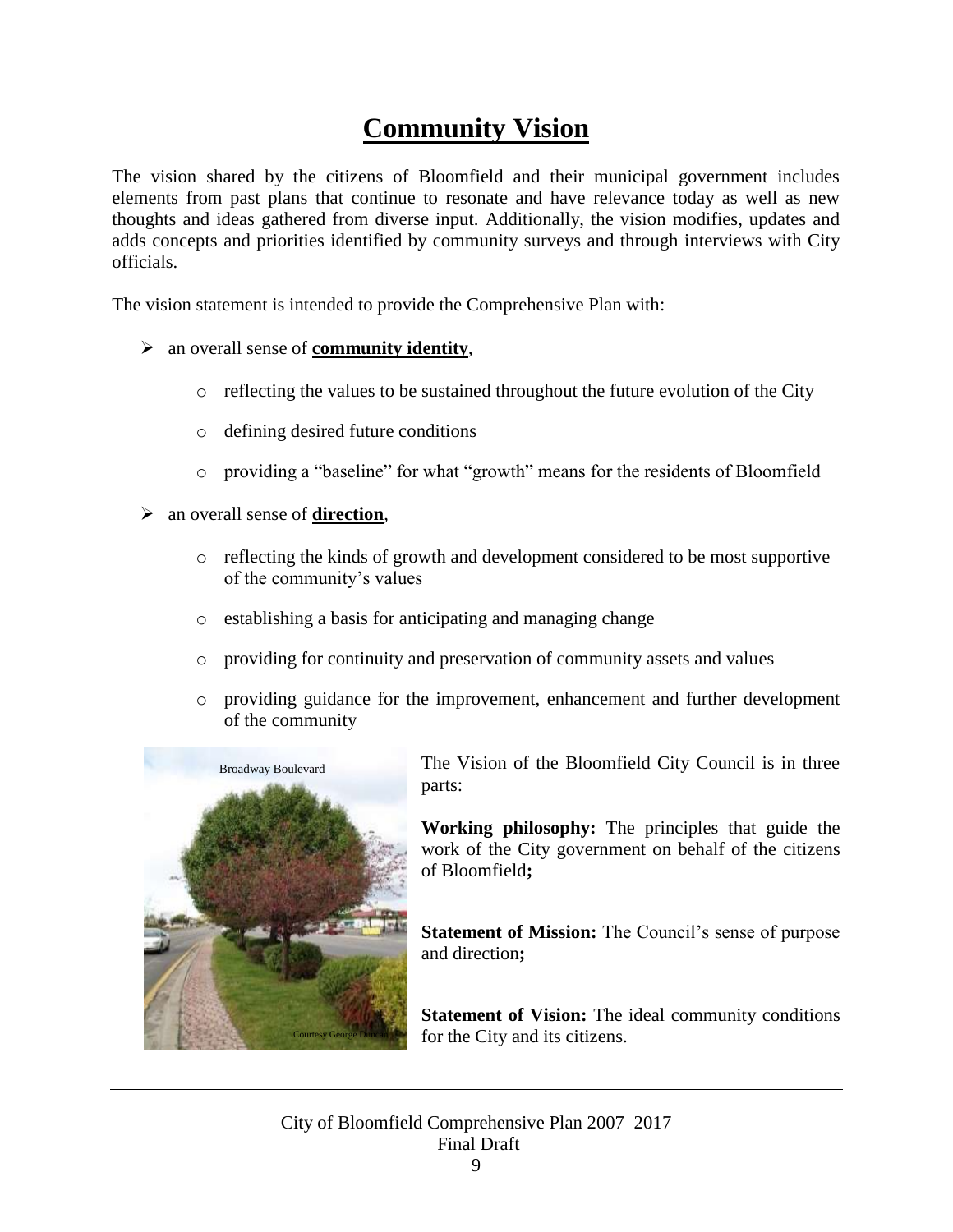# Community Vision

The vision shared by the citizens of Bloomfield and their municipal government includes elements from past plans that continue to resonate and have relevance today as well as new thoughts and ideas gathered from diverse input. Additionally, the vision modifies, updates and adds concepts and priorities identified by community surveys and through interviews with City officials.

The vision statement is intended to provide the Comprehensive Plan with:

- an overall sense of **community identity**,
  - reflecting the values to be sustained throughout the future evolution of the City
  - defining desired future conditions
  - providing a "baseline" for what "growth" means for the residents of Bloomfield
- an overall sense of **direction**,
  - reflecting the kinds of growth and development considered to be most supportive of the community's values
  - establishing a basis for anticipating and managing change
  - providing for continuity and preservation of community assets and values
  - providing guidance for the improvement, enhancement and further development of the community

Broadway Boulevard

Courtesy George Duncan

The Vision of the Bloomfield City Council is in three parts:

**Working philosophy:** The principles that guide the work of the City government on behalf of the citizens of Bloomfield**;**

**Statement of Mission:** The Council's sense of purpose and direction**;**

**Statement of Vision:** The ideal community conditions for the City and its citizens.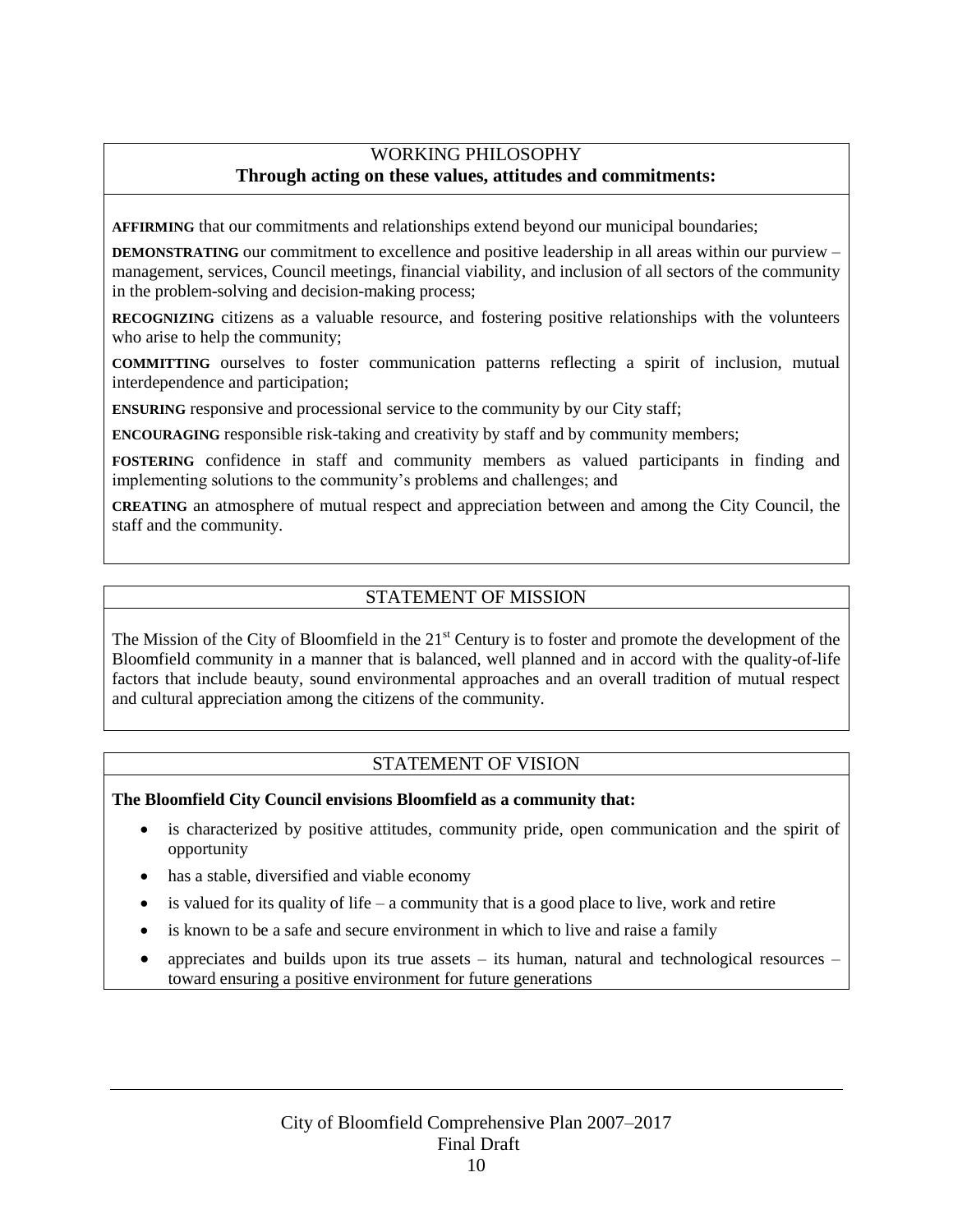## WORKING PHILOSOPHY

**Through acting on these values, attitudes and commitments:**

**AFFIRMING** that our commitments and relationships extend beyond our municipal boundaries;

**DEMONSTRATING** our commitment to excellence and positive leadership in all areas within our purview – management, services, Council meetings, financial viability, and inclusion of all sectors of the community in the problem-solving and decision-making process;

**RECOGNIZING** citizens as a valuable resource, and fostering positive relationships with the volunteers who arise to help the community;

**COMMITTING** ourselves to foster communication patterns reflecting a spirit of inclusion, mutual interdependence and participation;

**ENSURING** responsive and processional service to the community by our City staff;

**ENCOURAGING** responsible risk-taking and creativity by staff and by community members;

**FOSTERING** confidence in staff and community members as valued participants in finding and implementing solutions to the community's problems and challenges; and

**CREATING** an atmosphere of mutual respect and appreciation between and among the City Council, the staff and the community.

## STATEMENT OF MISSION

The Mission of the City of Bloomfield in the 21st Century is to foster and promote the development of the Bloomfield community in a manner that is balanced, well planned and in accord with the quality-of-life factors that include beauty, sound environmental approaches and an overall tradition of mutual respect and cultural appreciation among the citizens of the community.

## STATEMENT OF VISION

**The Bloomfield City Council envisions Bloomfield as a community that:**

- is characterized by positive attitudes, community pride, open communication and the spirit of opportunity
- has a stable, diversified and viable economy
- is valued for its quality of life – a community that is a good place to live, work and retire
- is known to be a safe and secure environment in which to live and raise a family
- appreciates and builds upon its true assets – its human, natural and technological resources – toward ensuring a positive environment for future generations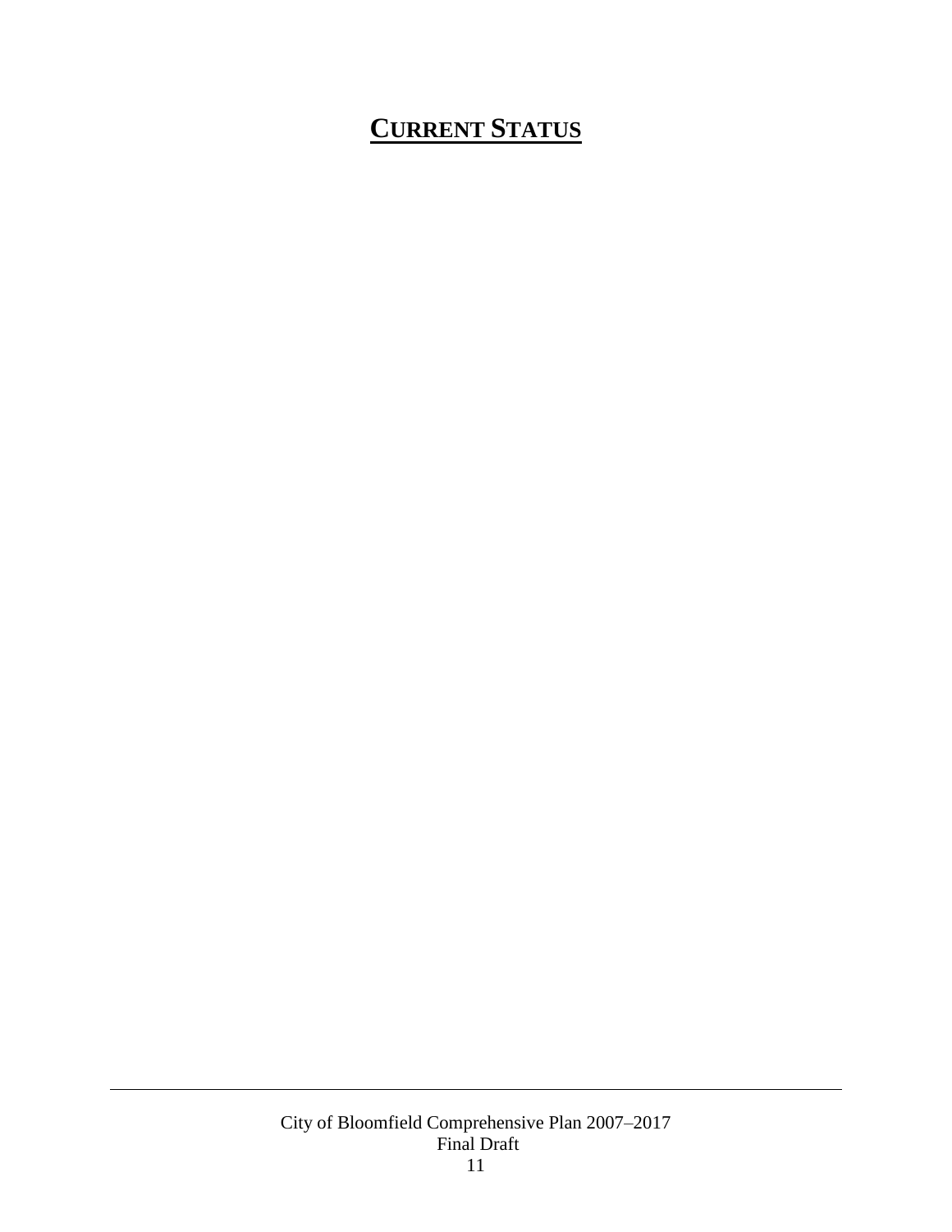# CURRENT STATUS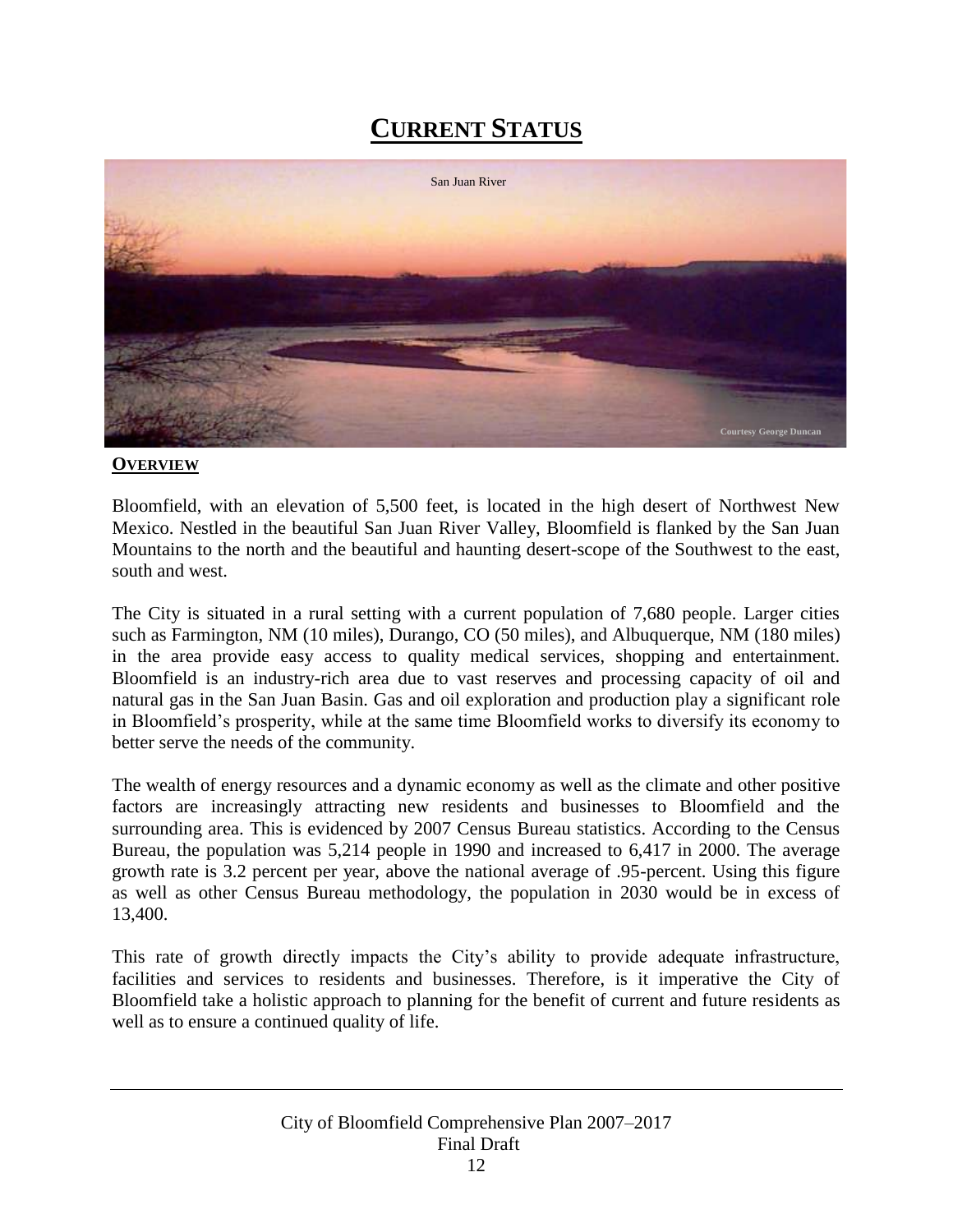# CURRENT STATUS

San Juan River

Courtesy George Duncan

## OVERVIEW

Bloomfield, with an elevation of 5,500 feet, is located in the high desert of Northwest New Mexico. Nestled in the beautiful San Juan River Valley, Bloomfield is flanked by the San Juan Mountains to the north and the beautiful and haunting desert-scope of the Southwest to the east, south and west.

The City is situated in a rural setting with a current population of 7,680 people. Larger cities such as Farmington, NM (10 miles), Durango, CO (50 miles), and Albuquerque, NM (180 miles) in the area provide easy access to quality medical services, shopping and entertainment. Bloomfield is an industry-rich area due to vast reserves and processing capacity of oil and natural gas in the San Juan Basin. Gas and oil exploration and production play a significant role in Bloomfield's prosperity, while at the same time Bloomfield works to diversify its economy to better serve the needs of the community.

The wealth of energy resources and a dynamic economy as well as the climate and other positive factors are increasingly attracting new residents and businesses to Bloomfield and the surrounding area. This is evidenced by 2007 Census Bureau statistics. According to the Census Bureau, the population was 5,214 people in 1990 and increased to 6,417 in 2000. The average growth rate is 3.2 percent per year, above the national average of .95-percent. Using this figure as well as other Census Bureau methodology, the population in 2030 would be in excess of 13,400.

This rate of growth directly impacts the City's ability to provide adequate infrastructure, facilities and services to residents and businesses. Therefore, is it imperative the City of Bloomfield take a holistic approach to planning for the benefit of current and future residents as well as to ensure a continued quality of life.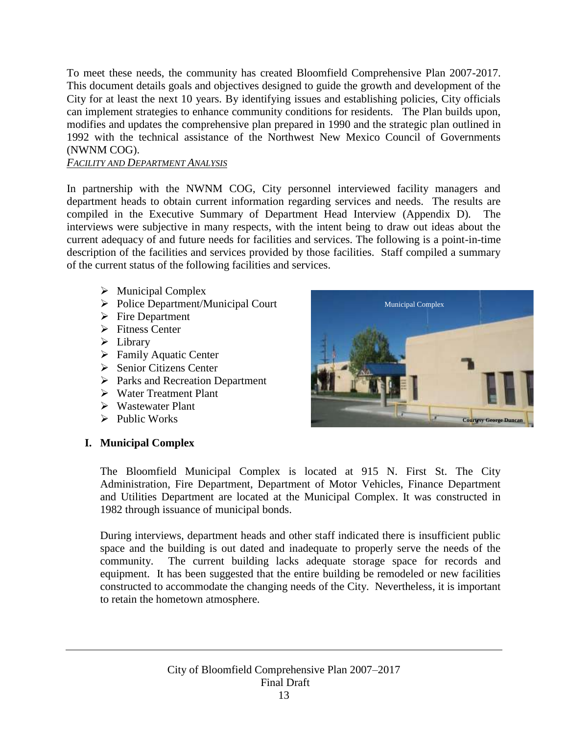To meet these needs, the community has created Bloomfield Comprehensive Plan 2007-2017. This document details goals and objectives designed to guide the growth and development of the City for at least the next 10 years. By identifying issues and establishing policies, City officials can implement strategies to enhance community conditions for residents. The Plan builds upon, modifies and updates the comprehensive plan prepared in 1990 and the strategic plan outlined in 1992 with the technical assistance of the Northwest New Mexico Council of Governments (NWNM COG).

*FACILITY AND DEPARTMENT ANALYSIS*

In partnership with the NWNM COG, City personnel interviewed facility managers and department heads to obtain current information regarding services and needs. The results are compiled in the Executive Summary of Department Head Interview (Appendix D). The interviews were subjective in many respects, with the intent being to draw out ideas about the current adequacy of and future needs for facilities and services. The following is a point-in-time description of the facilities and services provided by those facilities. Staff compiled a summary of the current status of the following facilities and services.

- Municipal Complex
- Police Department/Municipal Court
- Fire Department
- Fitness Center
- Library
- Family Aquatic Center
- Senior Citizens Center
- Parks and Recreation Department
- Water Treatment Plant
- Wastewater Plant
- Public Works

Municipal Complex

Courtesy George Duncan

## I. Municipal Complex

The Bloomfield Municipal Complex is located at 915 N. First St. The City Administration, Fire Department, Department of Motor Vehicles, Finance Department and Utilities Department are located at the Municipal Complex. It was constructed in 1982 through issuance of municipal bonds.

During interviews, department heads and other staff indicated there is insufficient public space and the building is out dated and inadequate to properly serve the needs of the community. The current building lacks adequate storage space for records and equipment. It has been suggested that the entire building be remodeled or new facilities constructed to accommodate the changing needs of the City. Nevertheless, it is important to retain the hometown atmosphere.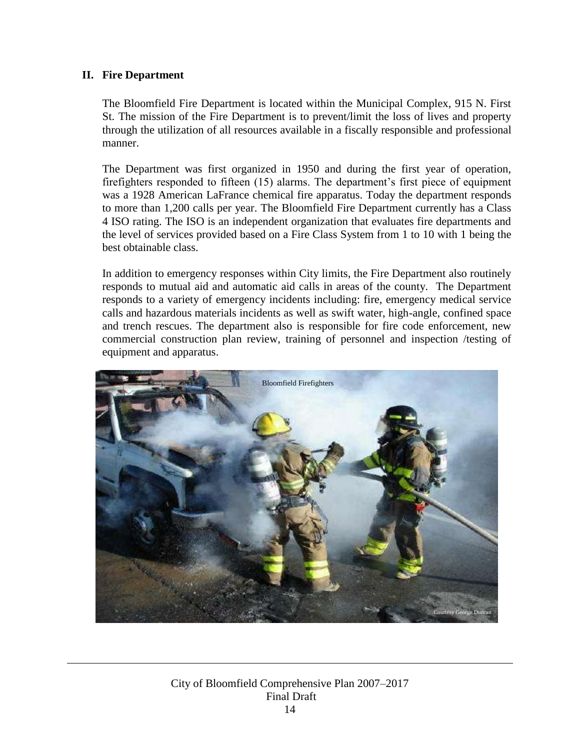## II. Fire Department

The Bloomfield Fire Department is located within the Municipal Complex, 915 N. First St. The mission of the Fire Department is to prevent/limit the loss of lives and property through the utilization of all resources available in a fiscally responsible and professional manner.

The Department was first organized in 1950 and during the first year of operation, firefighters responded to fifteen (15) alarms. The department's first piece of equipment was a 1928 American LaFrance chemical fire apparatus. Today the department responds to more than 1,200 calls per year. The Bloomfield Fire Department currently has a Class 4 ISO rating. The ISO is an independent organization that evaluates fire departments and the level of services provided based on a Fire Class System from 1 to 10 with 1 being the best obtainable class.

In addition to emergency responses within City limits, the Fire Department also routinely responds to mutual aid and automatic aid calls in areas of the county. The Department responds to a variety of emergency incidents including: fire, emergency medical service calls and hazardous materials incidents as well as swift water, high-angle, confined space and trench rescues. The department also is responsible for fire code enforcement, new commercial construction plan review, training of personnel and inspection /testing of equipment and apparatus.

Bloomfield Firefighters

Courtesy George Duncan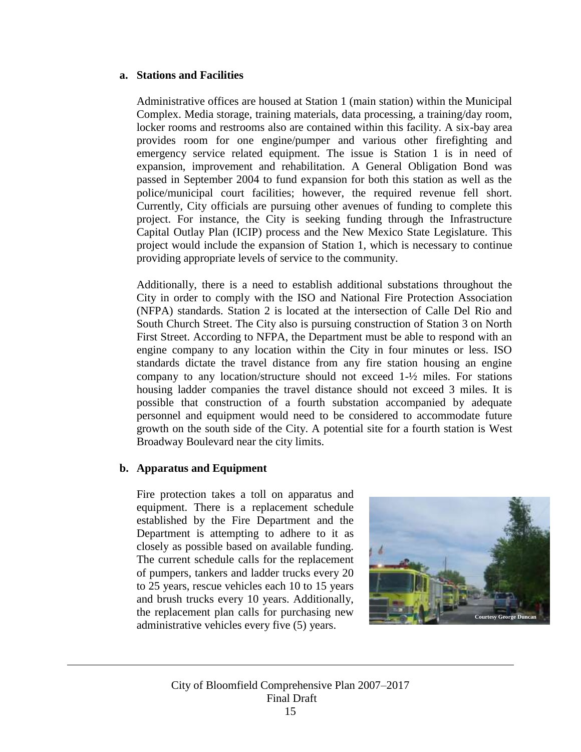**a. Stations and Facilities**

Administrative offices are housed at Station 1 (main station) within the Municipal Complex. Media storage, training materials, data processing, a training/day room, locker rooms and restrooms also are contained within this facility. A six-bay area provides room for one engine/pumper and various other firefighting and emergency service related equipment. The issue is Station 1 is in need of expansion, improvement and rehabilitation. A General Obligation Bond was passed in September 2004 to fund expansion for both this station as well as the police/municipal court facilities; however, the required revenue fell short. Currently, City officials are pursuing other avenues of funding to complete this project. For instance, the City is seeking funding through the Infrastructure Capital Outlay Plan (ICIP) process and the New Mexico State Legislature. This project would include the expansion of Station 1, which is necessary to continue providing appropriate levels of service to the community.

Additionally, there is a need to establish additional substations throughout the City in order to comply with the ISO and National Fire Protection Association (NFPA) standards. Station 2 is located at the intersection of Calle Del Rio and South Church Street. The City also is pursuing construction of Station 3 on North First Street. According to NFPA, the Department must be able to respond with an engine company to any location within the City in four minutes or less. ISO standards dictate the travel distance from any fire station housing an engine company to any location/structure should not exceed 1-½ miles. For stations housing ladder companies the travel distance should not exceed 3 miles. It is possible that construction of a fourth substation accompanied by adequate personnel and equipment would need to be considered to accommodate future growth on the south side of the City. A potential site for a fourth station is West Broadway Boulevard near the city limits.

**b. Apparatus and Equipment**

Fire protection takes a toll on apparatus and equipment. There is a replacement schedule established by the Fire Department and the Department is attempting to adhere to it as closely as possible based on available funding. The current schedule calls for the replacement of pumpers, tankers and ladder trucks every 20 to 25 years, rescue vehicles each 10 to 15 years and brush trucks every 10 years. Additionally, the replacement plan calls for purchasing new administrative vehicles every five (5) years.

Courtesy George Duncan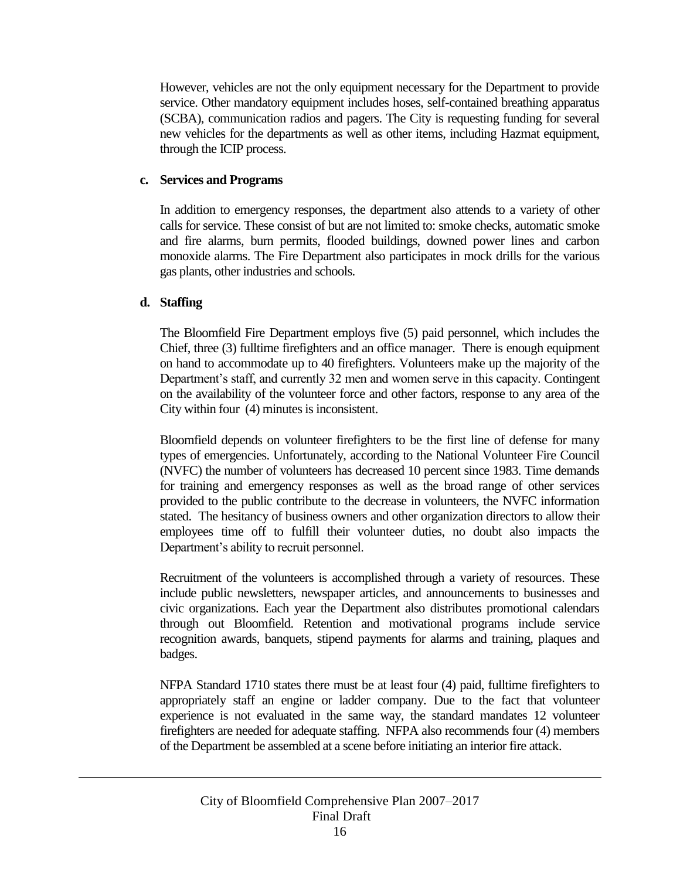However, vehicles are not the only equipment necessary for the Department to provide service. Other mandatory equipment includes hoses, self-contained breathing apparatus (SCBA), communication radios and pagers. The City is requesting funding for several new vehicles for the departments as well as other items, including Hazmat equipment, through the ICIP process.

### c. Services and Programs

In addition to emergency responses, the department also attends to a variety of other calls for service. These consist of but are not limited to: smoke checks, automatic smoke and fire alarms, burn permits, flooded buildings, downed power lines and carbon monoxide alarms. The Fire Department also participates in mock drills for the various gas plants, other industries and schools.

### d. Staffing

The Bloomfield Fire Department employs five (5) paid personnel, which includes the Chief, three (3) fulltime firefighters and an office manager. There is enough equipment on hand to accommodate up to 40 firefighters. Volunteers make up the majority of the Department's staff, and currently 32 men and women serve in this capacity. Contingent on the availability of the volunteer force and other factors, response to any area of the City within four (4) minutes is inconsistent.

Bloomfield depends on volunteer firefighters to be the first line of defense for many types of emergencies. Unfortunately, according to the National Volunteer Fire Council (NVFC) the number of volunteers has decreased 10 percent since 1983. Time demands for training and emergency responses as well as the broad range of other services provided to the public contribute to the decrease in volunteers, the NVFC information stated. The hesitancy of business owners and other organization directors to allow their employees time off to fulfill their volunteer duties, no doubt also impacts the Department's ability to recruit personnel.

Recruitment of the volunteers is accomplished through a variety of resources. These include public newsletters, newspaper articles, and announcements to businesses and civic organizations. Each year the Department also distributes promotional calendars through out Bloomfield. Retention and motivational programs include service recognition awards, banquets, stipend payments for alarms and training, plaques and badges.

NFPA Standard 1710 states there must be at least four (4) paid, fulltime firefighters to appropriately staff an engine or ladder company. Due to the fact that volunteer experience is not evaluated in the same way, the standard mandates 12 volunteer firefighters are needed for adequate staffing. NFPA also recommends four (4) members of the Department be assembled at a scene before initiating an interior fire attack.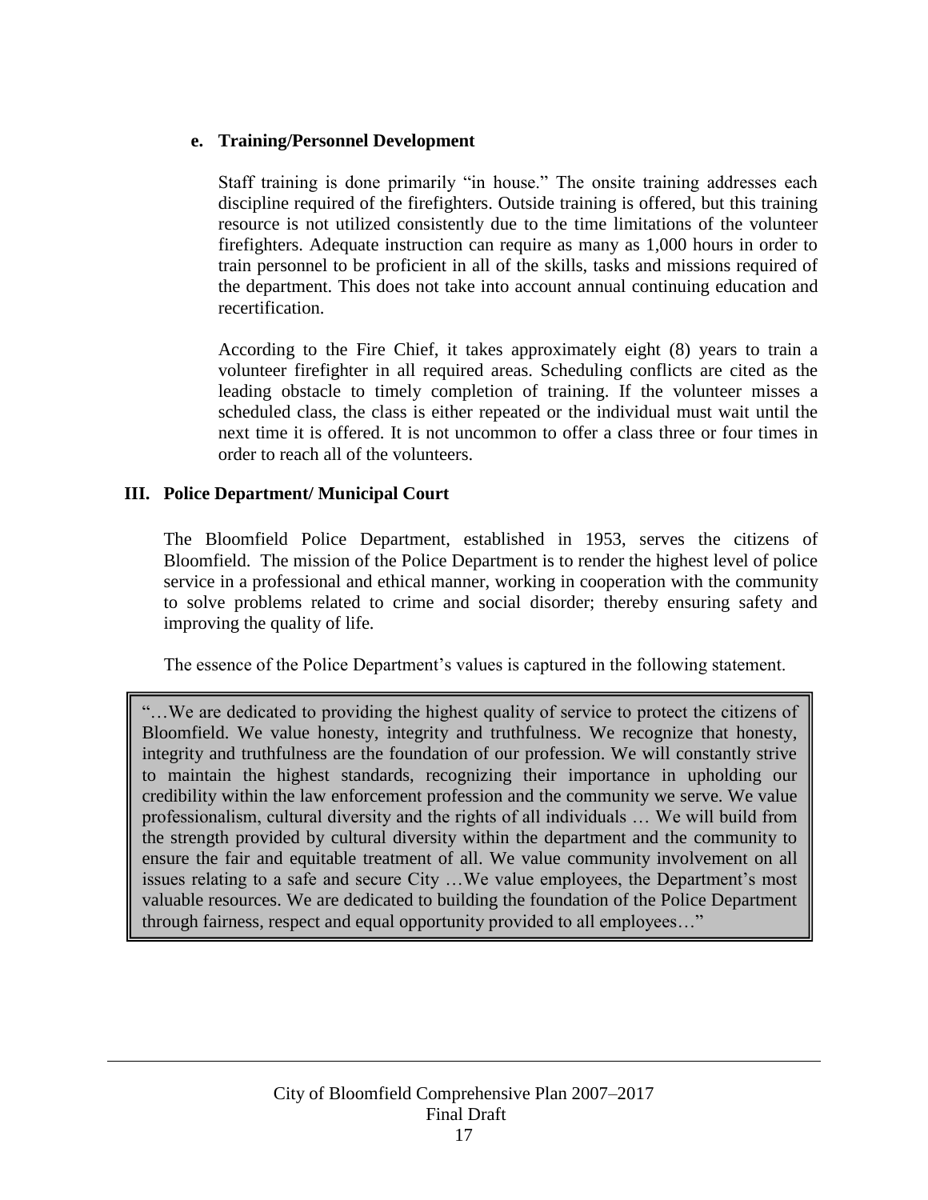#### e. Training/Personnel Development

Staff training is done primarily "in house." The onsite training addresses each discipline required of the firefighters. Outside training is offered, but this training resource is not utilized consistently due to the time limitations of the volunteer firefighters. Adequate instruction can require as many as 1,000 hours in order to train personnel to be proficient in all of the skills, tasks and missions required of the department. This does not take into account annual continuing education and recertification.

According to the Fire Chief, it takes approximately eight (8) years to train a volunteer firefighter in all required areas. Scheduling conflicts are cited as the leading obstacle to timely completion of training. If the volunteer misses a scheduled class, the class is either repeated or the individual must wait until the next time it is offered. It is not uncommon to offer a class three or four times in order to reach all of the volunteers.

## III. Police Department/ Municipal Court

The Bloomfield Police Department, established in 1953, serves the citizens of Bloomfield. The mission of the Police Department is to render the highest level of police service in a professional and ethical manner, working in cooperation with the community to solve problems related to crime and social disorder; thereby ensuring safety and improving the quality of life.

The essence of the Police Department's values is captured in the following statement.

> "…We are dedicated to providing the highest quality of service to protect the citizens of Bloomfield. We value honesty, integrity and truthfulness. We recognize that honesty, integrity and truthfulness are the foundation of our profession. We will constantly strive to maintain the highest standards, recognizing their importance in upholding our credibility within the law enforcement profession and the community we serve. We value professionalism, cultural diversity and the rights of all individuals … We will build from the strength provided by cultural diversity within the department and the community to ensure the fair and equitable treatment of all. We value community involvement on all issues relating to a safe and secure City …We value employees, the Department's most valuable resources. We are dedicated to building the foundation of the Police Department through fairness, respect and equal opportunity provided to all employees…"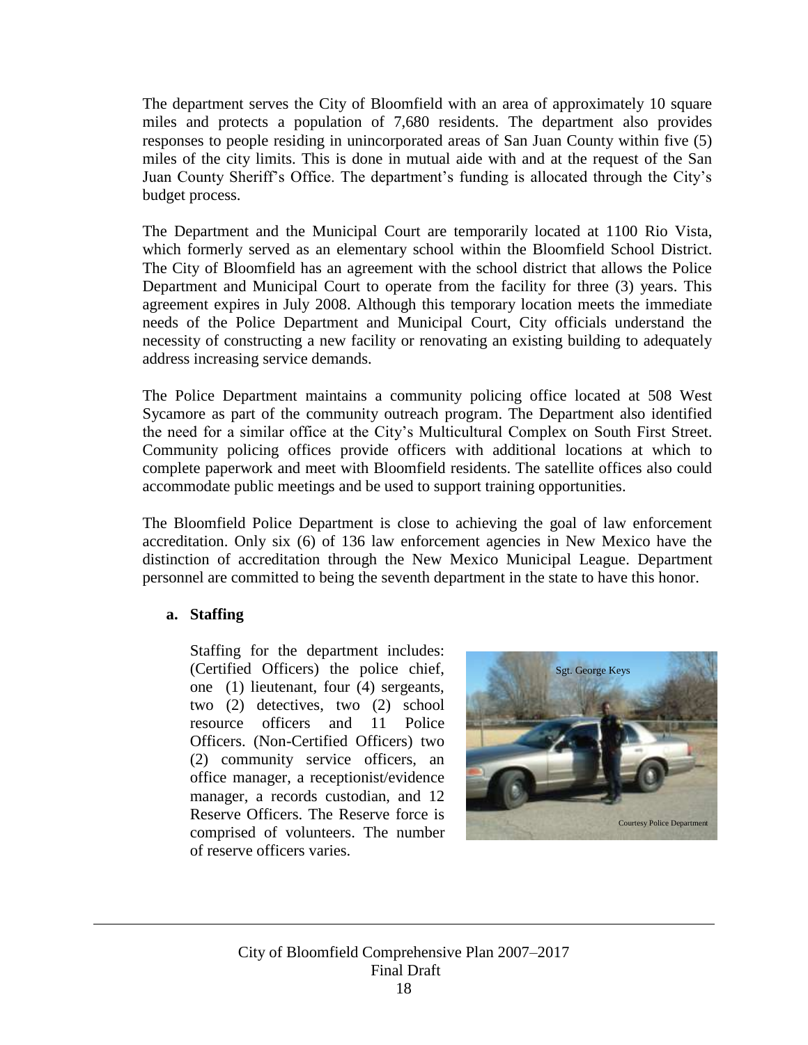The department serves the City of Bloomfield with an area of approximately 10 square miles and protects a population of 7,680 residents. The department also provides responses to people residing in unincorporated areas of San Juan County within five (5) miles of the city limits. This is done in mutual aide with and at the request of the San Juan County Sheriff's Office. The department's funding is allocated through the City's budget process.

The Department and the Municipal Court are temporarily located at 1100 Rio Vista, which formerly served as an elementary school within the Bloomfield School District. The City of Bloomfield has an agreement with the school district that allows the Police Department and Municipal Court to operate from the facility for three (3) years. This agreement expires in July 2008. Although this temporary location meets the immediate needs of the Police Department and Municipal Court, City officials understand the necessity of constructing a new facility or renovating an existing building to adequately address increasing service demands.

The Police Department maintains a community policing office located at 508 West Sycamore as part of the community outreach program. The Department also identified the need for a similar office at the City's Multicultural Complex on South First Street. Community policing offices provide officers with additional locations at which to complete paperwork and meet with Bloomfield residents. The satellite offices also could accommodate public meetings and be used to support training opportunities.

The Bloomfield Police Department is close to achieving the goal of law enforcement accreditation. Only six (6) of 136 law enforcement agencies in New Mexico have the distinction of accreditation through the New Mexico Municipal League. Department personnel are committed to being the seventh department in the state to have this honor.

**a. Staffing**

Staffing for the department includes: (Certified Officers) the police chief, one (1) lieutenant, four (4) sergeants, two (2) detectives, two (2) school resource officers and 11 Police Officers. (Non-Certified Officers) two (2) community service officers, an office manager, a receptionist/evidence manager, a records custodian, and 12 Reserve Officers. The Reserve force is comprised of volunteers. The number of reserve officers varies.

Sgt. George Keys

Courtesy Police Department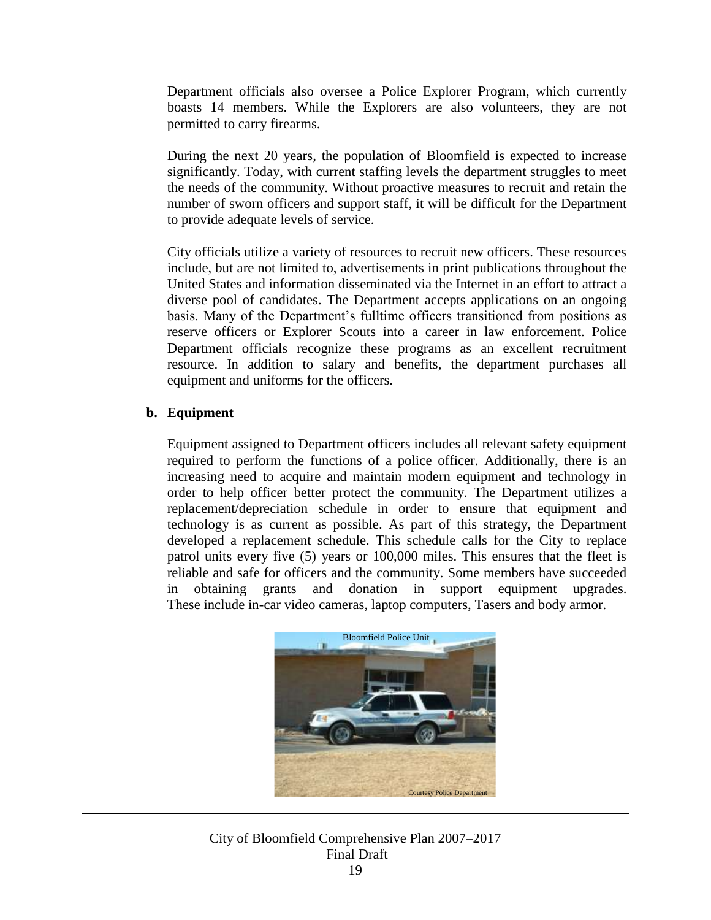Department officials also oversee a Police Explorer Program, which currently boasts 14 members. While the Explorers are also volunteers, they are not permitted to carry firearms.

During the next 20 years, the population of Bloomfield is expected to increase significantly. Today, with current staffing levels the department struggles to meet the needs of the community. Without proactive measures to recruit and retain the number of sworn officers and support staff, it will be difficult for the Department to provide adequate levels of service.

City officials utilize a variety of resources to recruit new officers. These resources include, but are not limited to, advertisements in print publications throughout the United States and information disseminated via the Internet in an effort to attract a diverse pool of candidates. The Department accepts applications on an ongoing basis. Many of the Department's fulltime officers transitioned from positions as reserve officers or Explorer Scouts into a career in law enforcement. Police Department officials recognize these programs as an excellent recruitment resource. In addition to salary and benefits, the department purchases all equipment and uniforms for the officers.

**b. Equipment**

Equipment assigned to Department officers includes all relevant safety equipment required to perform the functions of a police officer. Additionally, there is an increasing need to acquire and maintain modern equipment and technology in order to help officer better protect the community. The Department utilizes a replacement/depreciation schedule in order to ensure that equipment and technology is as current as possible. As part of this strategy, the Department developed a replacement schedule. This schedule calls for the City to replace patrol units every five (5) years or 100,000 miles. This ensures that the fleet is reliable and safe for officers and the community. Some members have succeeded in obtaining grants and donation in support equipment upgrades. These include in-car video cameras, laptop computers, Tasers and body armor.

Bloomfield Police Unit

Courtesy Police Department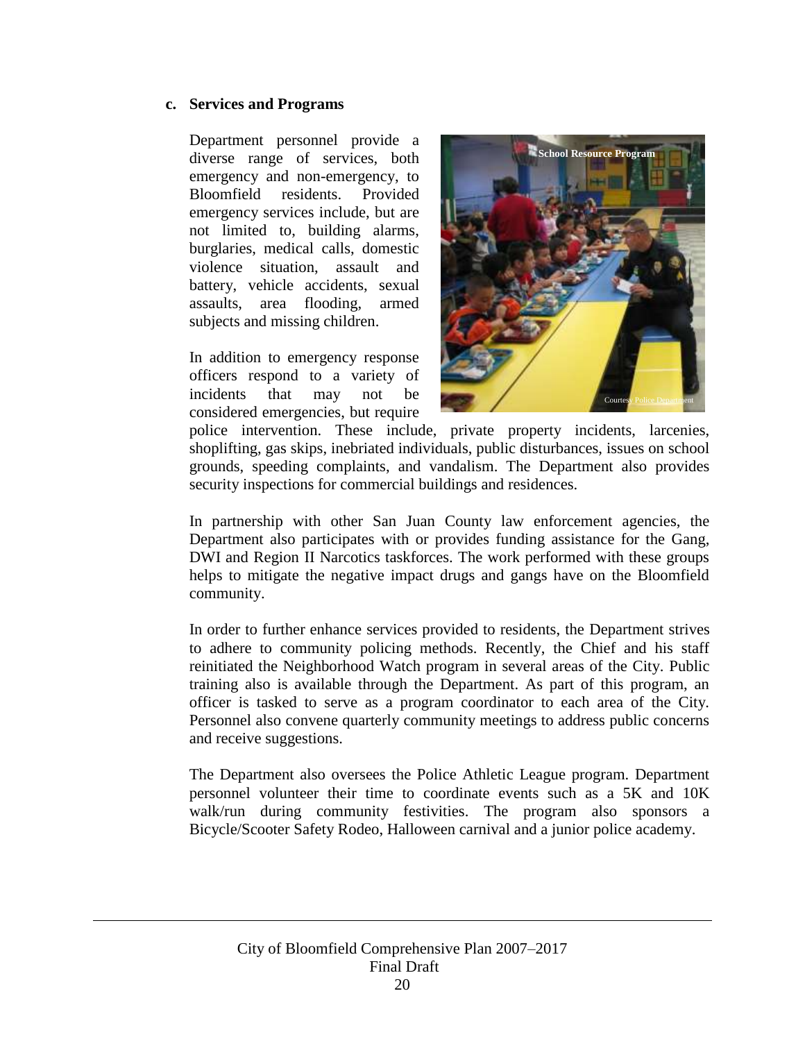### c. Services and Programs

Department personnel provide a diverse range of services, both emergency and non-emergency, to Bloomfield residents. Provided emergency services include, but are not limited to, building alarms, burglaries, medical calls, domestic violence situation, assault and battery, vehicle accidents, sexual assaults, area flooding, armed subjects and missing children.

In addition to emergency response officers respond to a variety of incidents that may not be considered emergencies, but require police intervention. These include, private property incidents, larcenies, shoplifting, gas skips, inebriated individuals, public disturbances, issues on school grounds, speeding complaints, and vandalism. The Department also provides security inspections for commercial buildings and residences.

In partnership with other San Juan County law enforcement agencies, the Department also participates with or provides funding assistance for the Gang, DWI and Region II Narcotics taskforces. The work performed with these groups helps to mitigate the negative impact drugs and gangs have on the Bloomfield community.

In order to further enhance services provided to residents, the Department strives to adhere to community policing methods. Recently, the Chief and his staff reinitiated the Neighborhood Watch program in several areas of the City. Public training also is available through the Department. As part of this program, an officer is tasked to serve as a program coordinator to each area of the City. Personnel also convene quarterly community meetings to address public concerns and receive suggestions.

The Department also oversees the Police Athletic League program. Department personnel volunteer their time to coordinate events such as a 5K and 10K walk/run during community festivities. The program also sponsors a Bicycle/Scooter Safety Rodeo, Halloween carnival and a junior police academy.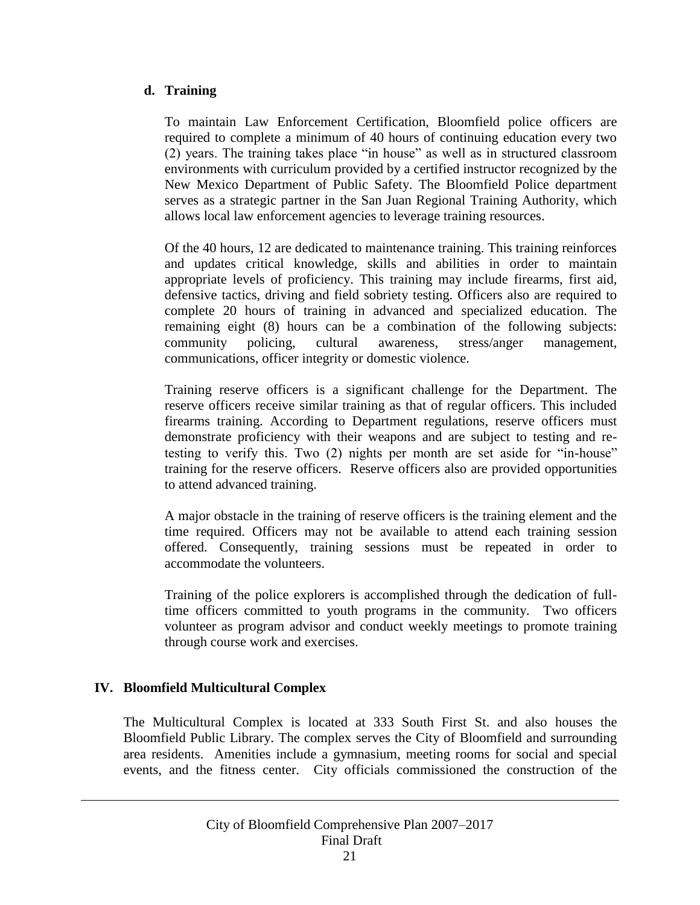### d. Training

To maintain Law Enforcement Certification, Bloomfield police officers are required to complete a minimum of 40 hours of continuing education every two (2) years. The training takes place "in house" as well as in structured classroom environments with curriculum provided by a certified instructor recognized by the New Mexico Department of Public Safety. The Bloomfield Police department serves as a strategic partner in the San Juan Regional Training Authority, which allows local law enforcement agencies to leverage training resources.

Of the 40 hours, 12 are dedicated to maintenance training. This training reinforces and updates critical knowledge, skills and abilities in order to maintain appropriate levels of proficiency. This training may include firearms, first aid, defensive tactics, driving and field sobriety testing. Officers also are required to complete 20 hours of training in advanced and specialized education. The remaining eight (8) hours can be a combination of the following subjects: community policing, cultural awareness, stress/anger management, communications, officer integrity or domestic violence.

Training reserve officers is a significant challenge for the Department. The reserve officers receive similar training as that of regular officers. This included firearms training. According to Department regulations, reserve officers must demonstrate proficiency with their weapons and are subject to testing and re-testing to verify this. Two (2) nights per month are set aside for "in-house" training for the reserve officers. Reserve officers also are provided opportunities to attend advanced training.

A major obstacle in the training of reserve officers is the training element and the time required. Officers may not be available to attend each training session offered. Consequently, training sessions must be repeated in order to accommodate the volunteers.

Training of the police explorers is accomplished through the dedication of full-time officers committed to youth programs in the community. Two officers volunteer as program advisor and conduct weekly meetings to promote training through course work and exercises.

## IV. Bloomfield Multicultural Complex

The Multicultural Complex is located at 333 South First St. and also houses the Bloomfield Public Library. The complex serves the City of Bloomfield and surrounding area residents. Amenities include a gymnasium, meeting rooms for social and special events, and the fitness center. City officials commissioned the construction of the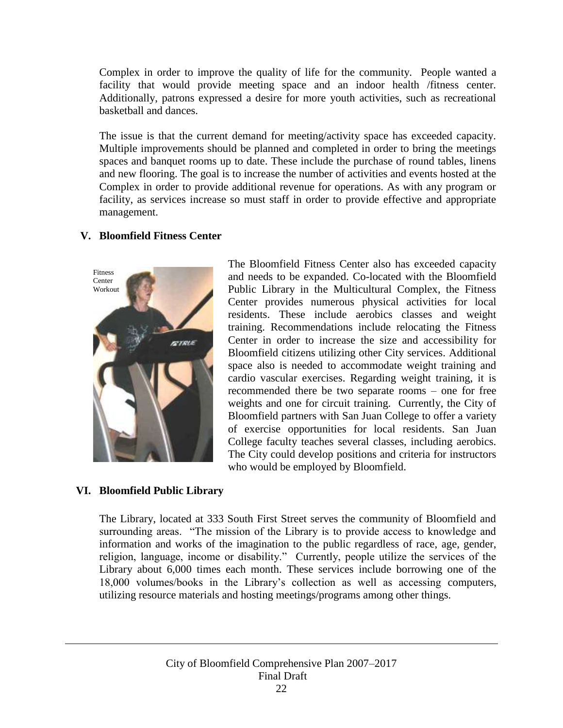Complex in order to improve the quality of life for the community. People wanted a facility that would provide meeting space and an indoor health /fitness center. Additionally, patrons expressed a desire for more youth activities, such as recreational basketball and dances.

The issue is that the current demand for meeting/activity space has exceeded capacity. Multiple improvements should be planned and completed in order to bring the meetings spaces and banquet rooms up to date. These include the purchase of round tables, linens and new flooring. The goal is to increase the number of activities and events hosted at the Complex in order to provide additional revenue for operations. As with any program or facility, as services increase so must staff in order to provide effective and appropriate management.

## V. Bloomfield Fitness Center

Fitness Center Workout

The Bloomfield Fitness Center also has exceeded capacity and needs to be expanded. Co-located with the Bloomfield Public Library in the Multicultural Complex, the Fitness Center provides numerous physical activities for local residents. These include aerobics classes and weight training. Recommendations include relocating the Fitness Center in order to increase the size and accessibility for Bloomfield citizens utilizing other City services. Additional space also is needed to accommodate weight training and cardio vascular exercises. Regarding weight training, it is recommended there be two separate rooms – one for free weights and one for circuit training. Currently, the City of Bloomfield partners with San Juan College to offer a variety of exercise opportunities for local residents. San Juan College faculty teaches several classes, including aerobics. The City could develop positions and criteria for instructors who would be employed by Bloomfield.

## VI. Bloomfield Public Library

The Library, located at 333 South First Street serves the community of Bloomfield and surrounding areas. "The mission of the Library is to provide access to knowledge and information and works of the imagination to the public regardless of race, age, gender, religion, language, income or disability." Currently, people utilize the services of the Library about 6,000 times each month. These services include borrowing one of the 18,000 volumes/books in the Library's collection as well as accessing computers, utilizing resource materials and hosting meetings/programs among other things.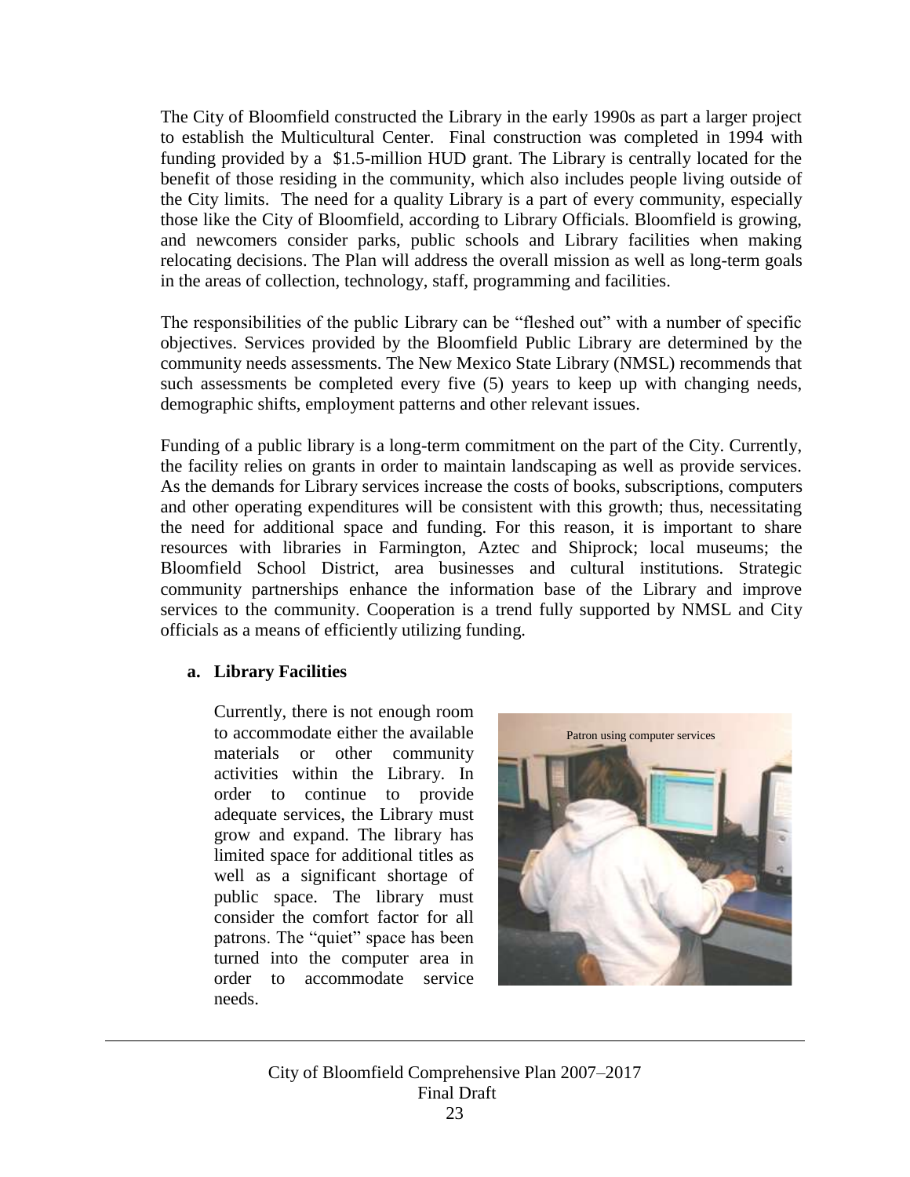The City of Bloomfield constructed the Library in the early 1990s as part a larger project to establish the Multicultural Center. Final construction was completed in 1994 with funding provided by a $1.5-million HUD grant. The Library is centrally located for the benefit of those residing in the community, which also includes people living outside of the City limits. The need for a quality Library is a part of every community, especially those like the City of Bloomfield, according to Library Officials. Bloomfield is growing, and newcomers consider parks, public schools and Library facilities when making relocating decisions. The Plan will address the overall mission as well as long-term goals in the areas of collection, technology, staff, programming and facilities.

The responsibilities of the public Library can be "fleshed out" with a number of specific objectives. Services provided by the Bloomfield Public Library are determined by the community needs assessments. The New Mexico State Library (NMSL) recommends that such assessments be completed every five (5) years to keep up with changing needs, demographic shifts, employment patterns and other relevant issues.

Funding of a public library is a long-term commitment on the part of the City. Currently, the facility relies on grants in order to maintain landscaping as well as provide services. As the demands for Library services increase the costs of books, subscriptions, computers and other operating expenditures will be consistent with this growth; thus, necessitating the need for additional space and funding. For this reason, it is important to share resources with libraries in Farmington, Aztec and Shiprock; local museums; the Bloomfield School District, area businesses and cultural institutions. Strategic community partnerships enhance the information base of the Library and improve services to the community. Cooperation is a trend fully supported by NMSL and City officials as a means of efficiently utilizing funding.

**a. Library Facilities**

Currently, there is not enough room to accommodate either the available materials or other community activities within the Library. In order to continue to provide adequate services, the Library must grow and expand. The library has limited space for additional titles as well as a significant shortage of public space. The library must consider the comfort factor for all patrons. The "quiet" space has been turned into the computer area in order to accommodate service needs.

Patron using computer services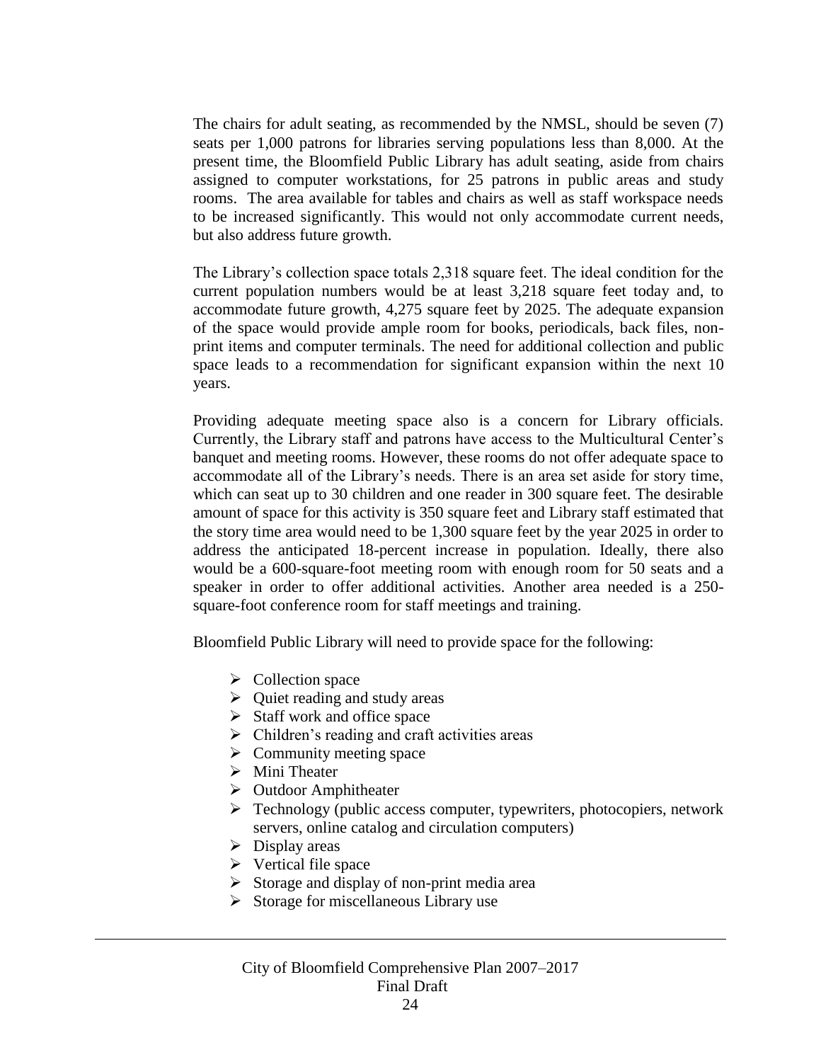The chairs for adult seating, as recommended by the NMSL, should be seven (7) seats per 1,000 patrons for libraries serving populations less than 8,000. At the present time, the Bloomfield Public Library has adult seating, aside from chairs assigned to computer workstations, for 25 patrons in public areas and study rooms. The area available for tables and chairs as well as staff workspace needs to be increased significantly. This would not only accommodate current needs, but also address future growth.

The Library's collection space totals 2,318 square feet. The ideal condition for the current population numbers would be at least 3,218 square feet today and, to accommodate future growth, 4,275 square feet by 2025. The adequate expansion of the space would provide ample room for books, periodicals, back files, non-print items and computer terminals. The need for additional collection and public space leads to a recommendation for significant expansion within the next 10 years.

Providing adequate meeting space also is a concern for Library officials. Currently, the Library staff and patrons have access to the Multicultural Center's banquet and meeting rooms. However, these rooms do not offer adequate space to accommodate all of the Library's needs. There is an area set aside for story time, which can seat up to 30 children and one reader in 300 square feet. The desirable amount of space for this activity is 350 square feet and Library staff estimated that the story time area would need to be 1,300 square feet by the year 2025 in order to address the anticipated 18-percent increase in population. Ideally, there also would be a 600-square-foot meeting room with enough room for 50 seats and a speaker in order to offer additional activities. Another area needed is a 250-square-foot conference room for staff meetings and training.

Bloomfield Public Library will need to provide space for the following:

- Collection space
- Quiet reading and study areas
- Staff work and office space
- Children's reading and craft activities areas
- Community meeting space
- Mini Theater
- Outdoor Amphitheater
- Technology (public access computer, typewriters, photocopiers, network servers, online catalog and circulation computers)
- Display areas
- Vertical file space
- Storage and display of non-print media area
- Storage for miscellaneous Library use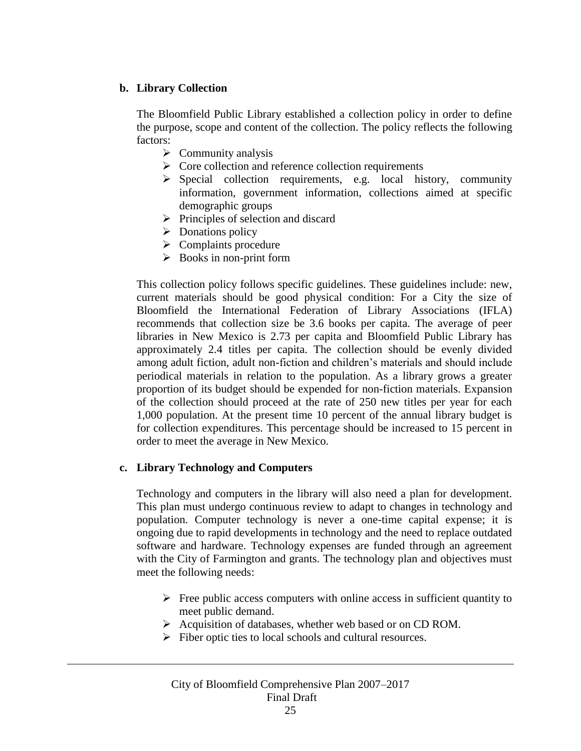### b. Library Collection

The Bloomfield Public Library established a collection policy in order to define the purpose, scope and content of the collection. The policy reflects the following factors:

- Community analysis
- Core collection and reference collection requirements
- Special collection requirements, e.g. local history, community information, government information, collections aimed at specific demographic groups
- Principles of selection and discard
- Donations policy
- Complaints procedure
- Books in non-print form

This collection policy follows specific guidelines. These guidelines include: new, current materials should be good physical condition: For a City the size of Bloomfield the International Federation of Library Associations (IFLA) recommends that collection size be 3.6 books per capita. The average of peer libraries in New Mexico is 2.73 per capita and Bloomfield Public Library has approximately 2.4 titles per capita. The collection should be evenly divided among adult fiction, adult non-fiction and children's materials and should include periodical materials in relation to the population. As a library grows a greater proportion of its budget should be expended for non-fiction materials. Expansion of the collection should proceed at the rate of 250 new titles per year for each 1,000 population. At the present time 10 percent of the annual library budget is for collection expenditures. This percentage should be increased to 15 percent in order to meet the average in New Mexico.

### c. Library Technology and Computers

Technology and computers in the library will also need a plan for development. This plan must undergo continuous review to adapt to changes in technology and population. Computer technology is never a one-time capital expense; it is ongoing due to rapid developments in technology and the need to replace outdated software and hardware. Technology expenses are funded through an agreement with the City of Farmington and grants. The technology plan and objectives must meet the following needs:

- Free public access computers with online access in sufficient quantity to meet public demand.
- Acquisition of databases, whether web based or on CD ROM.
- Fiber optic ties to local schools and cultural resources.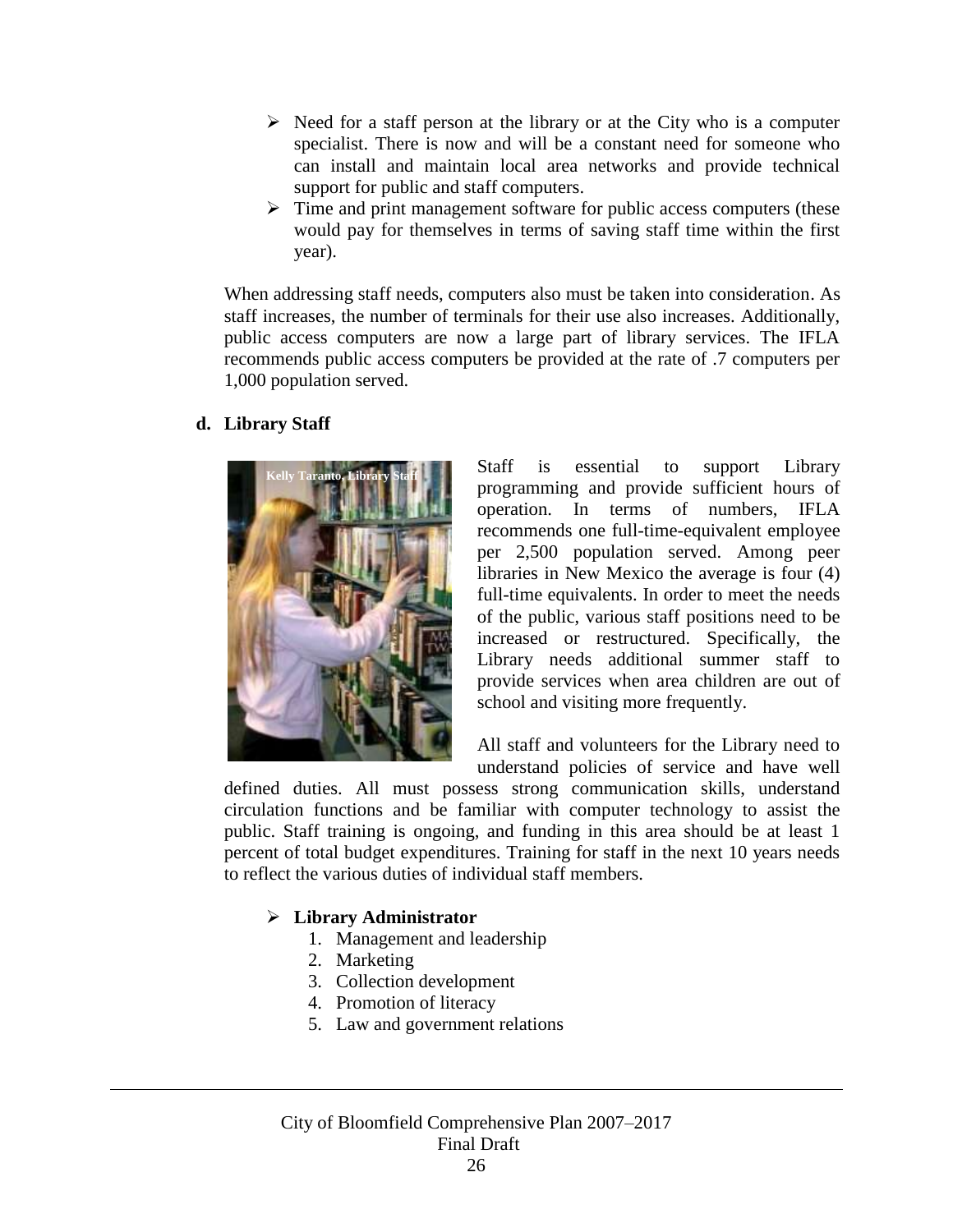- Need for a staff person at the library or at the City who is a computer specialist. There is now and will be a constant need for someone who can install and maintain local area networks and provide technical support for public and staff computers.
- Time and print management software for public access computers (these would pay for themselves in terms of saving staff time within the first year).

When addressing staff needs, computers also must be taken into consideration. As staff increases, the number of terminals for their use also increases. Additionally, public access computers are now a large part of library services. The IFLA recommends public access computers be provided at the rate of .7 computers per 1,000 population served.

### d. Library Staff

Kelly Taranto, Library Staff

Staff is essential to support Library programming and provide sufficient hours of operation. In terms of numbers, IFLA recommends one full-time-equivalent employee per 2,500 population served. Among peer libraries in New Mexico the average is four (4) full-time equivalents. In order to meet the needs of the public, various staff positions need to be increased or restructured. Specifically, the Library needs additional summer staff to provide services when area children are out of school and visiting more frequently.

All staff and volunteers for the Library need to understand policies of service and have well defined duties. All must possess strong communication skills, understand circulation functions and be familiar with computer technology to assist the public. Staff training is ongoing, and funding in this area should be at least 1 percent of total budget expenditures. Training for staff in the next 10 years needs to reflect the various duties of individual staff members.

- **Library Administrator**
  1. Management and leadership
  2. Marketing
  3. Collection development
  4. Promotion of literacy
  5. Law and government relations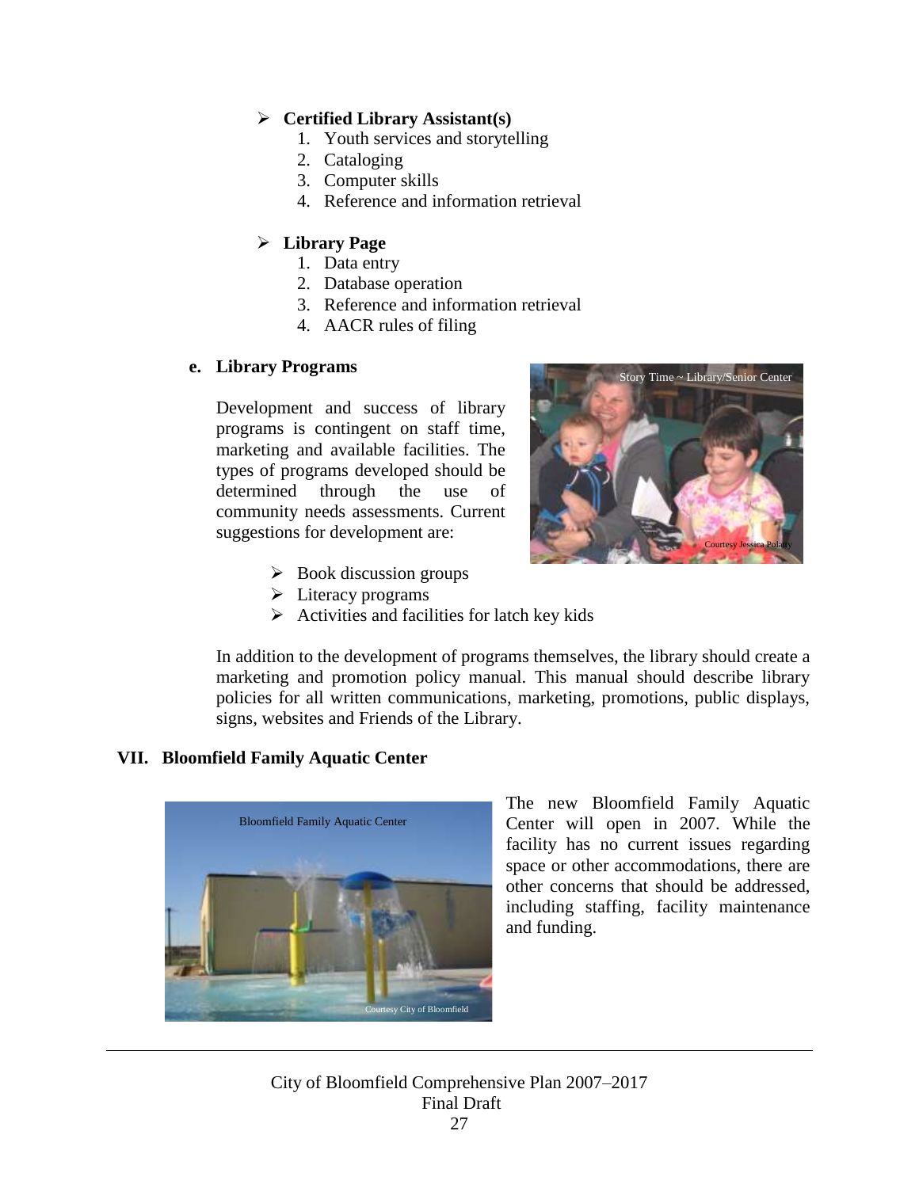- **Certified Library Assistant(s)**
  1. Youth services and storytelling
  2. Cataloging
  3. Computer skills
  4. Reference and information retrieval

- **Library Page**
  1. Data entry
  2. Database operation
  3. Reference and information retrieval
  4. AACR rules of filing

### e. Library Programs

Development and success of library programs is contingent on staff time, marketing and available facilities. The types of programs developed should be determined through the use of community needs assessments. Current suggestions for development are:

Story Time ~ Library/Senior Center

Courtesy Jessica Polatty

- Book discussion groups
- Literacy programs
- Activities and facilities for latch key kids

In addition to the development of programs themselves, the library should create a marketing and promotion policy manual. This manual should describe library policies for all written communications, marketing, promotions, public displays, signs, websites and Friends of the Library.

## VII. Bloomfield Family Aquatic Center

Bloomfield Family Aquatic Center

Courtesy City of Bloomfield

The new Bloomfield Family Aquatic Center will open in 2007. While the facility has no current issues regarding space or other accommodations, there are other concerns that should be addressed, including staffing, facility maintenance and funding.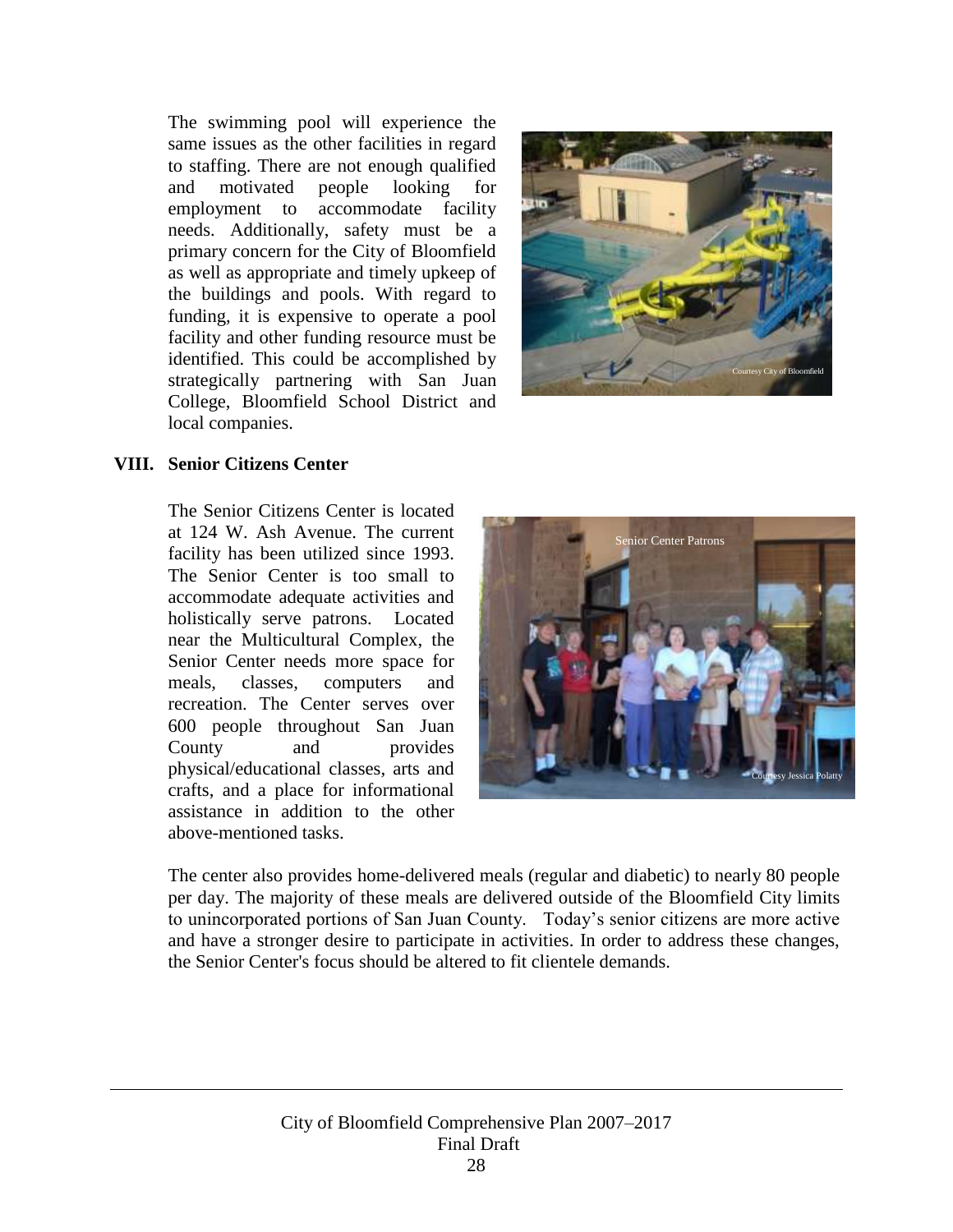The swimming pool will experience the same issues as the other facilities in regard to staffing. There are not enough qualified and motivated people looking for employment to accommodate facility needs. Additionally, safety must be a primary concern for the City of Bloomfield as well as appropriate and timely upkeep of the buildings and pools. With regard to funding, it is expensive to operate a pool facility and other funding resource must be identified. This could be accomplished by strategically partnering with San Juan College, Bloomfield School District and local companies.

## VIII. Senior Citizens Center

The Senior Citizens Center is located at 124 W. Ash Avenue. The current facility has been utilized since 1993. The Senior Center is too small to accommodate adequate activities and holistically serve patrons. Located near the Multicultural Complex, the Senior Center needs more space for meals, classes, computers and recreation. The Center serves over 600 people throughout San Juan County and provides physical/educational classes, arts and crafts, and a place for informational assistance in addition to the other above-mentioned tasks.

The center also provides home-delivered meals (regular and diabetic) to nearly 80 people per day. The majority of these meals are delivered outside of the Bloomfield City limits to unincorporated portions of San Juan County. Today's senior citizens are more active and have a stronger desire to participate in activities. In order to address these changes, the Senior Center's focus should be altered to fit clientele demands.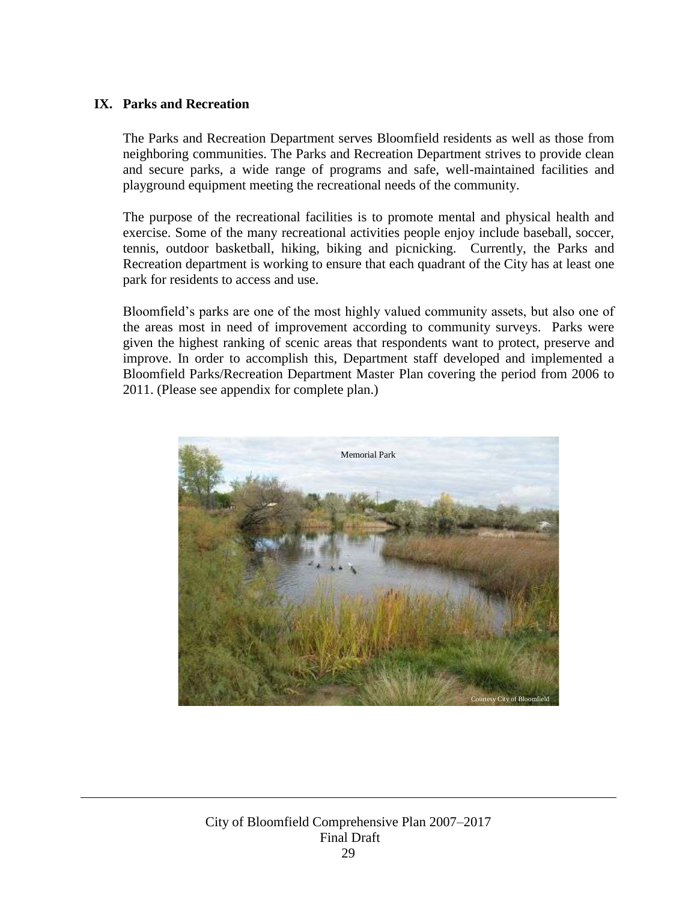## IX. Parks and Recreation

The Parks and Recreation Department serves Bloomfield residents as well as those from neighboring communities. The Parks and Recreation Department strives to provide clean and secure parks, a wide range of programs and safe, well-maintained facilities and playground equipment meeting the recreational needs of the community.

The purpose of the recreational facilities is to promote mental and physical health and exercise. Some of the many recreational activities people enjoy include baseball, soccer, tennis, outdoor basketball, hiking, biking and picnicking. Currently, the Parks and Recreation department is working to ensure that each quadrant of the City has at least one park for residents to access and use.

Bloomfield's parks are one of the most highly valued community assets, but also one of the areas most in need of improvement according to community surveys. Parks were given the highest ranking of scenic areas that respondents want to protect, preserve and improve. In order to accomplish this, Department staff developed and implemented a Bloomfield Parks/Recreation Department Master Plan covering the period from 2006 to 2011. (Please see appendix for complete plan.)

Memorial Park

Courtesy City of Bloomfield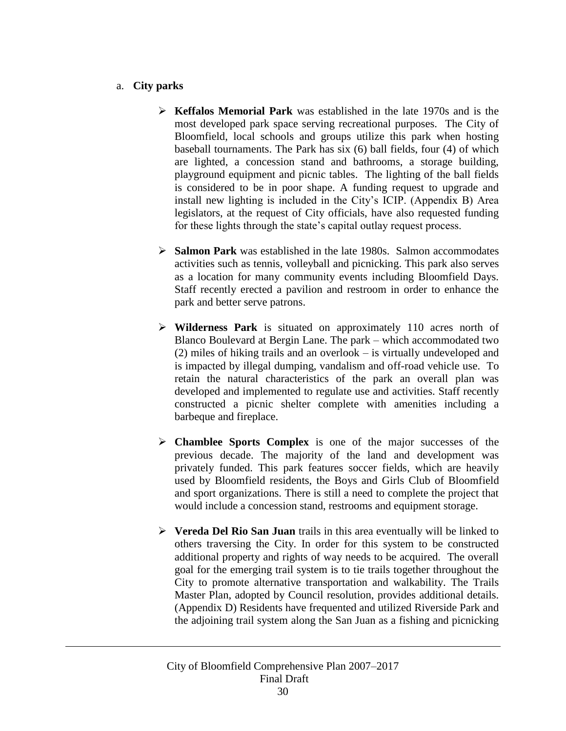a. **City parks**

- **Keffalos Memorial Park** was established in the late 1970s and is the most developed park space serving recreational purposes. The City of Bloomfield, local schools and groups utilize this park when hosting baseball tournaments. The Park has six (6) ball fields, four (4) of which are lighted, a concession stand and bathrooms, a storage building, playground equipment and picnic tables. The lighting of the ball fields is considered to be in poor shape. A funding request to upgrade and install new lighting is included in the City's ICIP. (Appendix B) Area legislators, at the request of City officials, have also requested funding for these lights through the state's capital outlay request process.

- **Salmon Park** was established in the late 1980s. Salmon accommodates activities such as tennis, volleyball and picnicking. This park also serves as a location for many community events including Bloomfield Days. Staff recently erected a pavilion and restroom in order to enhance the park and better serve patrons.

- **Wilderness Park** is situated on approximately 110 acres north of Blanco Boulevard at Bergin Lane. The park – which accommodated two (2) miles of hiking trails and an overlook – is virtually undeveloped and is impacted by illegal dumping, vandalism and off-road vehicle use. To retain the natural characteristics of the park an overall plan was developed and implemented to regulate use and activities. Staff recently constructed a picnic shelter complete with amenities including a barbeque and fireplace.

- **Chamblee Sports Complex** is one of the major successes of the previous decade. The majority of the land and development was privately funded. This park features soccer fields, which are heavily used by Bloomfield residents, the Boys and Girls Club of Bloomfield and sport organizations. There is still a need to complete the project that would include a concession stand, restrooms and equipment storage.

- **Vereda Del Rio San Juan** trails in this area eventually will be linked to others traversing the City. In order for this system to be constructed additional property and rights of way needs to be acquired. The overall goal for the emerging trail system is to tie trails together throughout the City to promote alternative transportation and walkability. The Trails Master Plan, adopted by Council resolution, provides additional details. (Appendix D) Residents have frequented and utilized Riverside Park and the adjoining trail system along the San Juan as a fishing and picnicking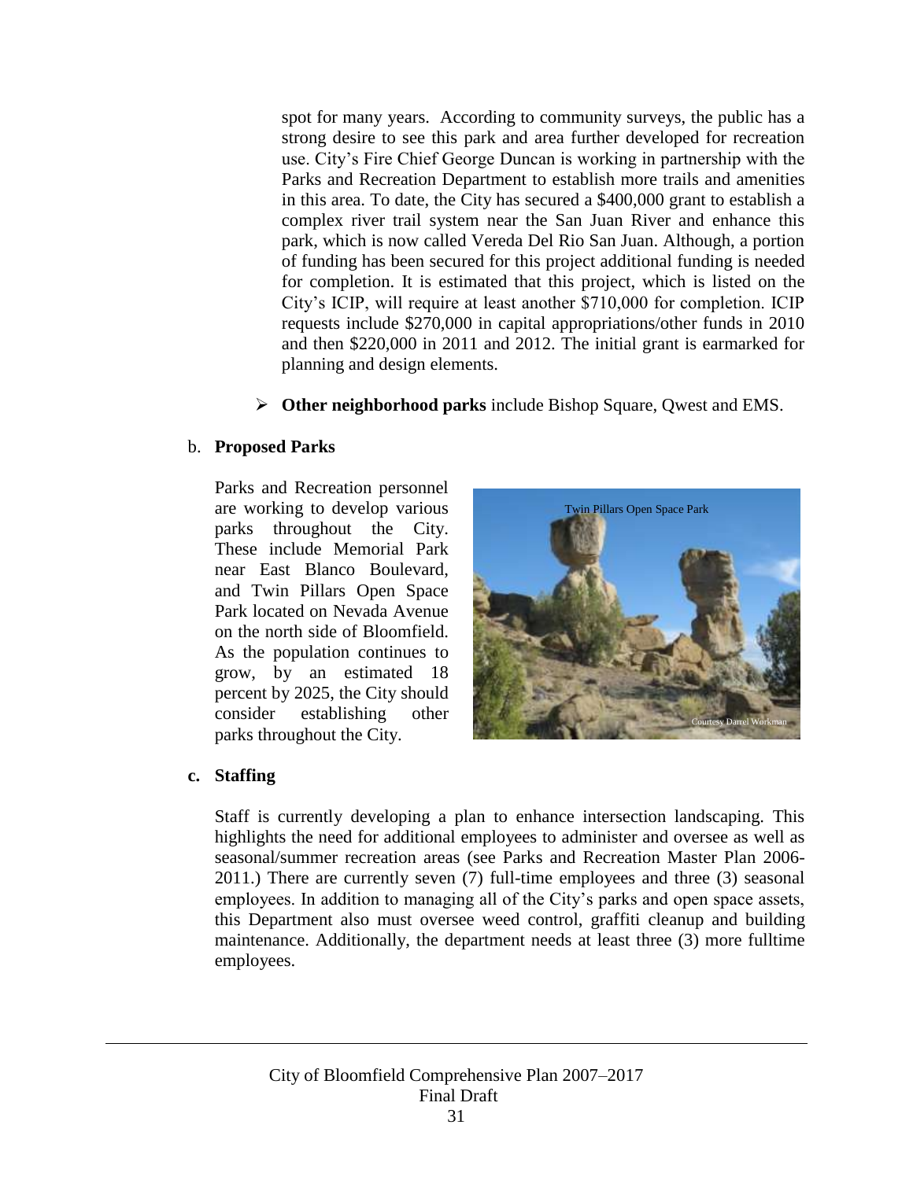spot for many years. According to community surveys, the public has a strong desire to see this park and area further developed for recreation use. City's Fire Chief George Duncan is working in partnership with the Parks and Recreation Department to establish more trails and amenities in this area. To date, the City has secured a $400,000 grant to establish a complex river trail system near the San Juan River and enhance this park, which is now called Vereda Del Rio San Juan. Although, a portion of funding has been secured for this project additional funding is needed for completion. It is estimated that this project, which is listed on the City's ICIP, will require at least another $710,000 for completion. ICIP requests include $270,000 in capital appropriations/other funds in 2010 and then $220,000 in 2011 and 2012. The initial grant is earmarked for planning and design elements.

- **Other neighborhood parks** include Bishop Square, Qwest and EMS.

b. **Proposed Parks**

Parks and Recreation personnel are working to develop various parks throughout the City. These include Memorial Park near East Blanco Boulevard, and Twin Pillars Open Space Park located on Nevada Avenue on the north side of Bloomfield. As the population continues to grow, by an estimated 18 percent by 2025, the City should consider establishing other parks throughout the City.

Twin Pillars Open Space Park

Courtesy Darrel Workman

c. **Staffing**

Staff is currently developing a plan to enhance intersection landscaping. This highlights the need for additional employees to administer and oversee as well as seasonal/summer recreation areas (see Parks and Recreation Master Plan 2006-2011.) There are currently seven (7) full-time employees and three (3) seasonal employees. In addition to managing all of the City's parks and open space assets, this Department also must oversee weed control, graffiti cleanup and building maintenance. Additionally, the department needs at least three (3) more fulltime employees.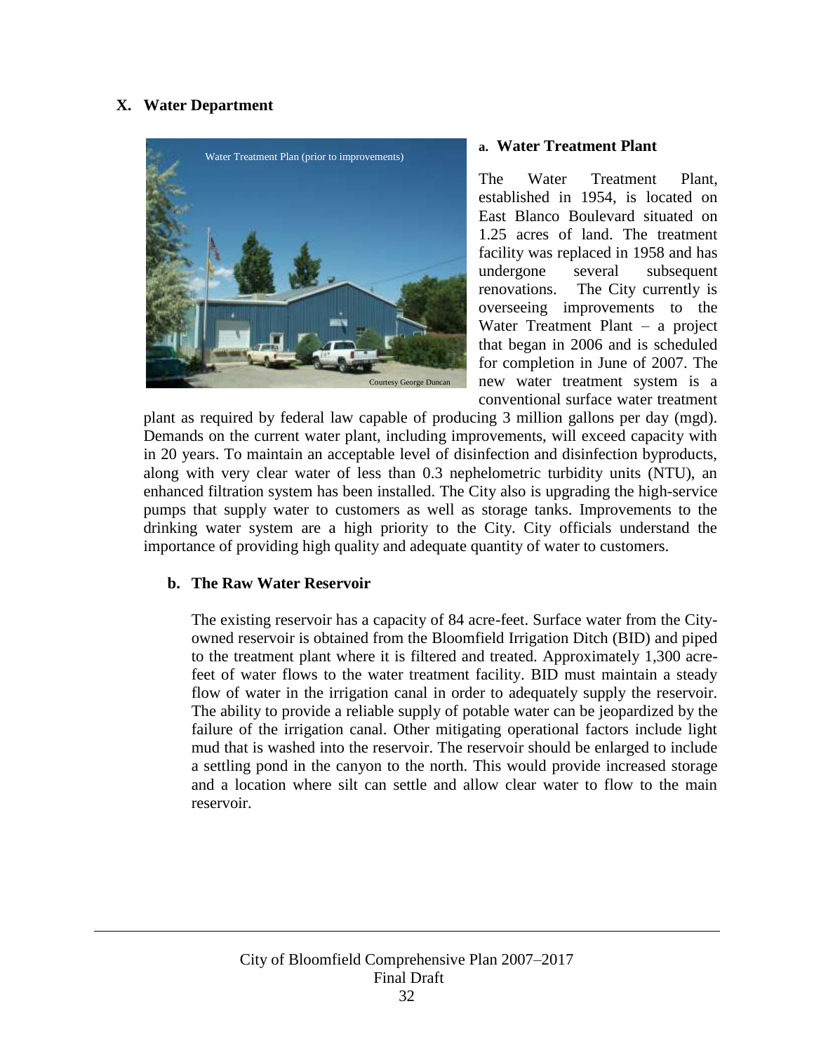## X. Water Department

### a. Water Treatment Plant

The Water Treatment Plant, established in 1954, is located on East Blanco Boulevard situated on 1.25 acres of land. The treatment facility was replaced in 1958 and has undergone several subsequent renovations. The City currently is overseeing improvements to the Water Treatment Plant – a project that began in 2006 and is scheduled for completion in June of 2007. The new water treatment system is a conventional surface water treatment plant as required by federal law capable of producing 3 million gallons per day (mgd). Demands on the current water plant, including improvements, will exceed capacity with in 20 years. To maintain an acceptable level of disinfection and disinfection byproducts, along with very clear water of less than 0.3 nephelometric turbidity units (NTU), an enhanced filtration system has been installed. The City also is upgrading the high-service pumps that supply water to customers as well as storage tanks. Improvements to the drinking water system are a high priority to the City. City officials understand the importance of providing high quality and adequate quantity of water to customers.

### b. The Raw Water Reservoir

The existing reservoir has a capacity of 84 acre-feet. Surface water from the City-owned reservoir is obtained from the Bloomfield Irrigation Ditch (BID) and piped to the treatment plant where it is filtered and treated. Approximately 1,300 acre-feet of water flows to the water treatment facility. BID must maintain a steady flow of water in the irrigation canal in order to adequately supply the reservoir. The ability to provide a reliable supply of potable water can be jeopardized by the failure of the irrigation canal. Other mitigating operational factors include light mud that is washed into the reservoir. The reservoir should be enlarged to include a settling pond in the canyon to the north. This would provide increased storage and a location where silt can settle and allow clear water to flow to the main reservoir.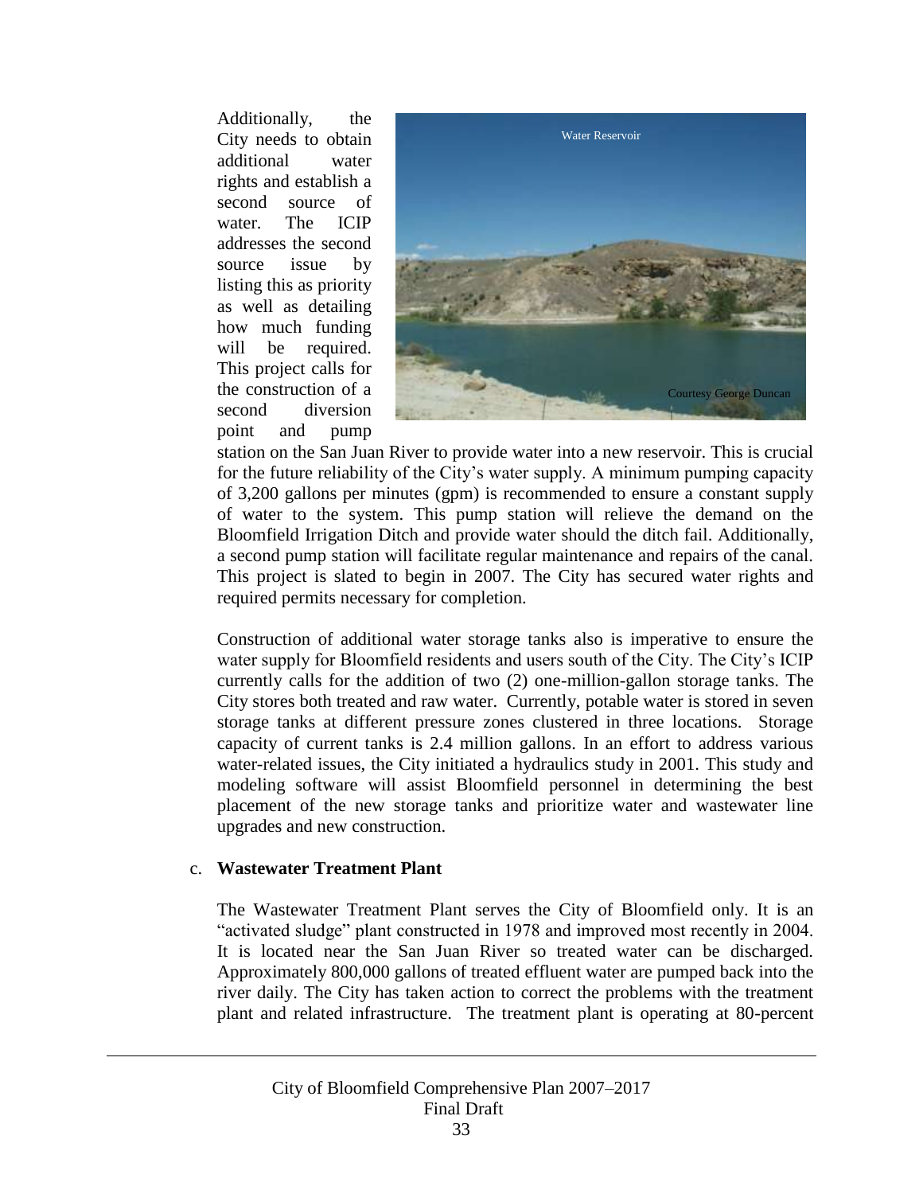Additionally, the City needs to obtain additional water rights and establish a second source of water. The ICIP addresses the second source issue by listing this as priority as well as detailing how much funding will be required. This project calls for the construction of a second diversion point and pump station on the San Juan River to provide water into a new reservoir. This is crucial for the future reliability of the City's water supply. A minimum pumping capacity of 3,200 gallons per minutes (gpm) is recommended to ensure a constant supply of water to the system. This pump station will relieve the demand on the Bloomfield Irrigation Ditch and provide water should the ditch fail. Additionally, a second pump station will facilitate regular maintenance and repairs of the canal. This project is slated to begin in 2007. The City has secured water rights and required permits necessary for completion.

Construction of additional water storage tanks also is imperative to ensure the water supply for Bloomfield residents and users south of the City. The City's ICIP currently calls for the addition of two (2) one-million-gallon storage tanks. The City stores both treated and raw water. Currently, potable water is stored in seven storage tanks at different pressure zones clustered in three locations. Storage capacity of current tanks is 2.4 million gallons. In an effort to address various water-related issues, the City initiated a hydraulics study in 2001. This study and modeling software will assist Bloomfield personnel in determining the best placement of the new storage tanks and prioritize water and wastewater line upgrades and new construction.

c. **Wastewater Treatment Plant**

The Wastewater Treatment Plant serves the City of Bloomfield only. It is an "activated sludge" plant constructed in 1978 and improved most recently in 2004. It is located near the San Juan River so treated water can be discharged. Approximately 800,000 gallons of treated effluent water are pumped back into the river daily. The City has taken action to correct the problems with the treatment plant and related infrastructure. The treatment plant is operating at 80-percent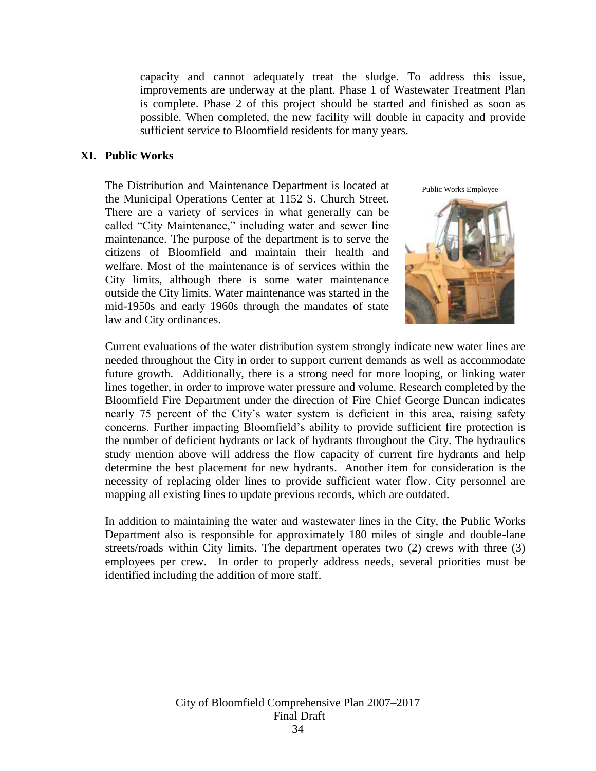capacity and cannot adequately treat the sludge. To address this issue, improvements are underway at the plant. Phase 1 of Wastewater Treatment Plan is complete. Phase 2 of this project should be started and finished as soon as possible. When completed, the new facility will double in capacity and provide sufficient service to Bloomfield residents for many years.

## XI. Public Works

The Distribution and Maintenance Department is located at the Municipal Operations Center at 1152 S. Church Street. There are a variety of services in what generally can be called "City Maintenance," including water and sewer line maintenance. The purpose of the department is to serve the citizens of Bloomfield and maintain their health and welfare. Most of the maintenance is of services within the City limits, although there is some water maintenance outside the City limits. Water maintenance was started in the mid-1950s and early 1960s through the mandates of state law and City ordinances.

Public Works Employee

Current evaluations of the water distribution system strongly indicate new water lines are needed throughout the City in order to support current demands as well as accommodate future growth. Additionally, there is a strong need for more looping, or linking water lines together, in order to improve water pressure and volume. Research completed by the Bloomfield Fire Department under the direction of Fire Chief George Duncan indicates nearly 75 percent of the City's water system is deficient in this area, raising safety concerns. Further impacting Bloomfield's ability to provide sufficient fire protection is the number of deficient hydrants or lack of hydrants throughout the City. The hydraulics study mention above will address the flow capacity of current fire hydrants and help determine the best placement for new hydrants. Another item for consideration is the necessity of replacing older lines to provide sufficient water flow. City personnel are mapping all existing lines to update previous records, which are outdated.

In addition to maintaining the water and wastewater lines in the City, the Public Works Department also is responsible for approximately 180 miles of single and double-lane streets/roads within City limits. The department operates two (2) crews with three (3) employees per crew. In order to properly address needs, several priorities must be identified including the addition of more staff.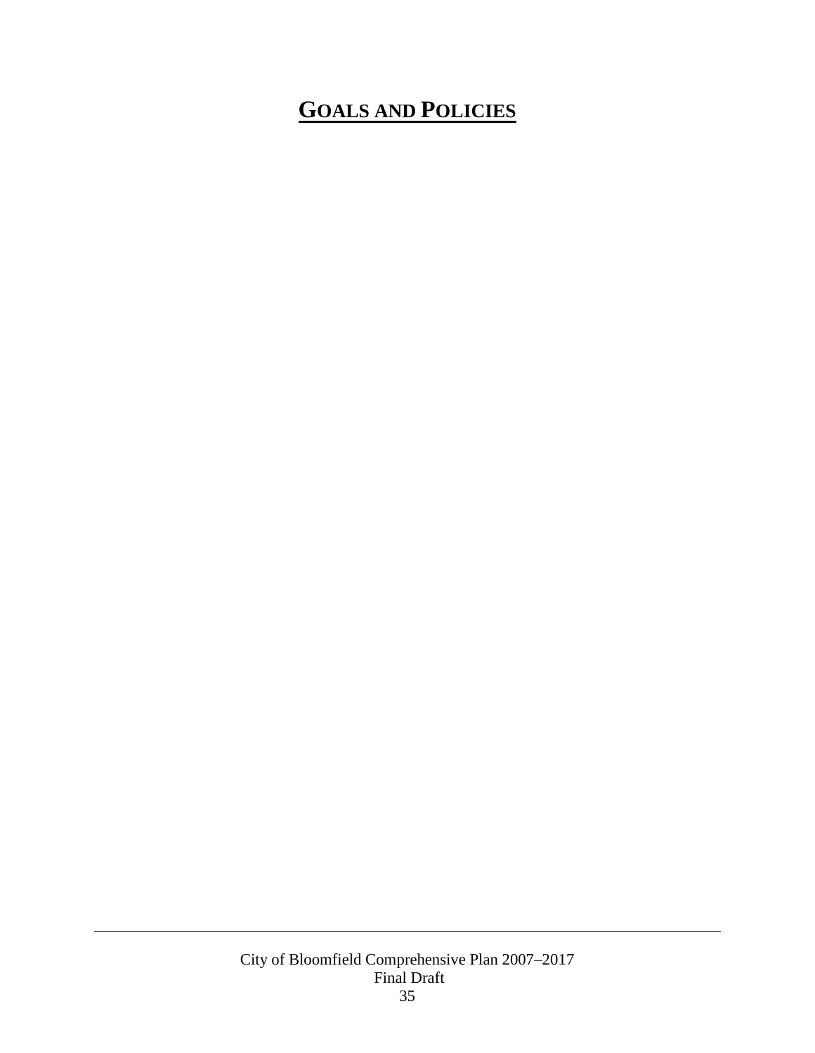# GOALS AND POLICIES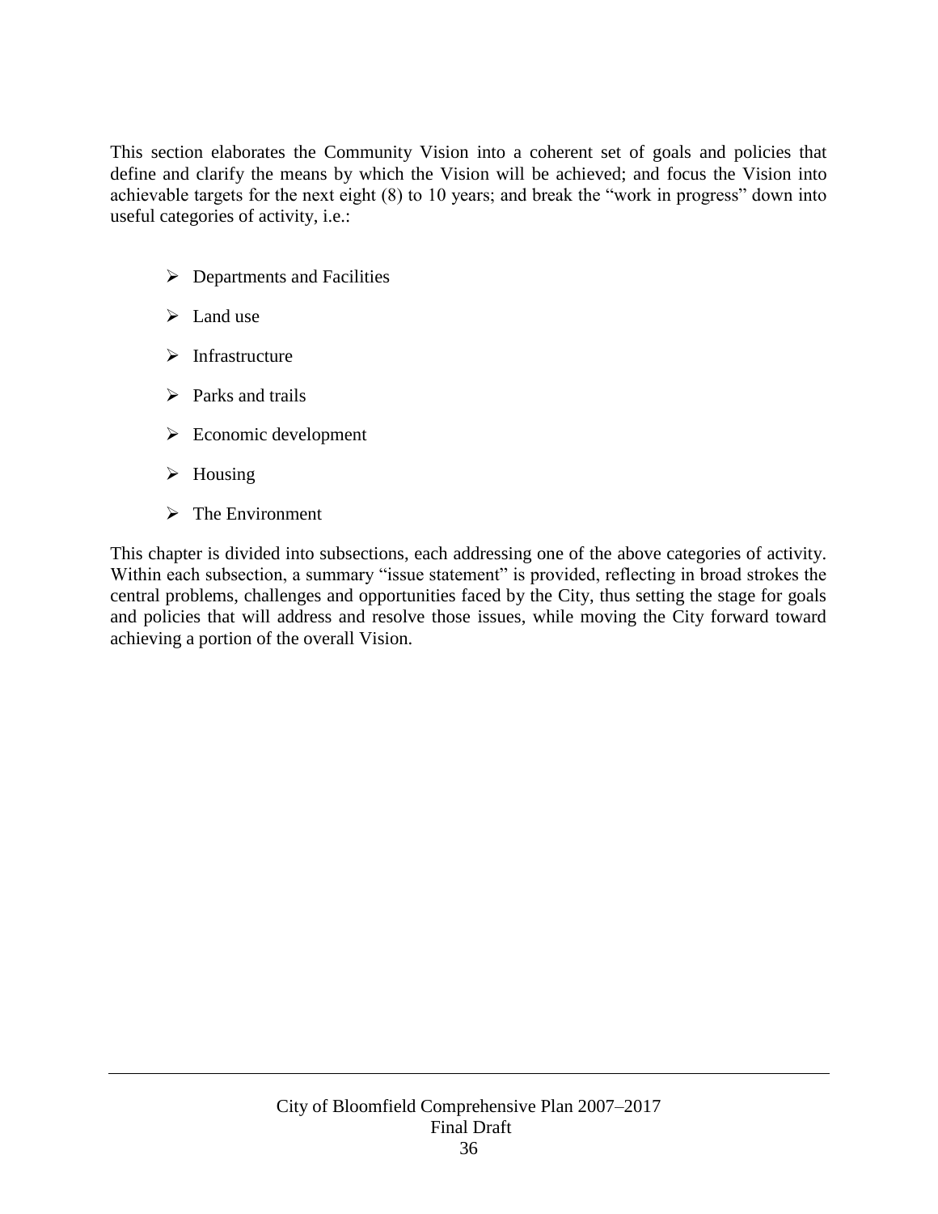This section elaborates the Community Vision into a coherent set of goals and policies that define and clarify the means by which the Vision will be achieved; and focus the Vision into achievable targets for the next eight (8) to 10 years; and break the "work in progress" down into useful categories of activity, i.e.:

- Departments and Facilities
- Land use
- Infrastructure
- Parks and trails
- Economic development
- Housing
- The Environment

This chapter is divided into subsections, each addressing one of the above categories of activity. Within each subsection, a summary "issue statement" is provided, reflecting in broad strokes the central problems, challenges and opportunities faced by the City, thus setting the stage for goals and policies that will address and resolve those issues, while moving the City forward toward achieving a portion of the overall Vision.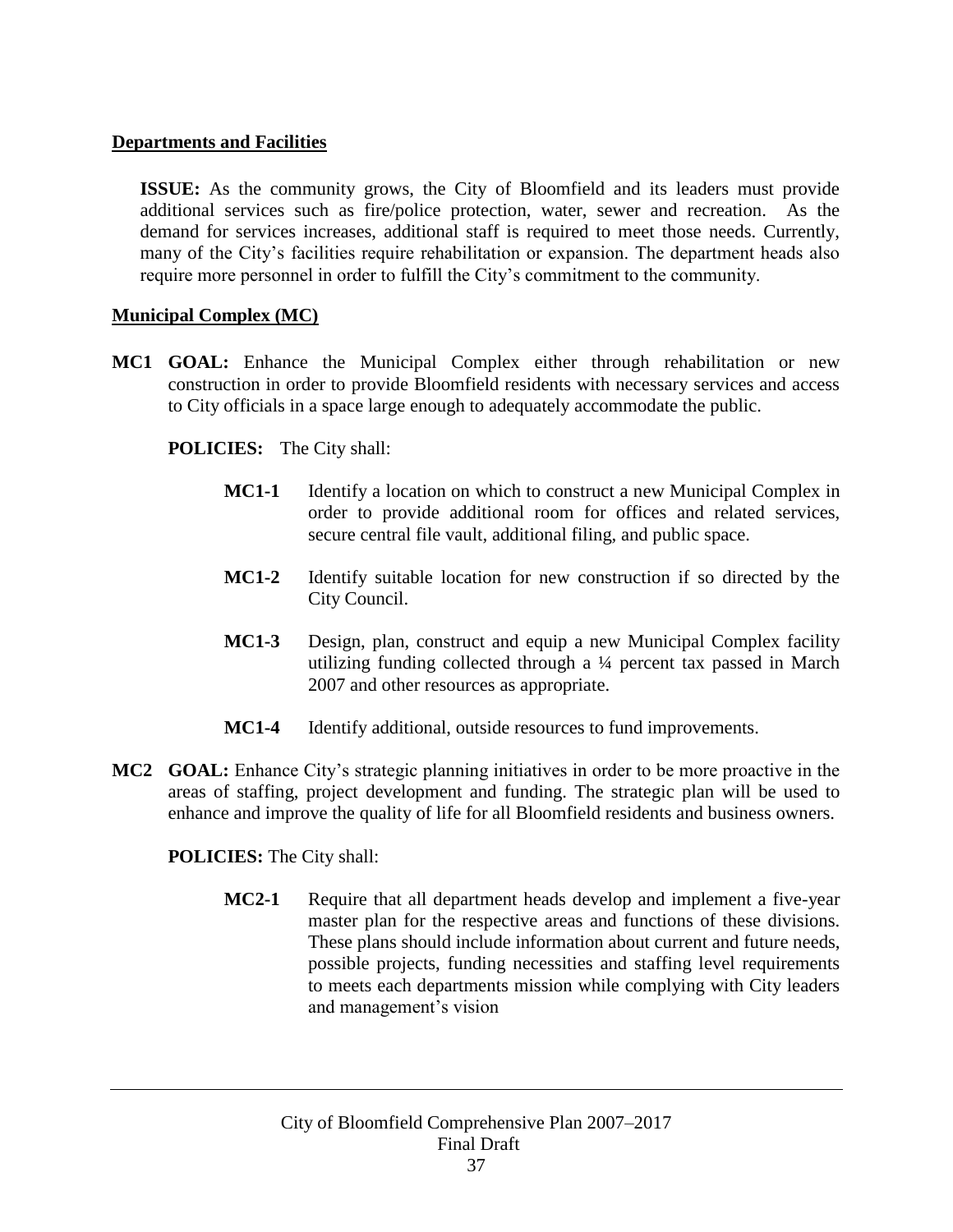**Departments and Facilities**

**ISSUE:** As the community grows, the City of Bloomfield and its leaders must provide additional services such as fire/police protection, water, sewer and recreation. As the demand for services increases, additional staff is required to meet those needs. Currently, many of the City's facilities require rehabilitation or expansion. The department heads also require more personnel in order to fulfill the City's commitment to the community.

**Municipal Complex (MC)**

**MC1 GOAL:** Enhance the Municipal Complex either through rehabilitation or new construction in order to provide Bloomfield residents with necessary services and access to City officials in a space large enough to adequately accommodate the public.

**POLICIES:** The City shall:

- **MC1-1** Identify a location on which to construct a new Municipal Complex in order to provide additional room for offices and related services, secure central file vault, additional filing, and public space.
- **MC1-2** Identify suitable location for new construction if so directed by the City Council.
- **MC1-3** Design, plan, construct and equip a new Municipal Complex facility utilizing funding collected through a ¼ percent tax passed in March 2007 and other resources as appropriate.
- **MC1-4** Identify additional, outside resources to fund improvements.

**MC2 GOAL:** Enhance City's strategic planning initiatives in order to be more proactive in the areas of staffing, project development and funding. The strategic plan will be used to enhance and improve the quality of life for all Bloomfield residents and business owners.

**POLICIES:** The City shall:

- **MC2-1** Require that all department heads develop and implement a five-year master plan for the respective areas and functions of these divisions. These plans should include information about current and future needs, possible projects, funding necessities and staffing level requirements to meets each departments mission while complying with City leaders and management's vision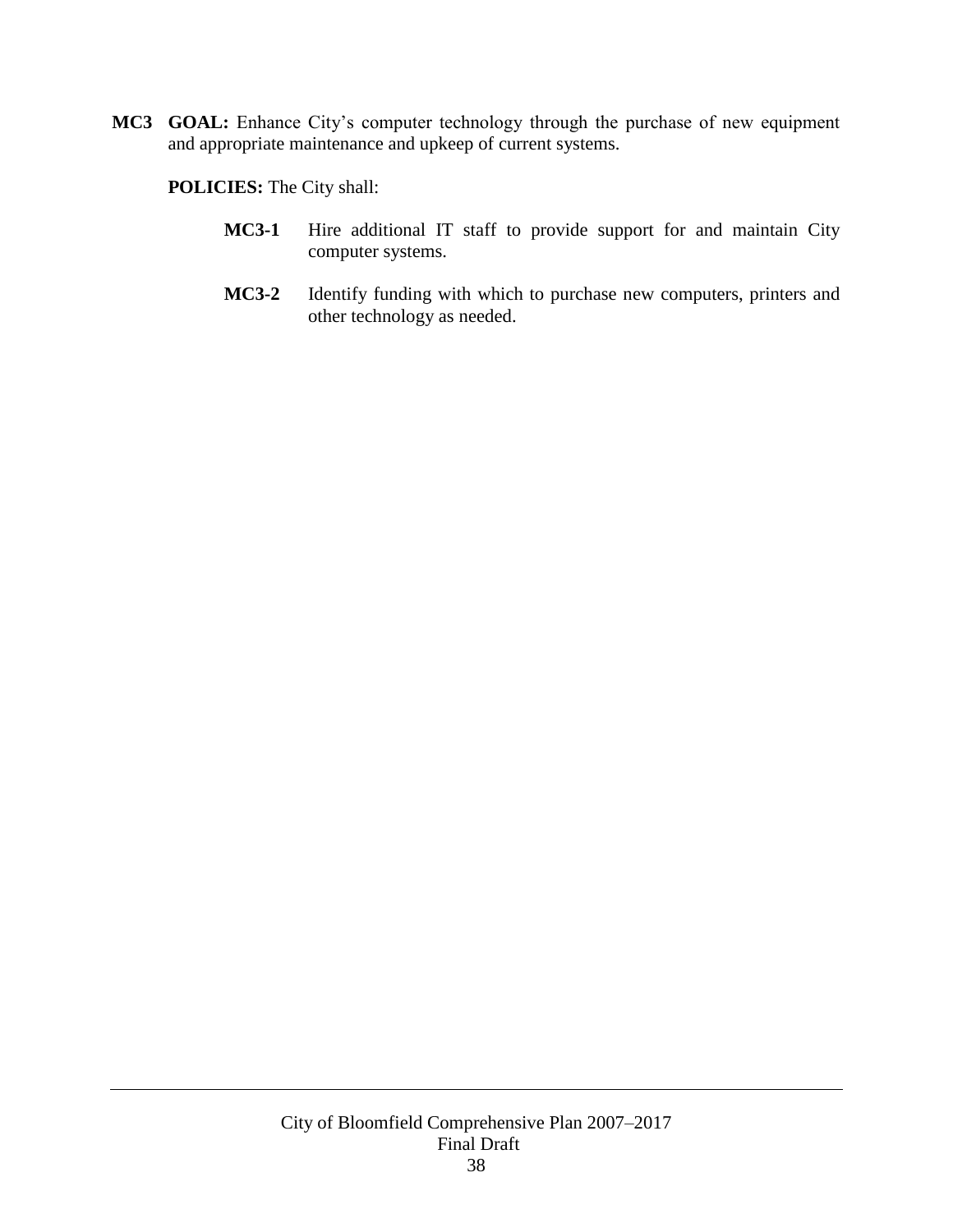**MC3 GOAL:** Enhance City's computer technology through the purchase of new equipment and appropriate maintenance and upkeep of current systems.

**POLICIES:** The City shall:

- **MC3-1** Hire additional IT staff to provide support for and maintain City computer systems.
- **MC3-2** Identify funding with which to purchase new computers, printers and other technology as needed.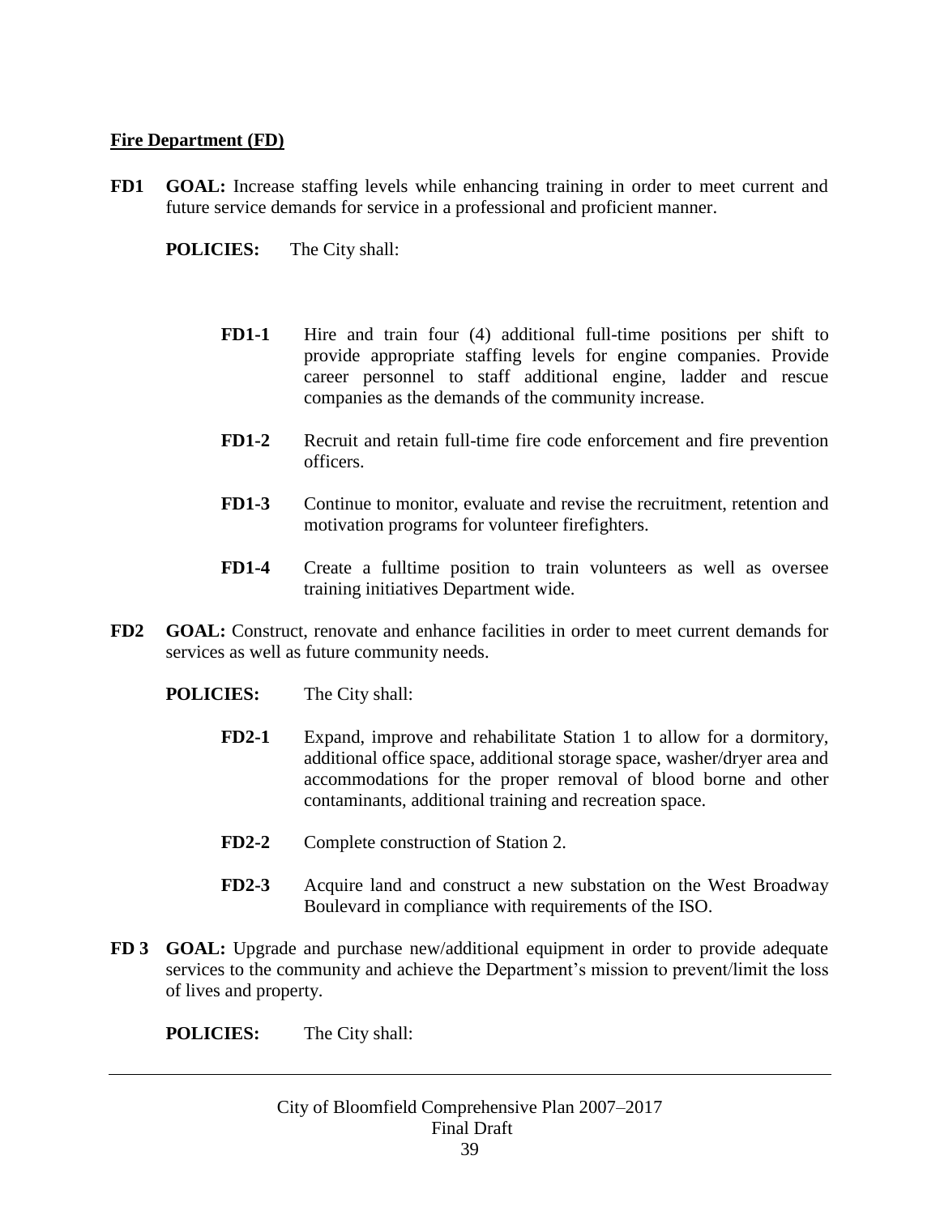**Fire Department (FD)**

**FD1 GOAL:** Increase staffing levels while enhancing training in order to meet current and future service demands for service in a professional and proficient manner.

**POLICIES:** The City shall:

- **FD1-1** Hire and train four (4) additional full-time positions per shift to provide appropriate staffing levels for engine companies. Provide career personnel to staff additional engine, ladder and rescue companies as the demands of the community increase.
- **FD1-2** Recruit and retain full-time fire code enforcement and fire prevention officers.
- **FD1-3** Continue to monitor, evaluate and revise the recruitment, retention and motivation programs for volunteer firefighters.
- **FD1-4** Create a fulltime position to train volunteers as well as oversee training initiatives Department wide.

**FD2 GOAL:** Construct, renovate and enhance facilities in order to meet current demands for services as well as future community needs.

**POLICIES:** The City shall:

- **FD2-1** Expand, improve and rehabilitate Station 1 to allow for a dormitory, additional office space, additional storage space, washer/dryer area and accommodations for the proper removal of blood borne and other contaminants, additional training and recreation space.
- **FD2-2** Complete construction of Station 2.
- **FD2-3** Acquire land and construct a new substation on the West Broadway Boulevard in compliance with requirements of the ISO.

**FD 3 GOAL:** Upgrade and purchase new/additional equipment in order to provide adequate services to the community and achieve the Department's mission to prevent/limit the loss of lives and property.

**POLICIES:** The City shall: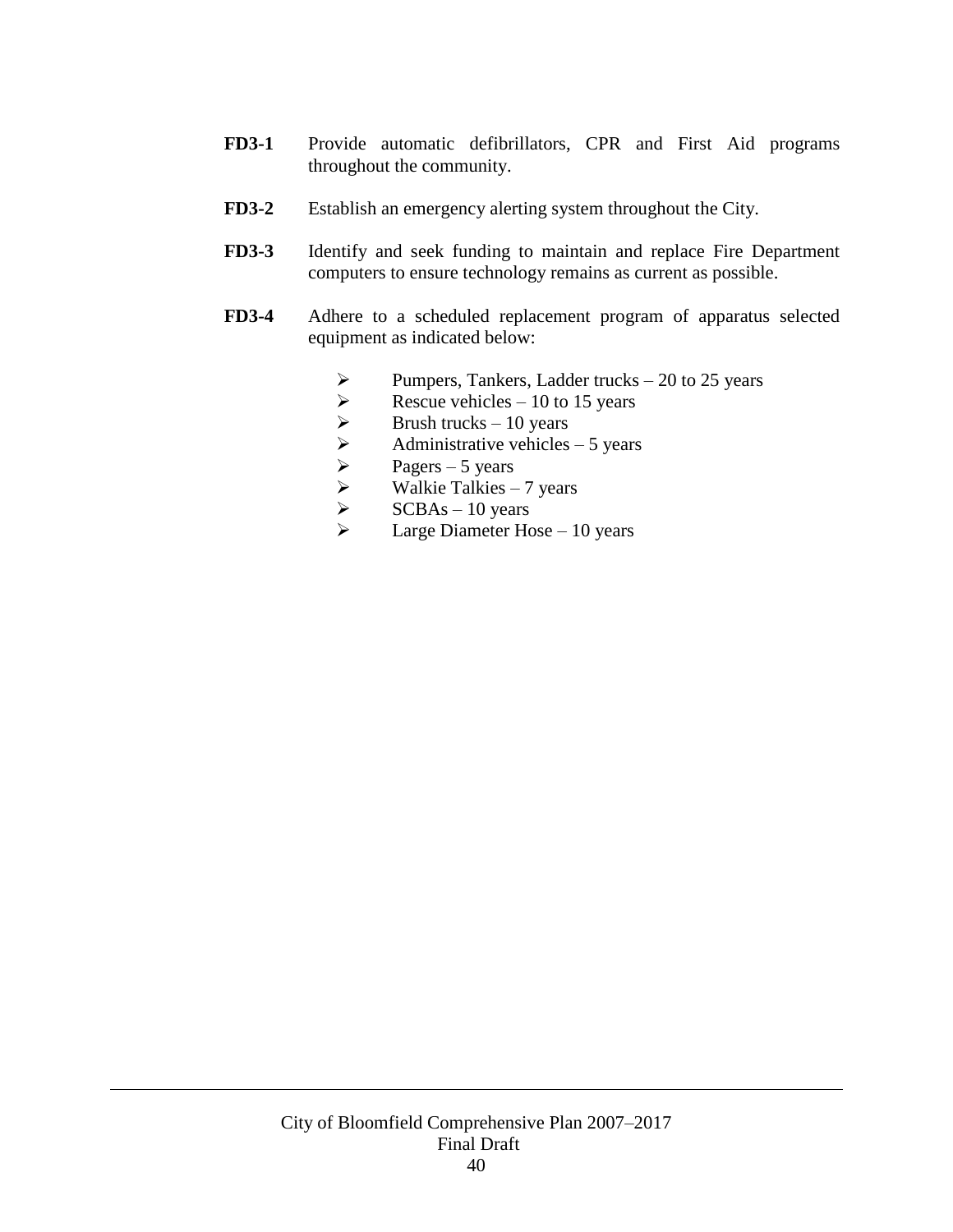**FD3-1** Provide automatic defibrillators, CPR and First Aid programs throughout the community.

**FD3-2** Establish an emergency alerting system throughout the City.

**FD3-3** Identify and seek funding to maintain and replace Fire Department computers to ensure technology remains as current as possible.

**FD3-4** Adhere to a scheduled replacement program of apparatus selected equipment as indicated below:

- Pumpers, Tankers, Ladder trucks – 20 to 25 years
- Rescue vehicles – 10 to 15 years
- Brush trucks – 10 years
- Administrative vehicles – 5 years
- Pagers – 5 years
- Walkie Talkies – 7 years
- SCBAs – 10 years
- Large Diameter Hose – 10 years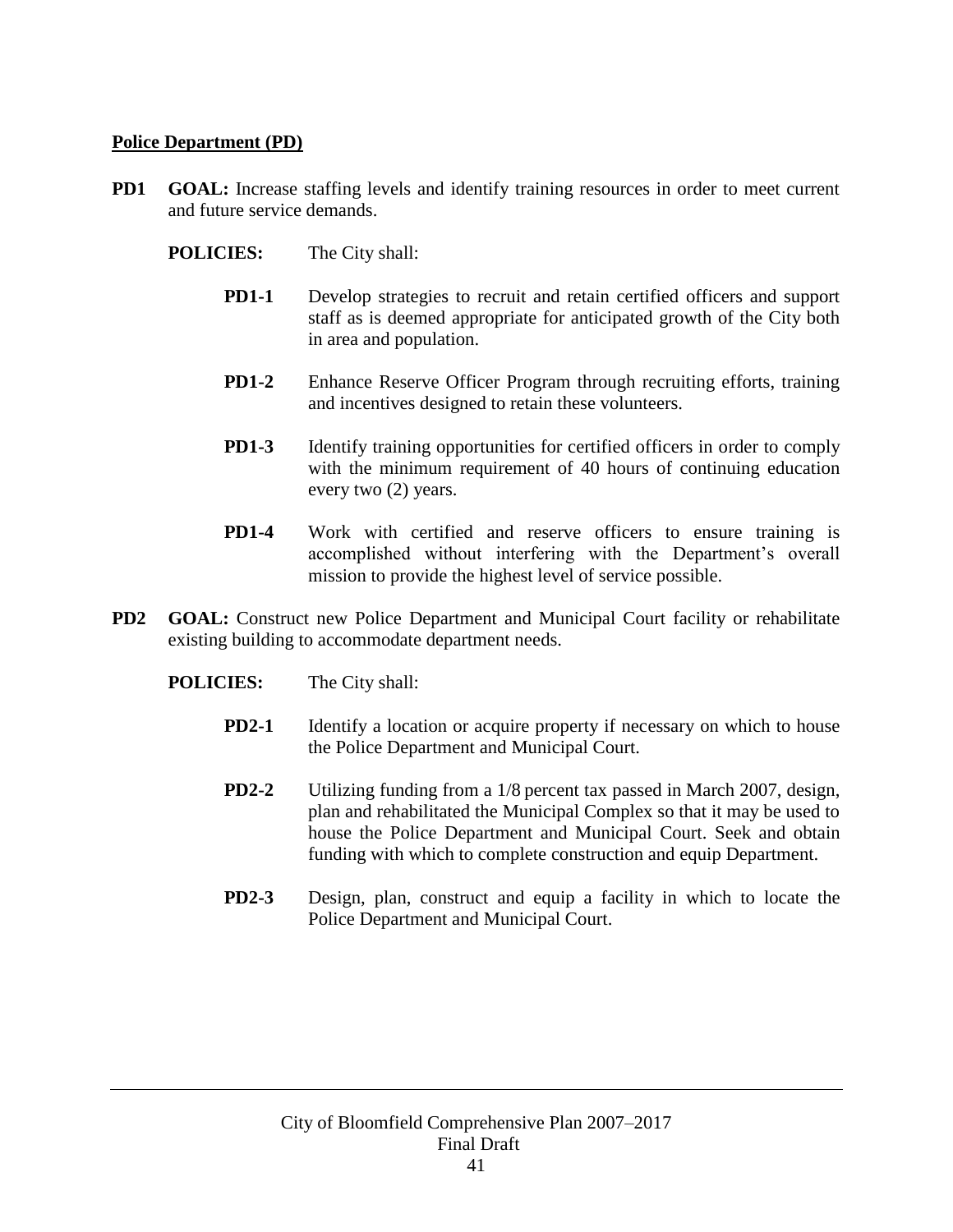**Police Department (PD)**

**PD1 GOAL:** Increase staffing levels and identify training resources in order to meet current and future service demands.

**POLICIES:** The City shall:

- **PD1-1** Develop strategies to recruit and retain certified officers and support staff as is deemed appropriate for anticipated growth of the City both in area and population.

- **PD1-2** Enhance Reserve Officer Program through recruiting efforts, training and incentives designed to retain these volunteers.

- **PD1-3** Identify training opportunities for certified officers in order to comply with the minimum requirement of 40 hours of continuing education every two (2) years.

- **PD1-4** Work with certified and reserve officers to ensure training is accomplished without interfering with the Department's overall mission to provide the highest level of service possible.

**PD2 GOAL:** Construct new Police Department and Municipal Court facility or rehabilitate existing building to accommodate department needs.

**POLICIES:** The City shall:

- **PD2-1** Identify a location or acquire property if necessary on which to house the Police Department and Municipal Court.

- **PD2-2** Utilizing funding from a 1/8 percent tax passed in March 2007, design, plan and rehabilitated the Municipal Complex so that it may be used to house the Police Department and Municipal Court. Seek and obtain funding with which to complete construction and equip Department.

- **PD2-3** Design, plan, construct and equip a facility in which to locate the Police Department and Municipal Court.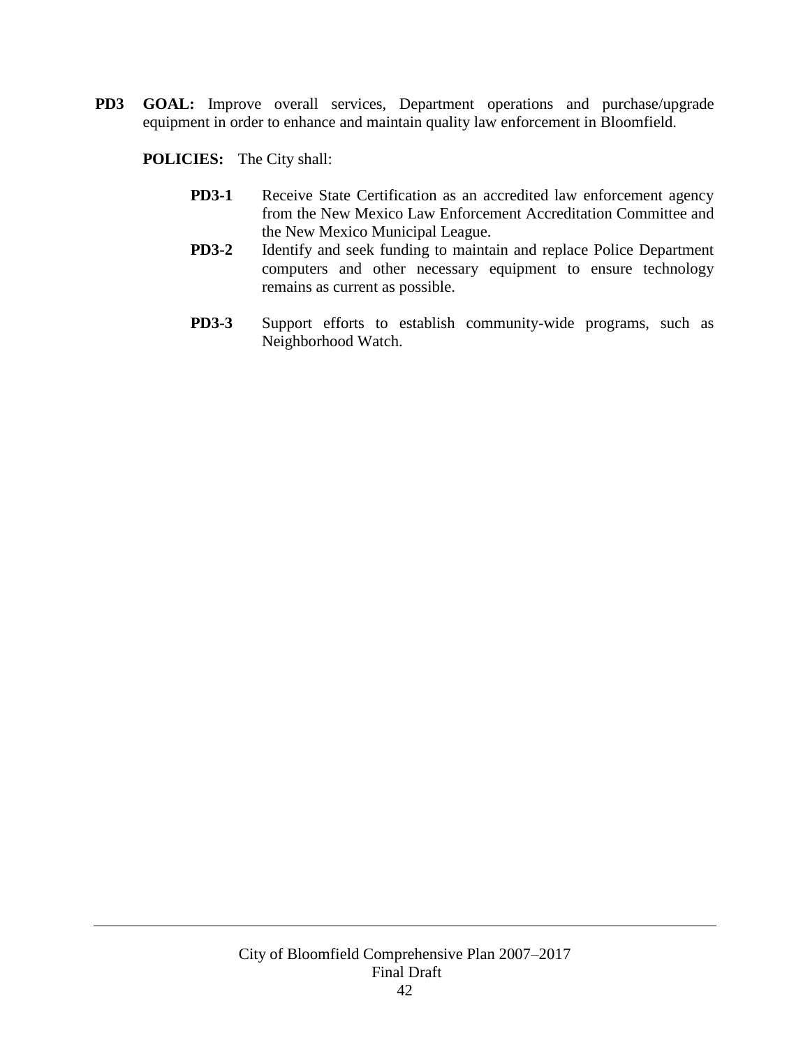**PD3 GOAL:** Improve overall services, Department operations and purchase/upgrade equipment in order to enhance and maintain quality law enforcement in Bloomfield.

**POLICIES:** The City shall:

- **PD3-1** Receive State Certification as an accredited law enforcement agency from the New Mexico Law Enforcement Accreditation Committee and the New Mexico Municipal League.
- **PD3-2** Identify and seek funding to maintain and replace Police Department computers and other necessary equipment to ensure technology remains as current as possible.
- **PD3-3** Support efforts to establish community-wide programs, such as Neighborhood Watch.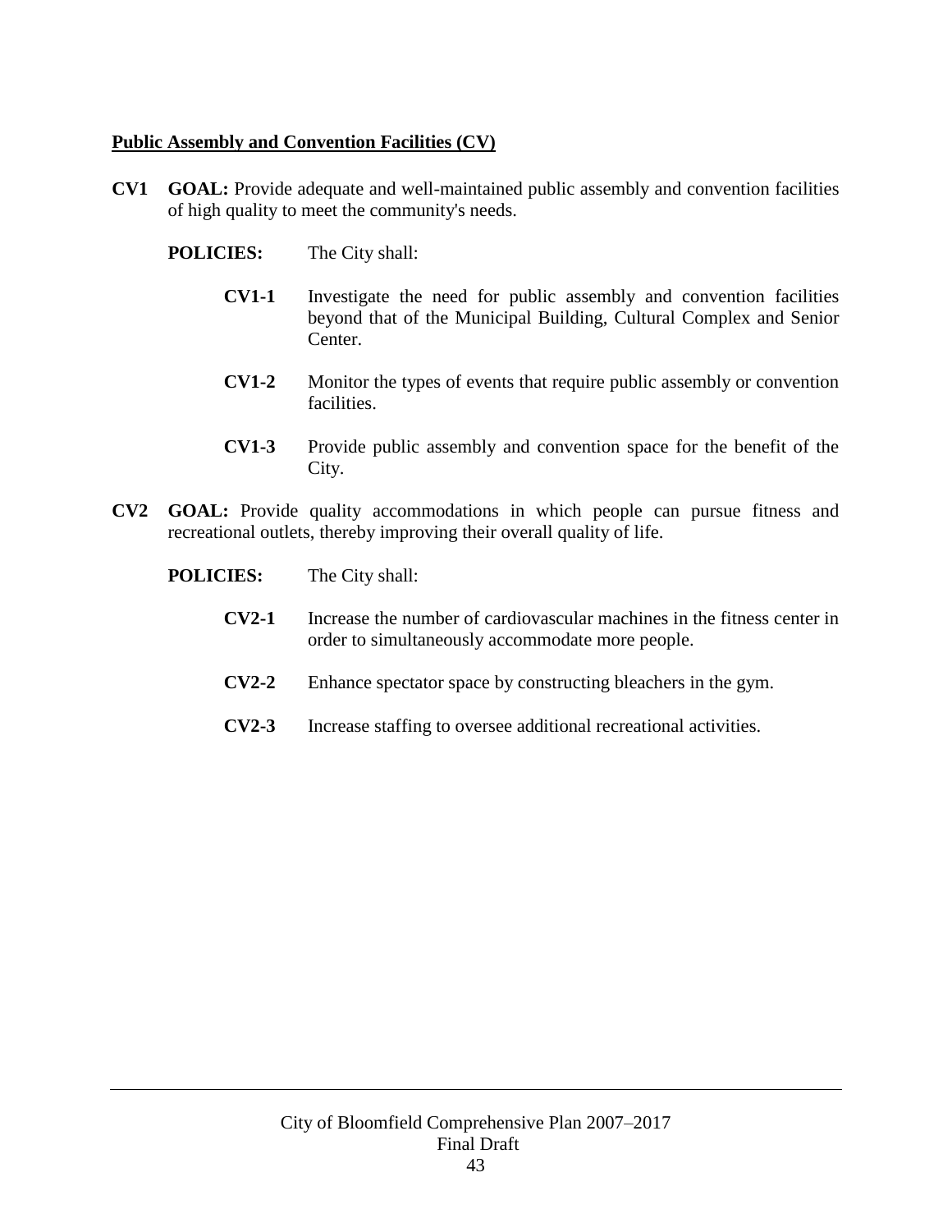## Public Assembly and Convention Facilities (CV)

**CV1 GOAL:** Provide adequate and well-maintained public assembly and convention facilities of high quality to meet the community's needs.

**POLICIES:** The City shall:

- **CV1-1** Investigate the need for public assembly and convention facilities beyond that of the Municipal Building, Cultural Complex and Senior Center.
- **CV1-2** Monitor the types of events that require public assembly or convention facilities.
- **CV1-3** Provide public assembly and convention space for the benefit of the City.

**CV2 GOAL:** Provide quality accommodations in which people can pursue fitness and recreational outlets, thereby improving their overall quality of life.

**POLICIES:** The City shall:

- **CV2-1** Increase the number of cardiovascular machines in the fitness center in order to simultaneously accommodate more people.
- **CV2-2** Enhance spectator space by constructing bleachers in the gym.
- **CV2-3** Increase staffing to oversee additional recreational activities.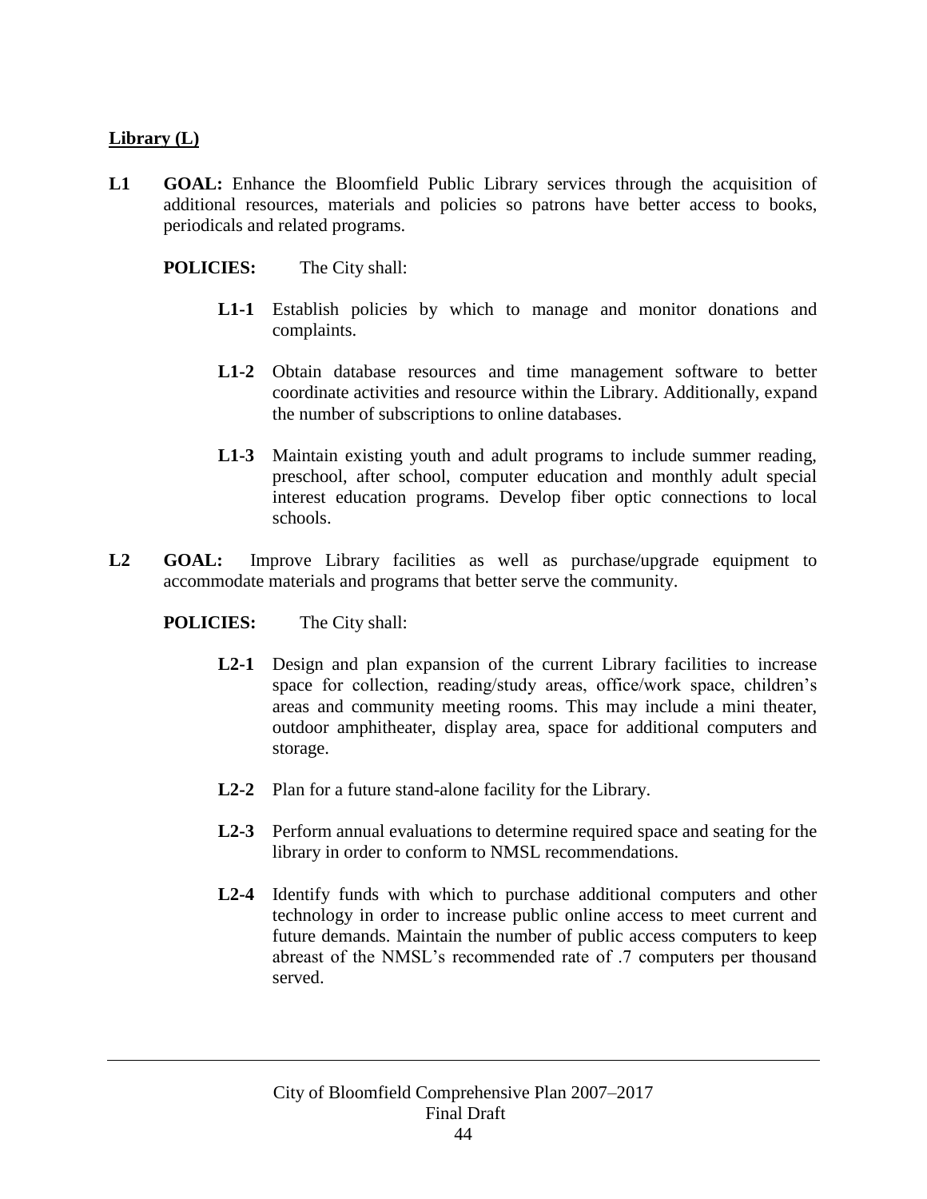**Library (L)**

**L1 GOAL:** Enhance the Bloomfield Public Library services through the acquisition of additional resources, materials and policies so patrons have better access to books, periodicals and related programs.

**POLICIES:** The City shall:

- **L1-1** Establish policies by which to manage and monitor donations and complaints.

- **L1-2** Obtain database resources and time management software to better coordinate activities and resource within the Library. Additionally, expand the number of subscriptions to online databases.

- **L1-3** Maintain existing youth and adult programs to include summer reading, preschool, after school, computer education and monthly adult special interest education programs. Develop fiber optic connections to local schools.

**L2 GOAL:** Improve Library facilities as well as purchase/upgrade equipment to accommodate materials and programs that better serve the community.

**POLICIES:** The City shall:

- **L2-1** Design and plan expansion of the current Library facilities to increase space for collection, reading/study areas, office/work space, children's areas and community meeting rooms. This may include a mini theater, outdoor amphitheater, display area, space for additional computers and storage.

- **L2-2** Plan for a future stand-alone facility for the Library.

- **L2-3** Perform annual evaluations to determine required space and seating for the library in order to conform to NMSL recommendations.

- **L2-4** Identify funds with which to purchase additional computers and other technology in order to increase public online access to meet current and future demands. Maintain the number of public access computers to keep abreast of the NMSL's recommended rate of .7 computers per thousand served.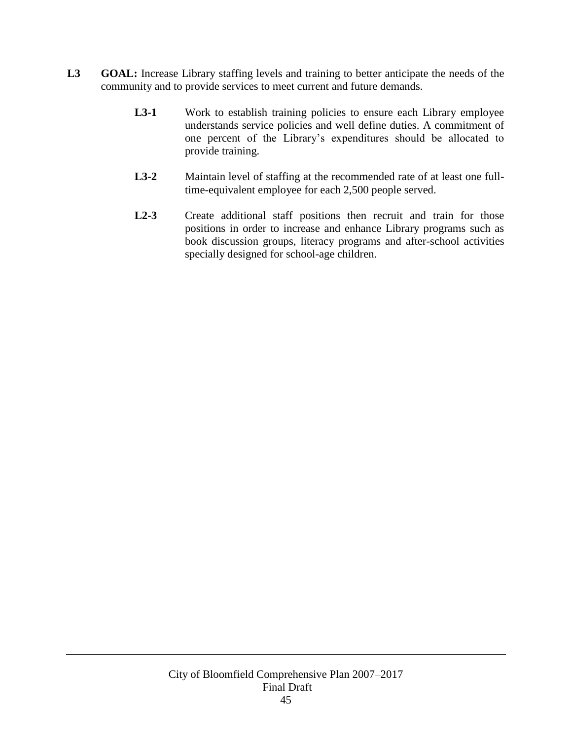**L3 GOAL:** Increase Library staffing levels and training to better anticipate the needs of the community and to provide services to meet current and future demands.

- **L3-1** Work to establish training policies to ensure each Library employee understands service policies and well define duties. A commitment of one percent of the Library's expenditures should be allocated to provide training.

- **L3-2** Maintain level of staffing at the recommended rate of at least one full-time-equivalent employee for each 2,500 people served.

- **L2-3** Create additional staff positions then recruit and train for those positions in order to increase and enhance Library programs such as book discussion groups, literacy programs and after-school activities specially designed for school-age children.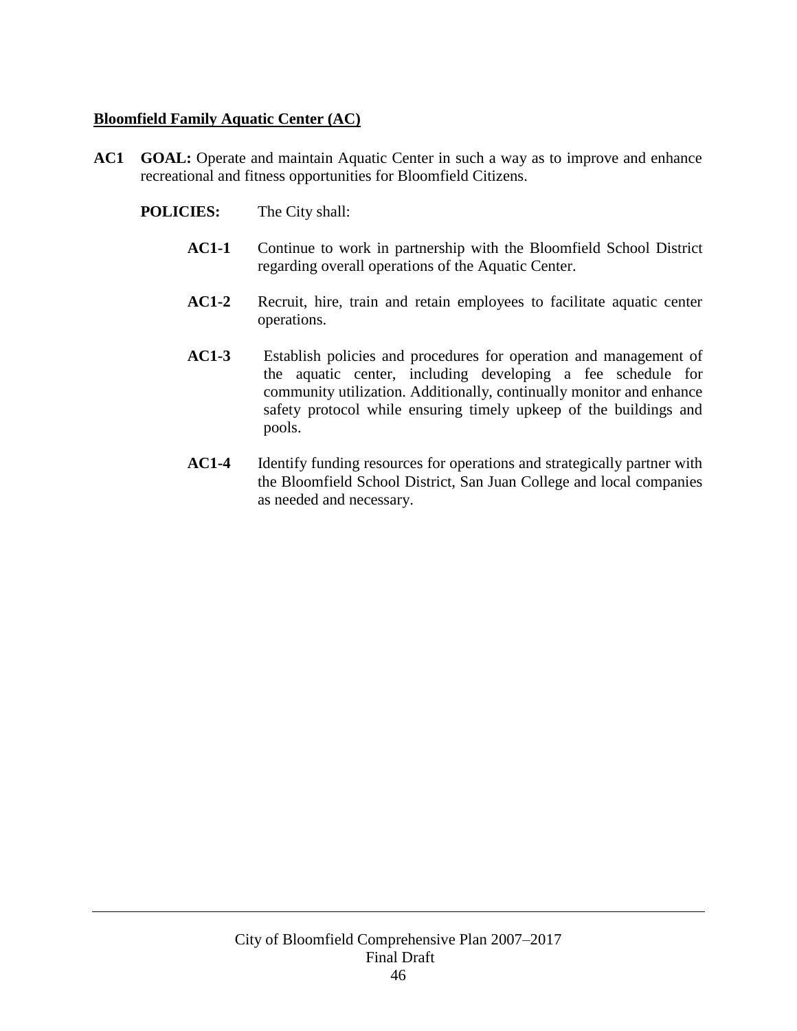**Bloomfield Family Aquatic Center (AC)**

**AC1 GOAL:** Operate and maintain Aquatic Center in such a way as to improve and enhance recreational and fitness opportunities for Bloomfield Citizens.

**POLICIES:** The City shall:

**AC1-1** Continue to work in partnership with the Bloomfield School District regarding overall operations of the Aquatic Center.

**AC1-2** Recruit, hire, train and retain employees to facilitate aquatic center operations.

**AC1-3** Establish policies and procedures for operation and management of the aquatic center, including developing a fee schedule for community utilization. Additionally, continually monitor and enhance safety protocol while ensuring timely upkeep of the buildings and pools.

**AC1-4** Identify funding resources for operations and strategically partner with the Bloomfield School District, San Juan College and local companies as needed and necessary.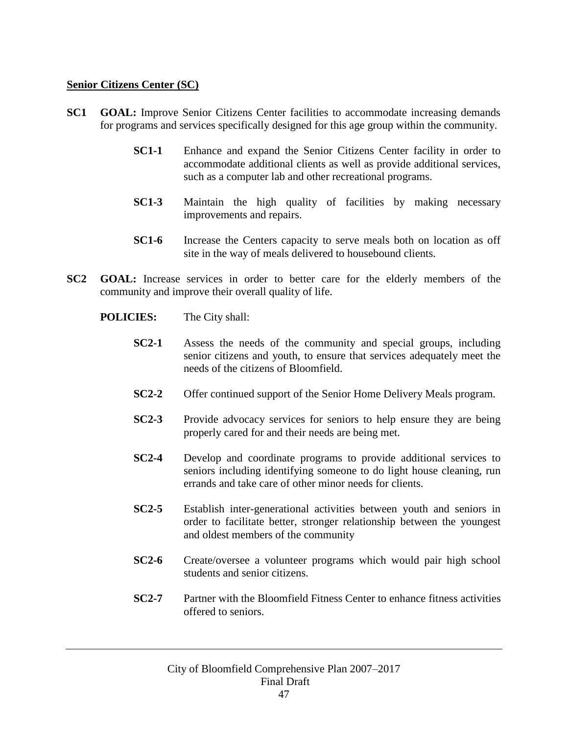**Senior Citizens Center (SC)**

**SC1 GOAL:** Improve Senior Citizens Center facilities to accommodate increasing demands for programs and services specifically designed for this age group within the community.

- **SC1-1** Enhance and expand the Senior Citizens Center facility in order to accommodate additional clients as well as provide additional services, such as a computer lab and other recreational programs.

- **SC1-3** Maintain the high quality of facilities by making necessary improvements and repairs.

- **SC1-6** Increase the Centers capacity to serve meals both on location as off site in the way of meals delivered to housebound clients.

**SC2 GOAL:** Increase services in order to better care for the elderly members of the community and improve their overall quality of life.

**POLICIES:** The City shall:

- **SC2-1** Assess the needs of the community and special groups, including senior citizens and youth, to ensure that services adequately meet the needs of the citizens of Bloomfield.

- **SC2-2** Offer continued support of the Senior Home Delivery Meals program.

- **SC2-3** Provide advocacy services for seniors to help ensure they are being properly cared for and their needs are being met.

- **SC2-4** Develop and coordinate programs to provide additional services to seniors including identifying someone to do light house cleaning, run errands and take care of other minor needs for clients.

- **SC2-5** Establish inter-generational activities between youth and seniors in order to facilitate better, stronger relationship between the youngest and oldest members of the community

- **SC2-6** Create/oversee a volunteer programs which would pair high school students and senior citizens.

- **SC2-7** Partner with the Bloomfield Fitness Center to enhance fitness activities offered to seniors.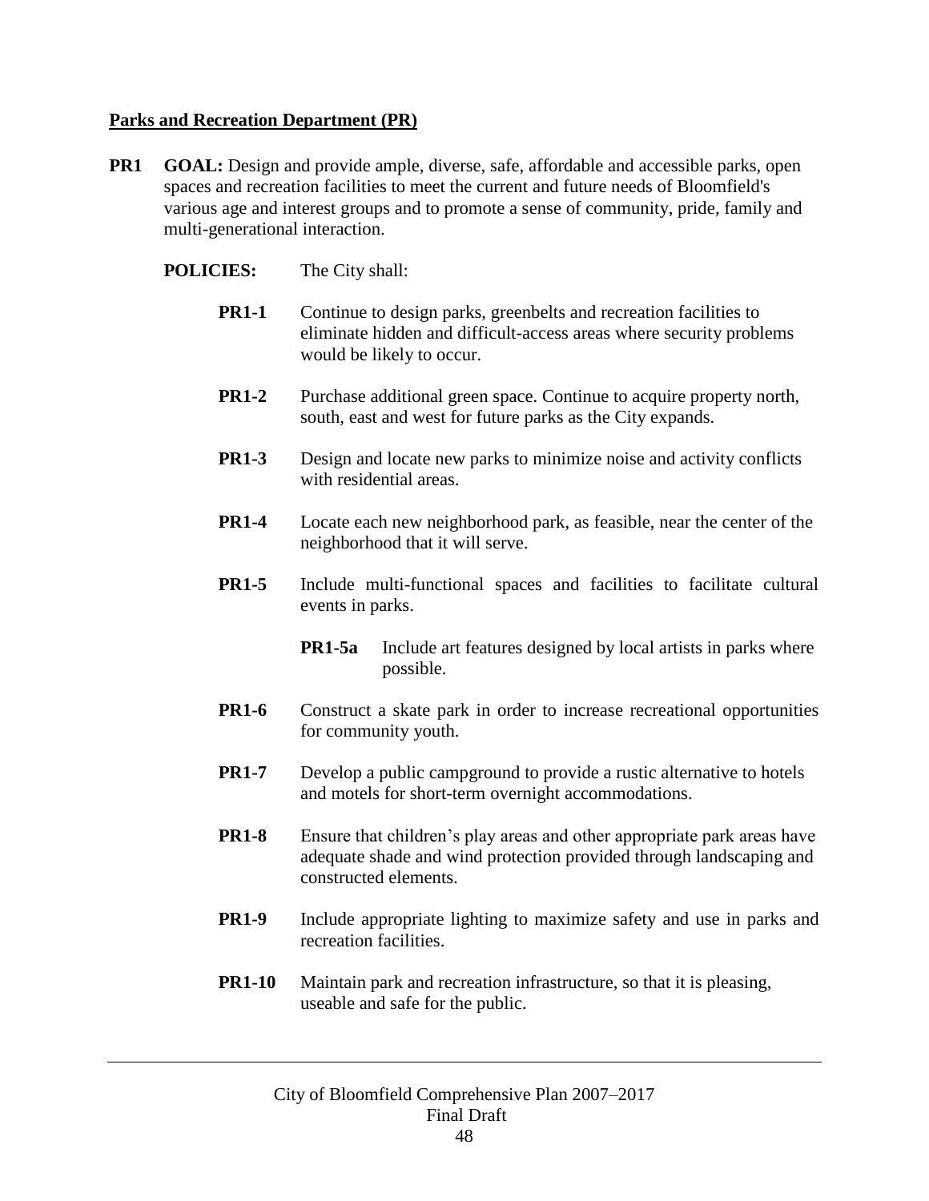**Parks and Recreation Department (PR)**

**PR1** **GOAL:** Design and provide ample, diverse, safe, affordable and accessible parks, open spaces and recreation facilities to meet the current and future needs of Bloomfield's various age and interest groups and to promote a sense of community, pride, family and multi-generational interaction.

**POLICIES:** The City shall:

- **PR1-1** Continue to design parks, greenbelts and recreation facilities to eliminate hidden and difficult-access areas where security problems would be likely to occur.
- **PR1-2** Purchase additional green space. Continue to acquire property north, south, east and west for future parks as the City expands.
- **PR1-3** Design and locate new parks to minimize noise and activity conflicts with residential areas.
- **PR1-4** Locate each new neighborhood park, as feasible, near the center of the neighborhood that it will serve.
- **PR1-5** Include multi-functional spaces and facilities to facilitate cultural events in parks.
  - **PR1-5a** Include art features designed by local artists in parks where possible.
- **PR1-6** Construct a skate park in order to increase recreational opportunities for community youth.
- **PR1-7** Develop a public campground to provide a rustic alternative to hotels and motels for short-term overnight accommodations.
- **PR1-8** Ensure that children's play areas and other appropriate park areas have adequate shade and wind protection provided through landscaping and constructed elements.
- **PR1-9** Include appropriate lighting to maximize safety and use in parks and recreation facilities.
- **PR1-10** Maintain park and recreation infrastructure, so that it is pleasing, useable and safe for the public.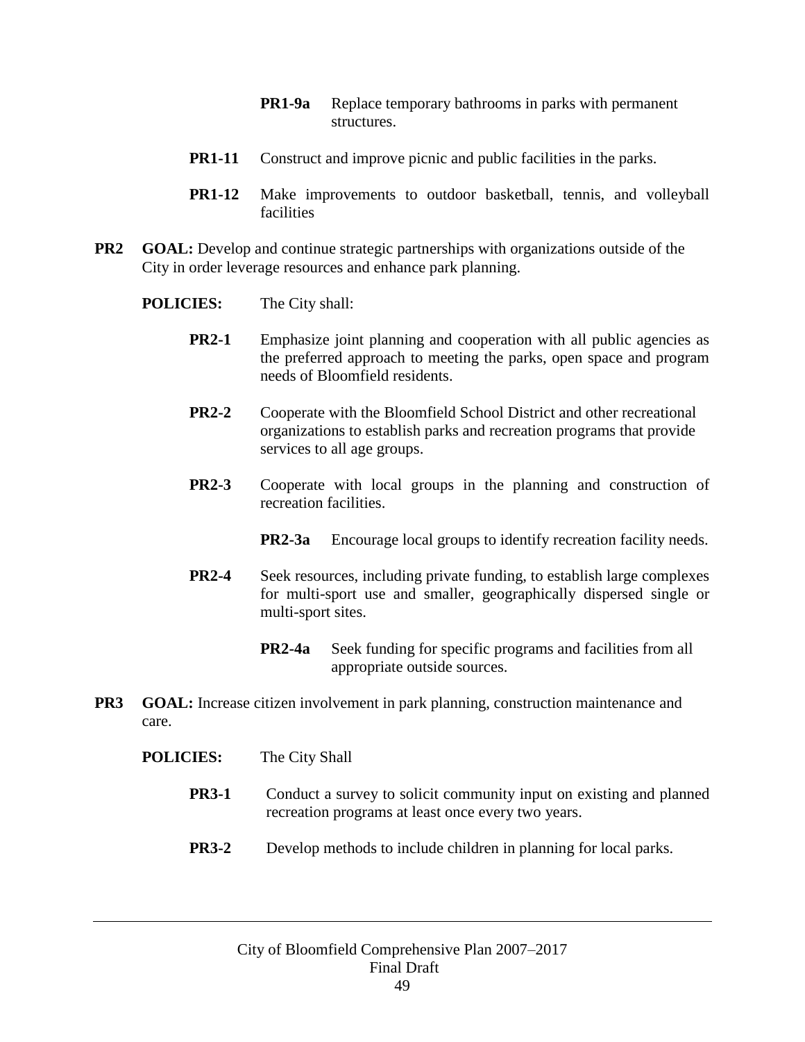**PR1-9a** Replace temporary bathrooms in parks with permanent structures.

**PR1-11** Construct and improve picnic and public facilities in the parks.

**PR1-12** Make improvements to outdoor basketball, tennis, and volleyball facilities

**PR2 GOAL:** Develop and continue strategic partnerships with organizations outside of the City in order leverage resources and enhance park planning.

**POLICIES:** The City shall:

**PR2-1** Emphasize joint planning and cooperation with all public agencies as the preferred approach to meeting the parks, open space and program needs of Bloomfield residents.

**PR2-2** Cooperate with the Bloomfield School District and other recreational organizations to establish parks and recreation programs that provide services to all age groups.

**PR2-3** Cooperate with local groups in the planning and construction of recreation facilities.

**PR2-3a** Encourage local groups to identify recreation facility needs.

**PR2-4** Seek resources, including private funding, to establish large complexes for multi-sport use and smaller, geographically dispersed single or multi-sport sites.

**PR2-4a** Seek funding for specific programs and facilities from all appropriate outside sources.

**PR3 GOAL:** Increase citizen involvement in park planning, construction maintenance and care.

**POLICIES:** The City Shall

**PR3-1** Conduct a survey to solicit community input on existing and planned recreation programs at least once every two years.

**PR3-2** Develop methods to include children in planning for local parks.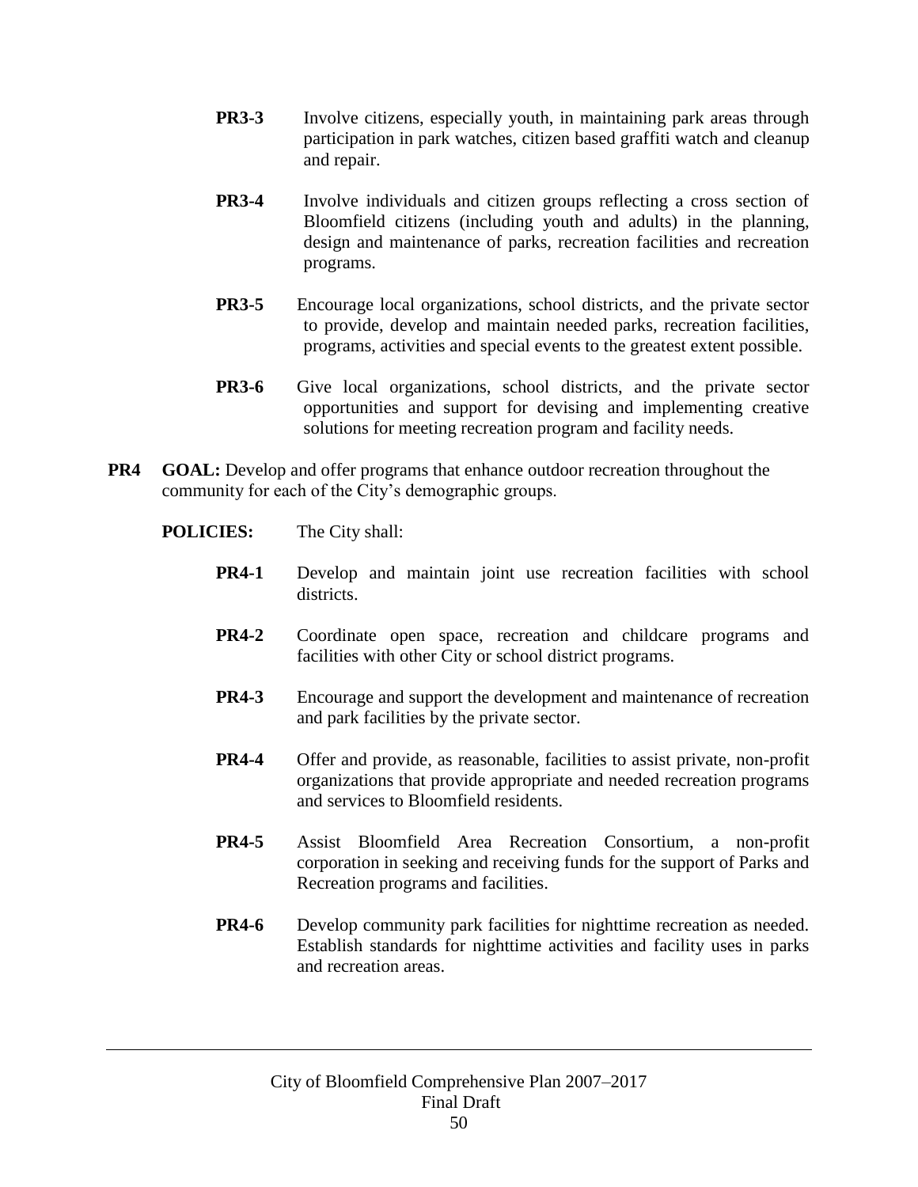**PR3-3** Involve citizens, especially youth, in maintaining park areas through participation in park watches, citizen based graffiti watch and cleanup and repair.

**PR3-4** Involve individuals and citizen groups reflecting a cross section of Bloomfield citizens (including youth and adults) in the planning, design and maintenance of parks, recreation facilities and recreation programs.

**PR3-5** Encourage local organizations, school districts, and the private sector to provide, develop and maintain needed parks, recreation facilities, programs, activities and special events to the greatest extent possible.

**PR3-6** Give local organizations, school districts, and the private sector opportunities and support for devising and implementing creative solutions for meeting recreation program and facility needs.

**PR4 GOAL:** Develop and offer programs that enhance outdoor recreation throughout the community for each of the City's demographic groups.

**POLICIES:** The City shall:

**PR4-1** Develop and maintain joint use recreation facilities with school districts.

**PR4-2** Coordinate open space, recreation and childcare programs and facilities with other City or school district programs.

**PR4-3** Encourage and support the development and maintenance of recreation and park facilities by the private sector.

**PR4-4** Offer and provide, as reasonable, facilities to assist private, non-profit organizations that provide appropriate and needed recreation programs and services to Bloomfield residents.

**PR4-5** Assist Bloomfield Area Recreation Consortium, a non-profit corporation in seeking and receiving funds for the support of Parks and Recreation programs and facilities.

**PR4-6** Develop community park facilities for nighttime recreation as needed. Establish standards for nighttime activities and facility uses in parks and recreation areas.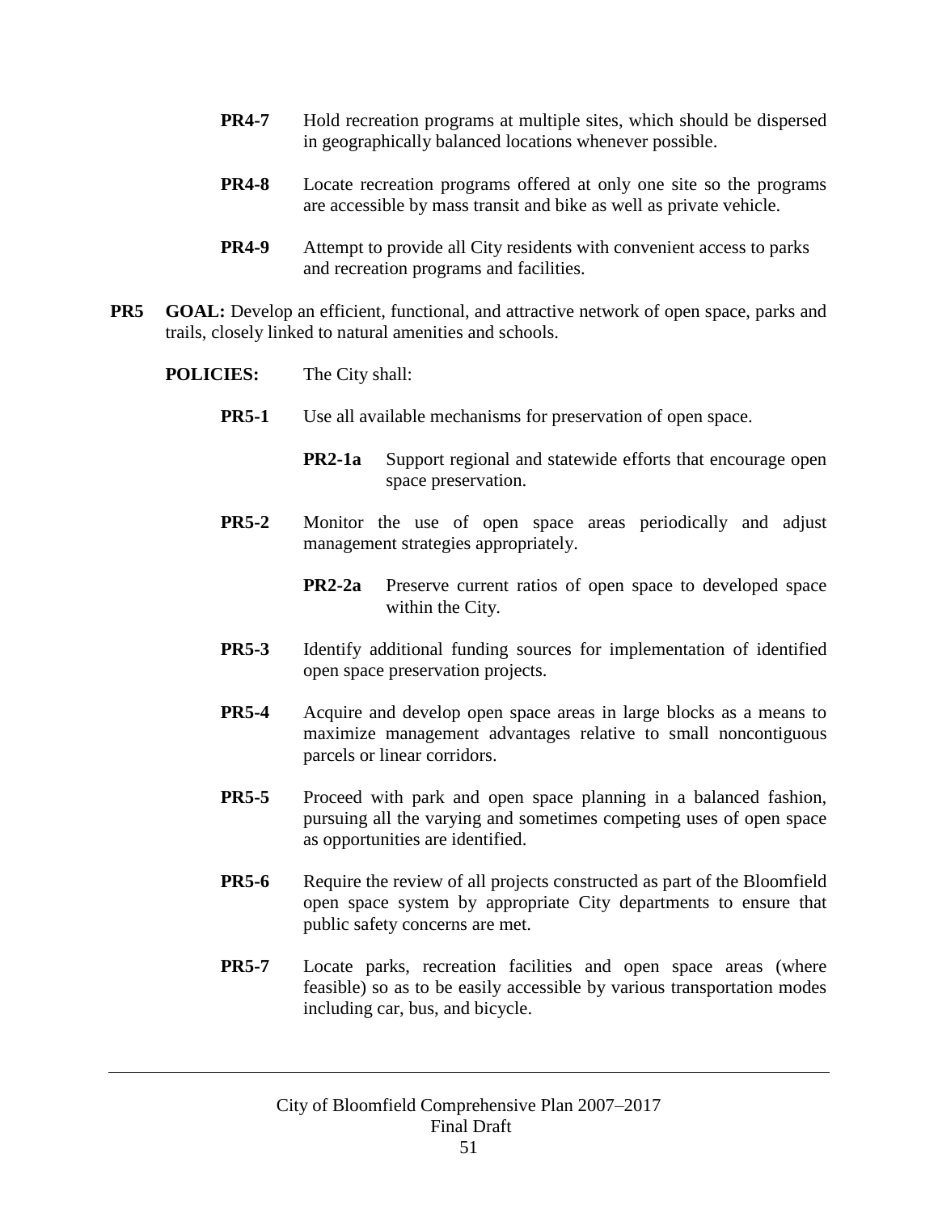**PR4-7** Hold recreation programs at multiple sites, which should be dispersed in geographically balanced locations whenever possible.

**PR4-8** Locate recreation programs offered at only one site so the programs are accessible by mass transit and bike as well as private vehicle.

**PR4-9** Attempt to provide all City residents with convenient access to parks and recreation programs and facilities.

**PR5 GOAL:** Develop an efficient, functional, and attractive network of open space, parks and trails, closely linked to natural amenities and schools.

**POLICIES:** The City shall:

**PR5-1** Use all available mechanisms for preservation of open space.

**PR2-1a** Support regional and statewide efforts that encourage open space preservation.

**PR5-2** Monitor the use of open space areas periodically and adjust management strategies appropriately.

**PR2-2a** Preserve current ratios of open space to developed space within the City.

**PR5-3** Identify additional funding sources for implementation of identified open space preservation projects.

**PR5-4** Acquire and develop open space areas in large blocks as a means to maximize management advantages relative to small noncontiguous parcels or linear corridors.

**PR5-5** Proceed with park and open space planning in a balanced fashion, pursuing all the varying and sometimes competing uses of open space as opportunities are identified.

**PR5-6** Require the review of all projects constructed as part of the Bloomfield open space system by appropriate City departments to ensure that public safety concerns are met.

**PR5-7** Locate parks, recreation facilities and open space areas (where feasible) so as to be easily accessible by various transportation modes including car, bus, and bicycle.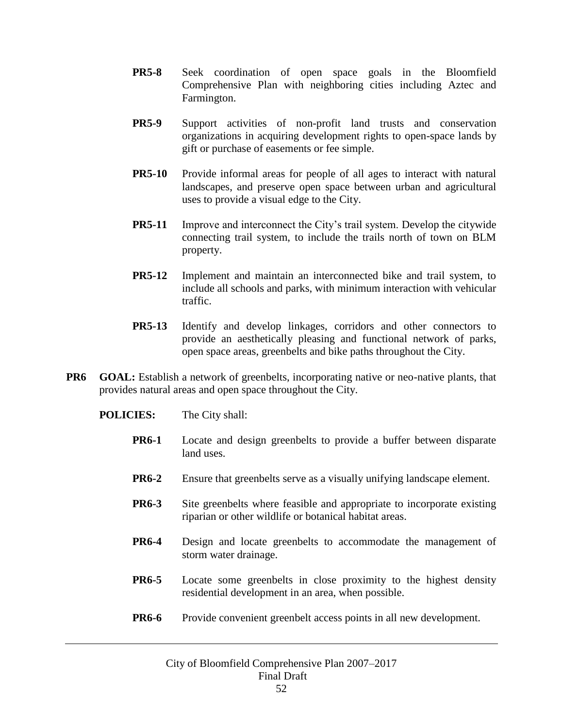**PR5-8** Seek coordination of open space goals in the Bloomfield Comprehensive Plan with neighboring cities including Aztec and Farmington.

**PR5-9** Support activities of non-profit land trusts and conservation organizations in acquiring development rights to open-space lands by gift or purchase of easements or fee simple.

**PR5-10** Provide informal areas for people of all ages to interact with natural landscapes, and preserve open space between urban and agricultural uses to provide a visual edge to the City.

**PR5-11** Improve and interconnect the City's trail system. Develop the citywide connecting trail system, to include the trails north of town on BLM property.

**PR5-12** Implement and maintain an interconnected bike and trail system, to include all schools and parks, with minimum interaction with vehicular traffic.

**PR5-13** Identify and develop linkages, corridors and other connectors to provide an aesthetically pleasing and functional network of parks, open space areas, greenbelts and bike paths throughout the City.

**PR6 GOAL:** Establish a network of greenbelts, incorporating native or neo-native plants, that provides natural areas and open space throughout the City.

**POLICIES:** The City shall:

**PR6-1** Locate and design greenbelts to provide a buffer between disparate land uses.

**PR6-2** Ensure that greenbelts serve as a visually unifying landscape element.

**PR6-3** Site greenbelts where feasible and appropriate to incorporate existing riparian or other wildlife or botanical habitat areas.

**PR6-4** Design and locate greenbelts to accommodate the management of storm water drainage.

**PR6-5** Locate some greenbelts in close proximity to the highest density residential development in an area, when possible.

**PR6-6** Provide convenient greenbelt access points in all new development.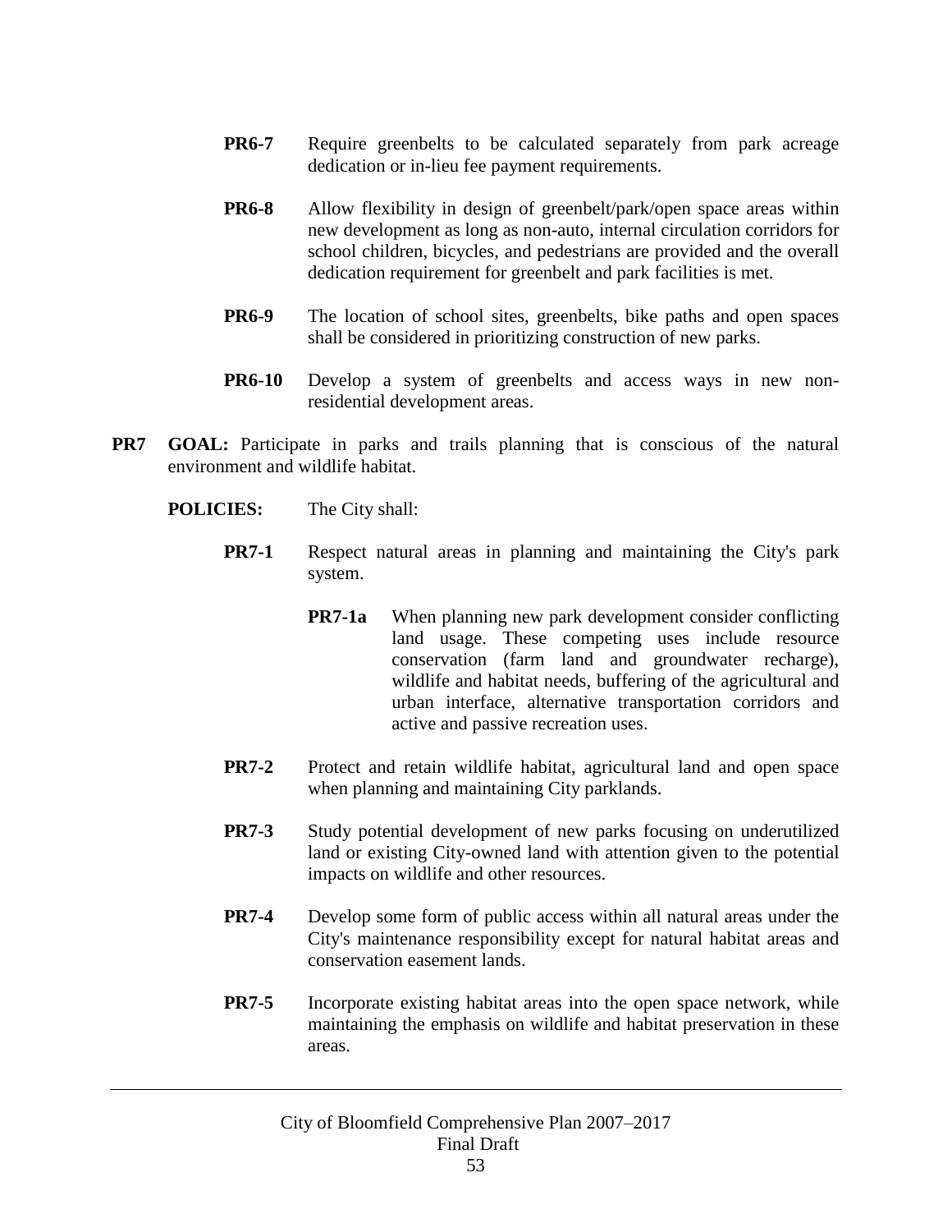**PR6-7** Require greenbelts to be calculated separately from park acreage dedication or in-lieu fee payment requirements.

**PR6-8** Allow flexibility in design of greenbelt/park/open space areas within new development as long as non-auto, internal circulation corridors for school children, bicycles, and pedestrians are provided and the overall dedication requirement for greenbelt and park facilities is met.

**PR6-9** The location of school sites, greenbelts, bike paths and open spaces shall be considered in prioritizing construction of new parks.

**PR6-10** Develop a system of greenbelts and access ways in new non-residential development areas.

**PR7 GOAL:** Participate in parks and trails planning that is conscious of the natural environment and wildlife habitat.

**POLICIES:** The City shall:

**PR7-1** Respect natural areas in planning and maintaining the City's park system.

**PR7-1a** When planning new park development consider conflicting land usage. These competing uses include resource conservation (farm land and groundwater recharge), wildlife and habitat needs, buffering of the agricultural and urban interface, alternative transportation corridors and active and passive recreation uses.

**PR7-2** Protect and retain wildlife habitat, agricultural land and open space when planning and maintaining City parklands.

**PR7-3** Study potential development of new parks focusing on underutilized land or existing City-owned land with attention given to the potential impacts on wildlife and other resources.

**PR7-4** Develop some form of public access within all natural areas under the City's maintenance responsibility except for natural habitat areas and conservation easement lands.

**PR7-5** Incorporate existing habitat areas into the open space network, while maintaining the emphasis on wildlife and habitat preservation in these areas.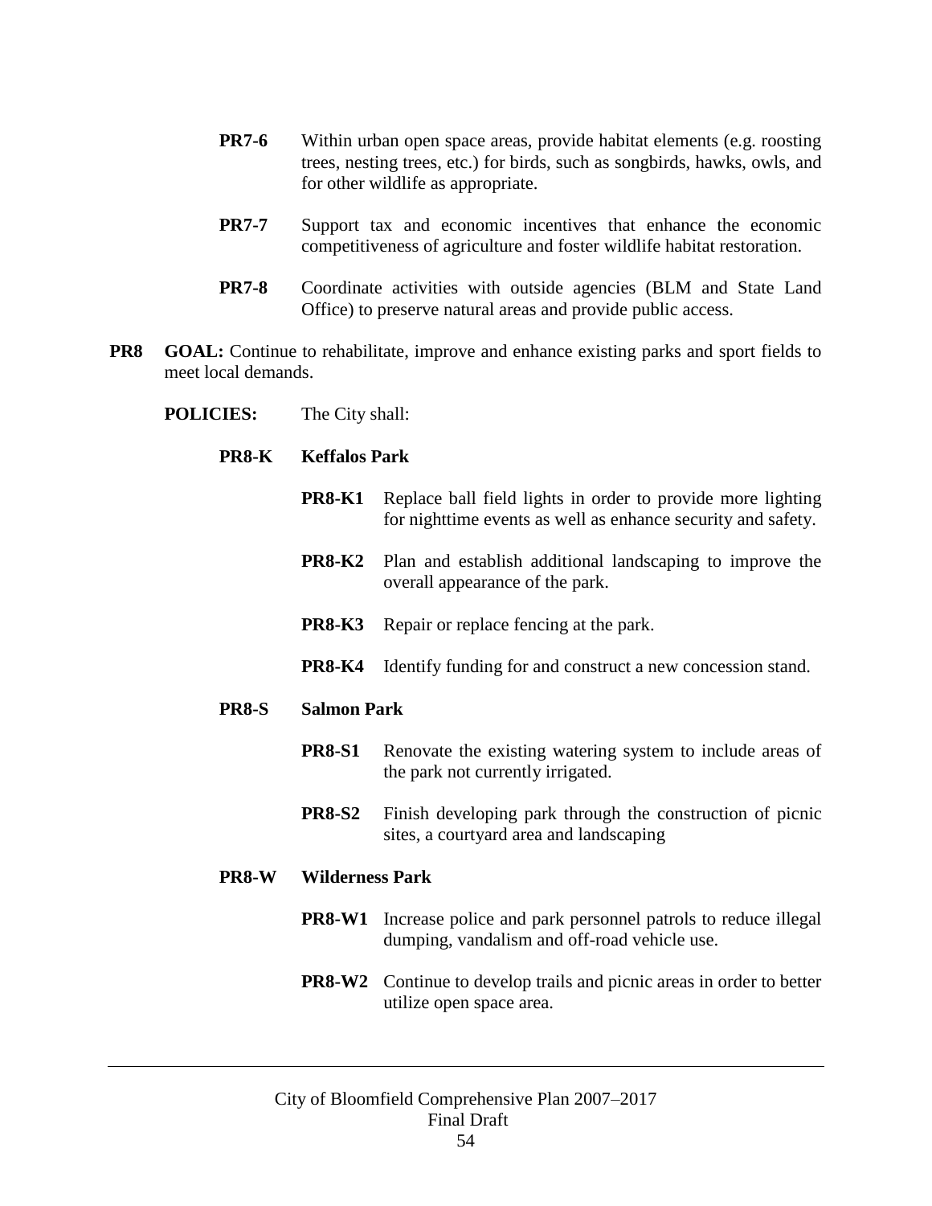**PR7-6** Within urban open space areas, provide habitat elements (e.g. roosting trees, nesting trees, etc.) for birds, such as songbirds, hawks, owls, and for other wildlife as appropriate.

**PR7-7** Support tax and economic incentives that enhance the economic competitiveness of agriculture and foster wildlife habitat restoration.

**PR7-8** Coordinate activities with outside agencies (BLM and State Land Office) to preserve natural areas and provide public access.

**PR8 GOAL:** Continue to rehabilitate, improve and enhance existing parks and sport fields to meet local demands.

**POLICIES:** The City shall:

**PR8-K Keffalos Park**

**PR8-K1** Replace ball field lights in order to provide more lighting for nighttime events as well as enhance security and safety.

**PR8-K2** Plan and establish additional landscaping to improve the overall appearance of the park.

**PR8-K3** Repair or replace fencing at the park.

**PR8-K4** Identify funding for and construct a new concession stand.

**PR8-S Salmon Park**

**PR8-S1** Renovate the existing watering system to include areas of the park not currently irrigated.

**PR8-S2** Finish developing park through the construction of picnic sites, a courtyard area and landscaping

**PR8-W Wilderness Park**

**PR8-W1** Increase police and park personnel patrols to reduce illegal dumping, vandalism and off-road vehicle use.

**PR8-W2** Continue to develop trails and picnic areas in order to better utilize open space area.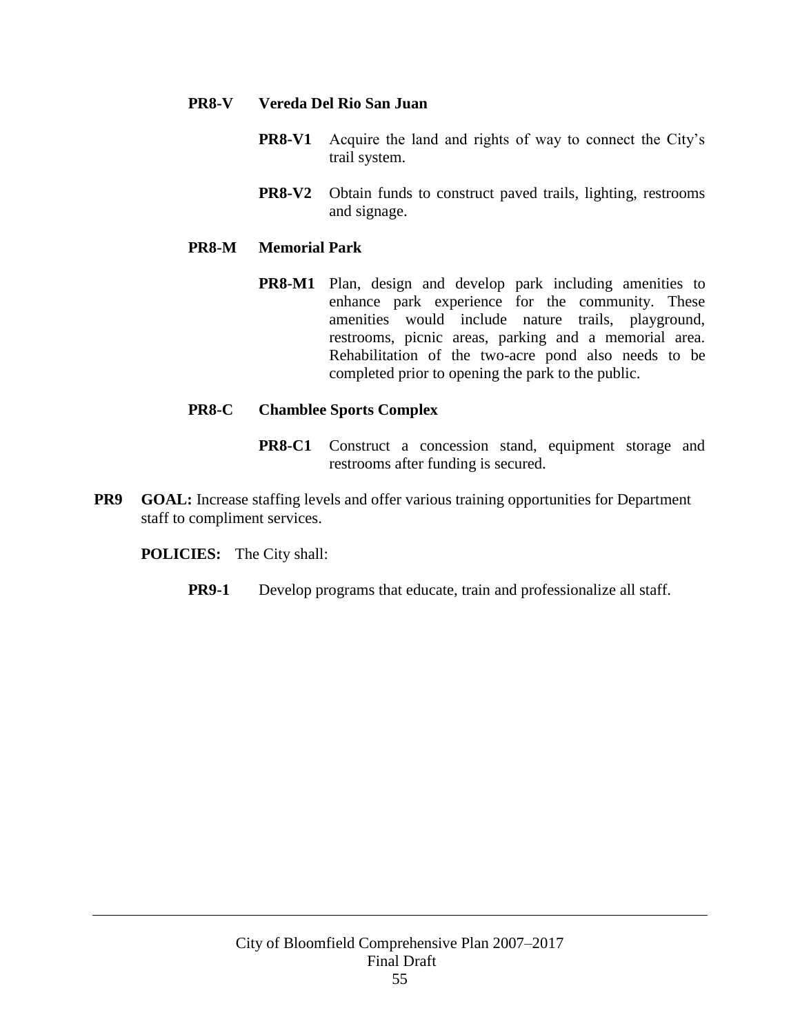**PR8-V Vereda Del Rio San Juan**

**PR8-V1** Acquire the land and rights of way to connect the City's trail system.

**PR8-V2** Obtain funds to construct paved trails, lighting, restrooms and signage.

**PR8-M Memorial Park**

**PR8-M1** Plan, design and develop park including amenities to enhance park experience for the community. These amenities would include nature trails, playground, restrooms, picnic areas, parking and a memorial area. Rehabilitation of the two-acre pond also needs to be completed prior to opening the park to the public.

**PR8-C Chamblee Sports Complex**

**PR8-C1** Construct a concession stand, equipment storage and restrooms after funding is secured.

**PR9 GOAL:** Increase staffing levels and offer various training opportunities for Department staff to compliment services.

**POLICIES:** The City shall:

**PR9-1** Develop programs that educate, train and professionalize all staff.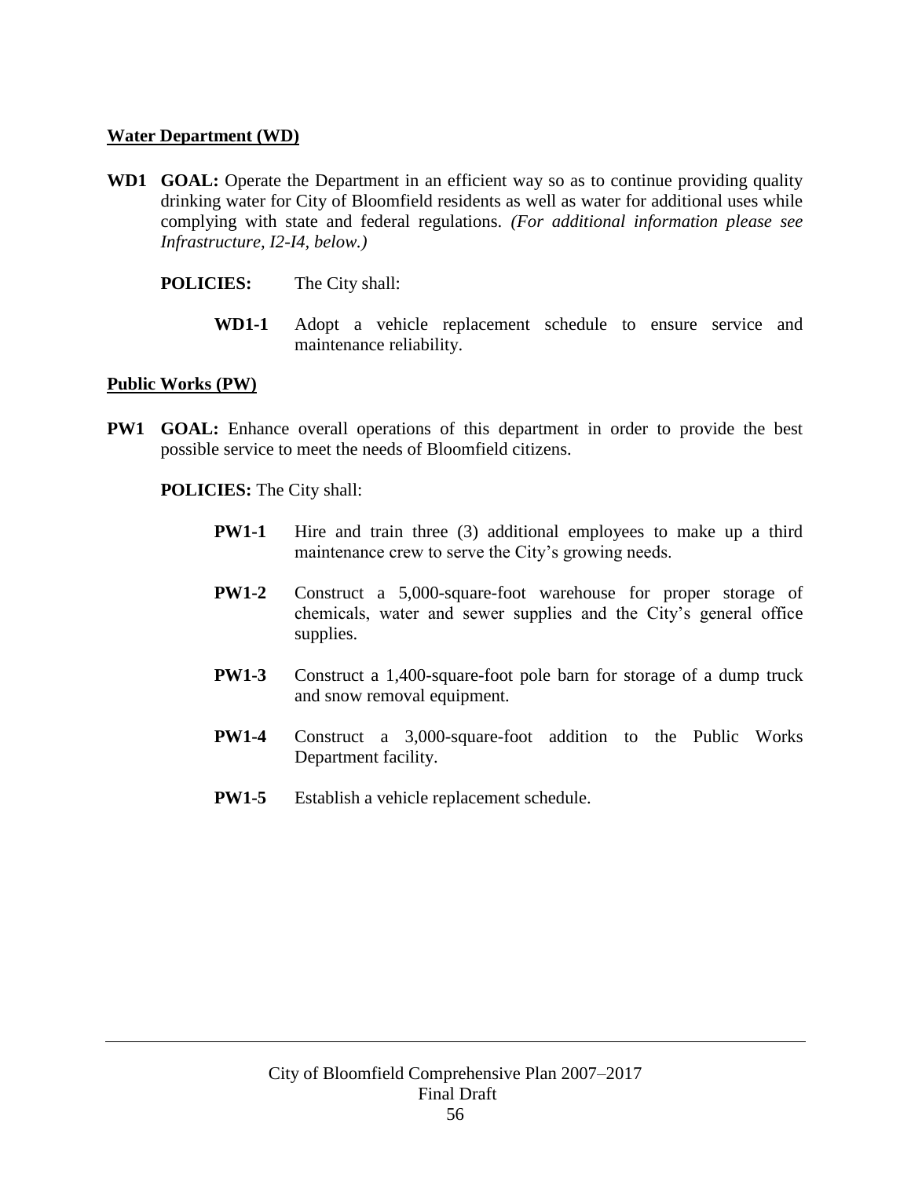**Water Department (WD)**

**WD1 GOAL:** Operate the Department in an efficient way so as to continue providing quality drinking water for City of Bloomfield residents as well as water for additional uses while complying with state and federal regulations. *(For additional information please see Infrastructure, I2-I4, below.)*

**POLICIES:** The City shall:

**WD1-1** Adopt a vehicle replacement schedule to ensure service and maintenance reliability.

**Public Works (PW)**

**PW1 GOAL:** Enhance overall operations of this department in order to provide the best possible service to meet the needs of Bloomfield citizens.

**POLICIES:** The City shall:

**PW1-1** Hire and train three (3) additional employees to make up a third maintenance crew to serve the City's growing needs.

**PW1-2** Construct a 5,000-square-foot warehouse for proper storage of chemicals, water and sewer supplies and the City's general office supplies.

**PW1-3** Construct a 1,400-square-foot pole barn for storage of a dump truck and snow removal equipment.

**PW1-4** Construct a 3,000-square-foot addition to the Public Works Department facility.

**PW1-5** Establish a vehicle replacement schedule.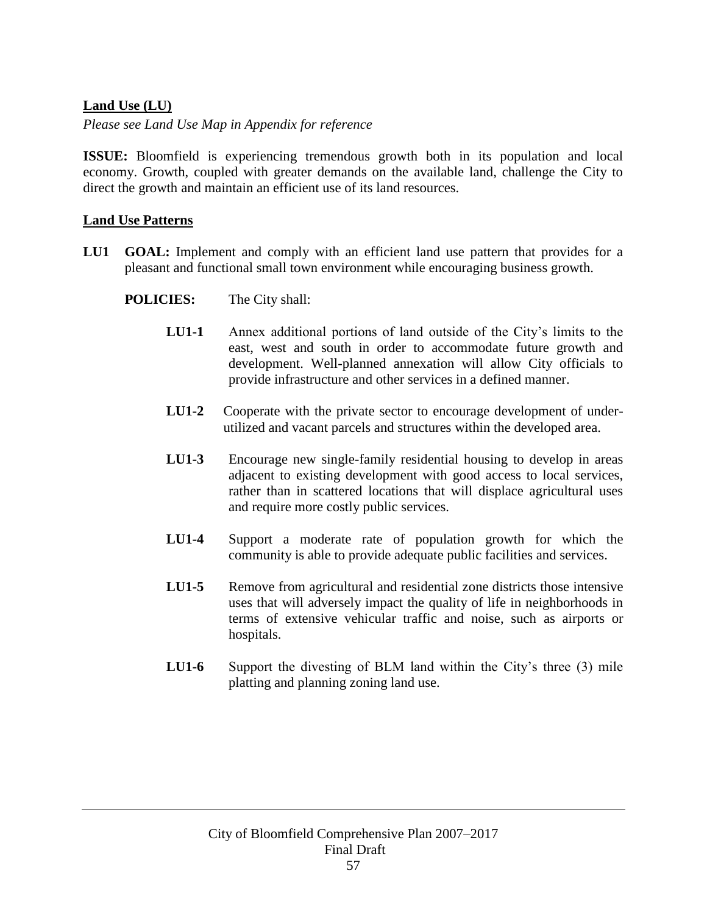## Land Use (LU)

*Please see Land Use Map in Appendix for reference*

**ISSUE:** Bloomfield is experiencing tremendous growth both in its population and local economy. Growth, coupled with greater demands on the available land, challenge the City to direct the growth and maintain an efficient use of its land resources.

### Land Use Patterns

**LU1 GOAL:** Implement and comply with an efficient land use pattern that provides for a pleasant and functional small town environment while encouraging business growth.

**POLICIES:** The City shall:

- **LU1-1** Annex additional portions of land outside of the City's limits to the east, west and south in order to accommodate future growth and development. Well-planned annexation will allow City officials to provide infrastructure and other services in a defined manner.

- **LU1-2** Cooperate with the private sector to encourage development of under-utilized and vacant parcels and structures within the developed area.

- **LU1-3** Encourage new single-family residential housing to develop in areas adjacent to existing development with good access to local services, rather than in scattered locations that will displace agricultural uses and require more costly public services.

- **LU1-4** Support a moderate rate of population growth for which the community is able to provide adequate public facilities and services.

- **LU1-5** Remove from agricultural and residential zone districts those intensive uses that will adversely impact the quality of life in neighborhoods in terms of extensive vehicular traffic and noise, such as airports or hospitals.

- **LU1-6** Support the divesting of BLM land within the City's three (3) mile platting and planning zoning land use.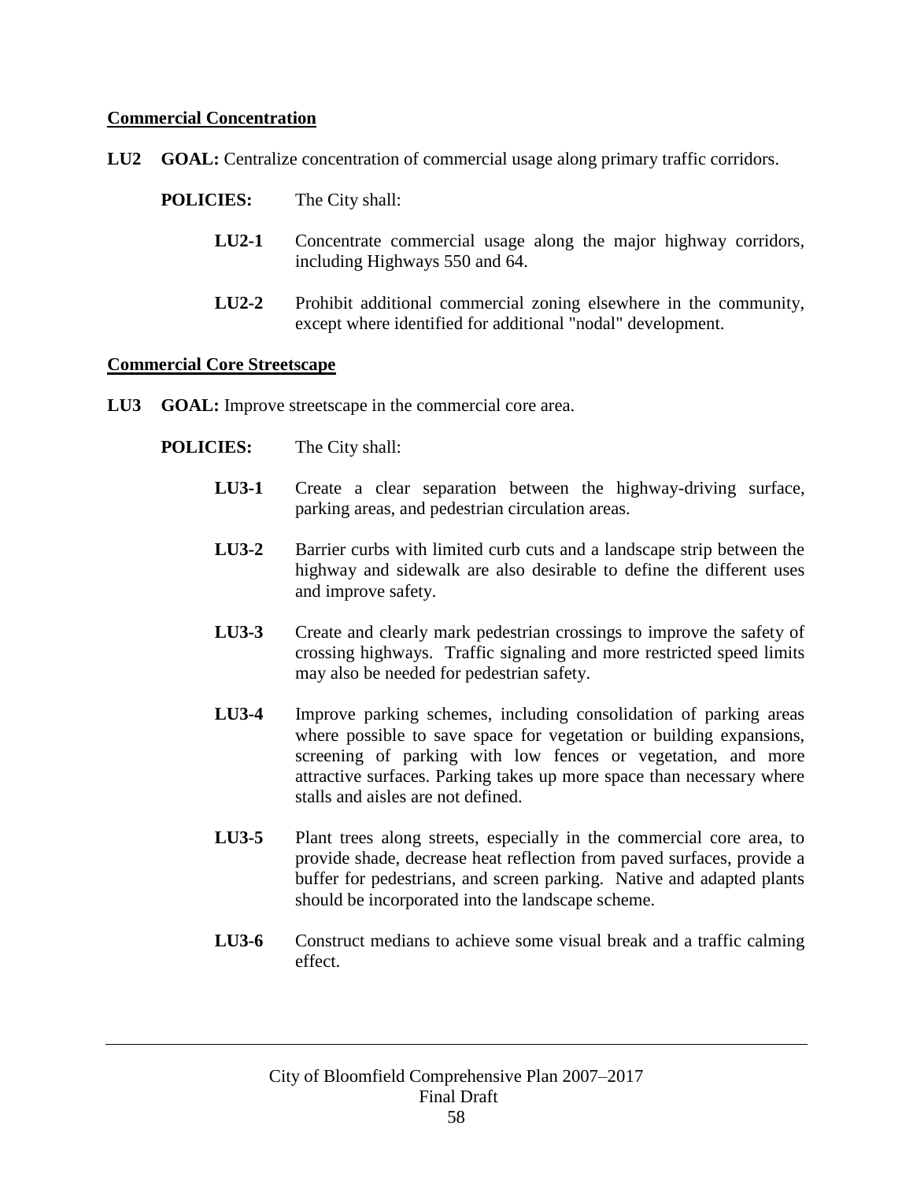### Commercial Concentration

**LU2 GOAL:** Centralize concentration of commercial usage along primary traffic corridors.

**POLICIES:** The City shall:

- **LU2-1** Concentrate commercial usage along the major highway corridors, including Highways 550 and 64.
- **LU2-2** Prohibit additional commercial zoning elsewhere in the community, except where identified for additional "nodal" development.

### Commercial Core Streetscape

**LU3 GOAL:** Improve streetscape in the commercial core area.

**POLICIES:** The City shall:

- **LU3-1** Create a clear separation between the highway-driving surface, parking areas, and pedestrian circulation areas.
- **LU3-2** Barrier curbs with limited curb cuts and a landscape strip between the highway and sidewalk are also desirable to define the different uses and improve safety.
- **LU3-3** Create and clearly mark pedestrian crossings to improve the safety of crossing highways. Traffic signaling and more restricted speed limits may also be needed for pedestrian safety.
- **LU3-4** Improve parking schemes, including consolidation of parking areas where possible to save space for vegetation or building expansions, screening of parking with low fences or vegetation, and more attractive surfaces. Parking takes up more space than necessary where stalls and aisles are not defined.
- **LU3-5** Plant trees along streets, especially in the commercial core area, to provide shade, decrease heat reflection from paved surfaces, provide a buffer for pedestrians, and screen parking. Native and adapted plants should be incorporated into the landscape scheme.
- **LU3-6** Construct medians to achieve some visual break and a traffic calming effect.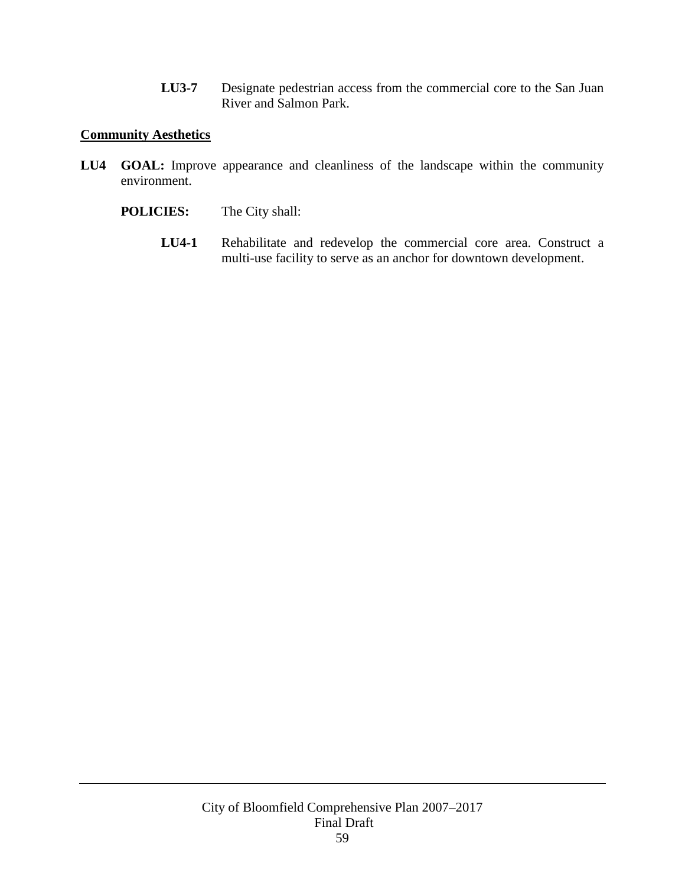**LU3-7** Designate pedestrian access from the commercial core to the San Juan River and Salmon Park.

## Community Aesthetics

**LU4 GOAL:** Improve appearance and cleanliness of the landscape within the community environment.

**POLICIES:** The City shall:

**LU4-1** Rehabilitate and redevelop the commercial core area. Construct a multi-use facility to serve as an anchor for downtown development.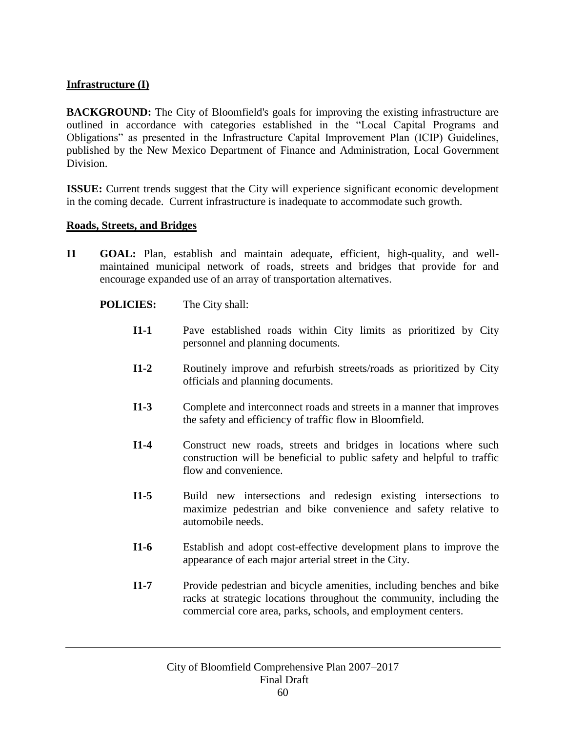## Infrastructure (I)

**BACKGROUND:** The City of Bloomfield's goals for improving the existing infrastructure are outlined in accordance with categories established in the "Local Capital Programs and Obligations" as presented in the Infrastructure Capital Improvement Plan (ICIP) Guidelines, published by the New Mexico Department of Finance and Administration, Local Government Division.

**ISSUE:** Current trends suggest that the City will experience significant economic development in the coming decade. Current infrastructure is inadequate to accommodate such growth.

### Roads, Streets, and Bridges

**I1** **GOAL:** Plan, establish and maintain adequate, efficient, high-quality, and well-maintained municipal network of roads, streets and bridges that provide for and encourage expanded use of an array of transportation alternatives.

**POLICIES:** The City shall:

- **I1-1** Pave established roads within City limits as prioritized by City personnel and planning documents.
- **I1-2** Routinely improve and refurbish streets/roads as prioritized by City officials and planning documents.
- **I1-3** Complete and interconnect roads and streets in a manner that improves the safety and efficiency of traffic flow in Bloomfield.
- **I1-4** Construct new roads, streets and bridges in locations where such construction will be beneficial to public safety and helpful to traffic flow and convenience.
- **I1-5** Build new intersections and redesign existing intersections to maximize pedestrian and bike convenience and safety relative to automobile needs.
- **I1-6** Establish and adopt cost-effective development plans to improve the appearance of each major arterial street in the City.
- **I1-7** Provide pedestrian and bicycle amenities, including benches and bike racks at strategic locations throughout the community, including the commercial core area, parks, schools, and employment centers.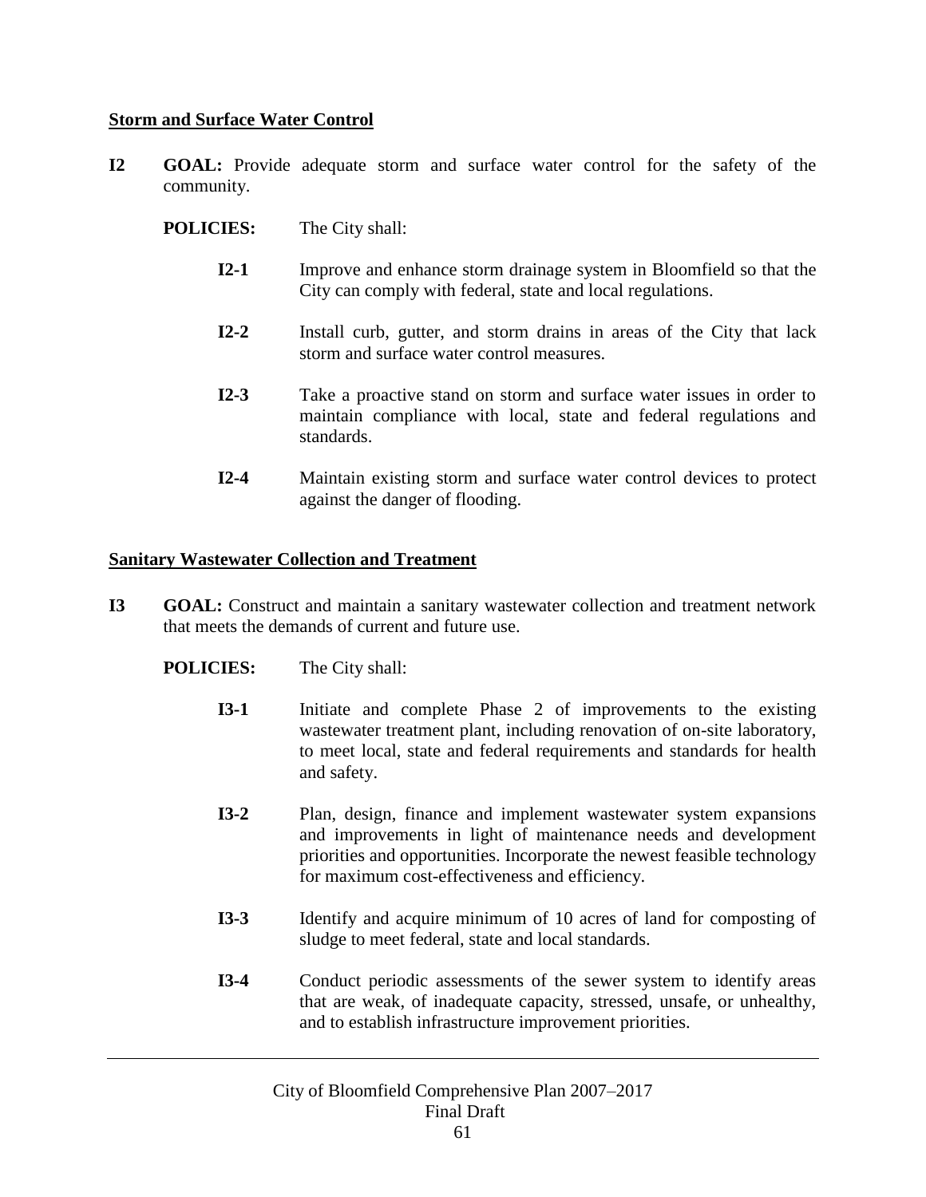**Storm and Surface Water Control**

**I2 GOAL:** Provide adequate storm and surface water control for the safety of the community.

**POLICIES:** The City shall:

- **I2-1** Improve and enhance storm drainage system in Bloomfield so that the City can comply with federal, state and local regulations.

- **I2-2** Install curb, gutter, and storm drains in areas of the City that lack storm and surface water control measures.

- **I2-3** Take a proactive stand on storm and surface water issues in order to maintain compliance with local, state and federal regulations and standards.

- **I2-4** Maintain existing storm and surface water control devices to protect against the danger of flooding.

**Sanitary Wastewater Collection and Treatment**

**I3 GOAL:** Construct and maintain a sanitary wastewater collection and treatment network that meets the demands of current and future use.

**POLICIES:** The City shall:

- **I3-1** Initiate and complete Phase 2 of improvements to the existing wastewater treatment plant, including renovation of on-site laboratory, to meet local, state and federal requirements and standards for health and safety.

- **I3-2** Plan, design, finance and implement wastewater system expansions and improvements in light of maintenance needs and development priorities and opportunities. Incorporate the newest feasible technology for maximum cost-effectiveness and efficiency.

- **I3-3** Identify and acquire minimum of 10 acres of land for composting of sludge to meet federal, state and local standards.

- **I3-4** Conduct periodic assessments of the sewer system to identify areas that are weak, of inadequate capacity, stressed, unsafe, or unhealthy, and to establish infrastructure improvement priorities.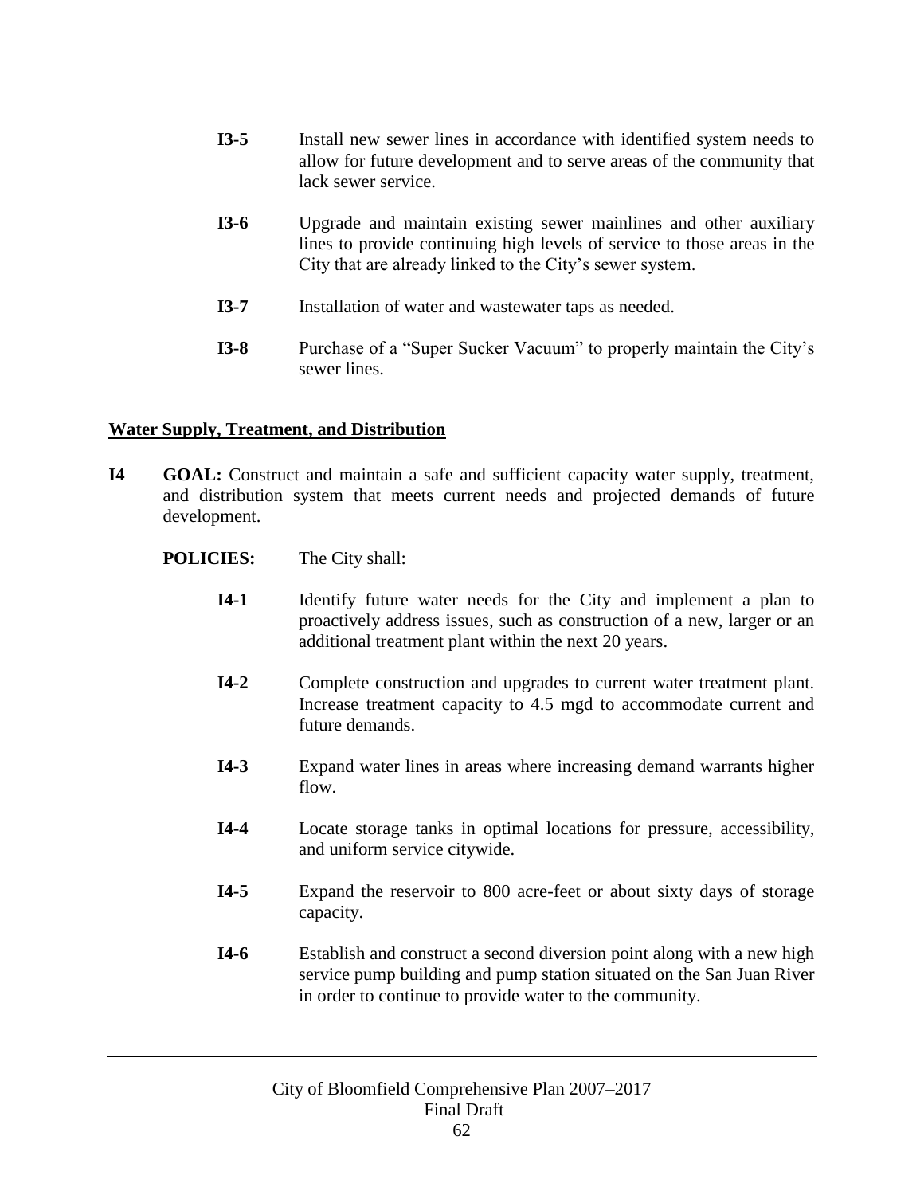**I3-5** Install new sewer lines in accordance with identified system needs to allow for future development and to serve areas of the community that lack sewer service.

**I3-6** Upgrade and maintain existing sewer mainlines and other auxiliary lines to provide continuing high levels of service to those areas in the City that are already linked to the City's sewer system.

**I3-7** Installation of water and wastewater taps as needed.

**I3-8** Purchase of a "Super Sucker Vacuum" to properly maintain the City's sewer lines.

## Water Supply, Treatment, and Distribution

**I4** **GOAL:** Construct and maintain a safe and sufficient capacity water supply, treatment, and distribution system that meets current needs and projected demands of future development.

**POLICIES:** The City shall:

**I4-1** Identify future water needs for the City and implement a plan to proactively address issues, such as construction of a new, larger or an additional treatment plant within the next 20 years.

**I4-2** Complete construction and upgrades to current water treatment plant. Increase treatment capacity to 4.5 mgd to accommodate current and future demands.

**I4-3** Expand water lines in areas where increasing demand warrants higher flow.

**I4-4** Locate storage tanks in optimal locations for pressure, accessibility, and uniform service citywide.

**I4-5** Expand the reservoir to 800 acre-feet or about sixty days of storage capacity.

**I4-6** Establish and construct a second diversion point along with a new high service pump building and pump station situated on the San Juan River in order to continue to provide water to the community.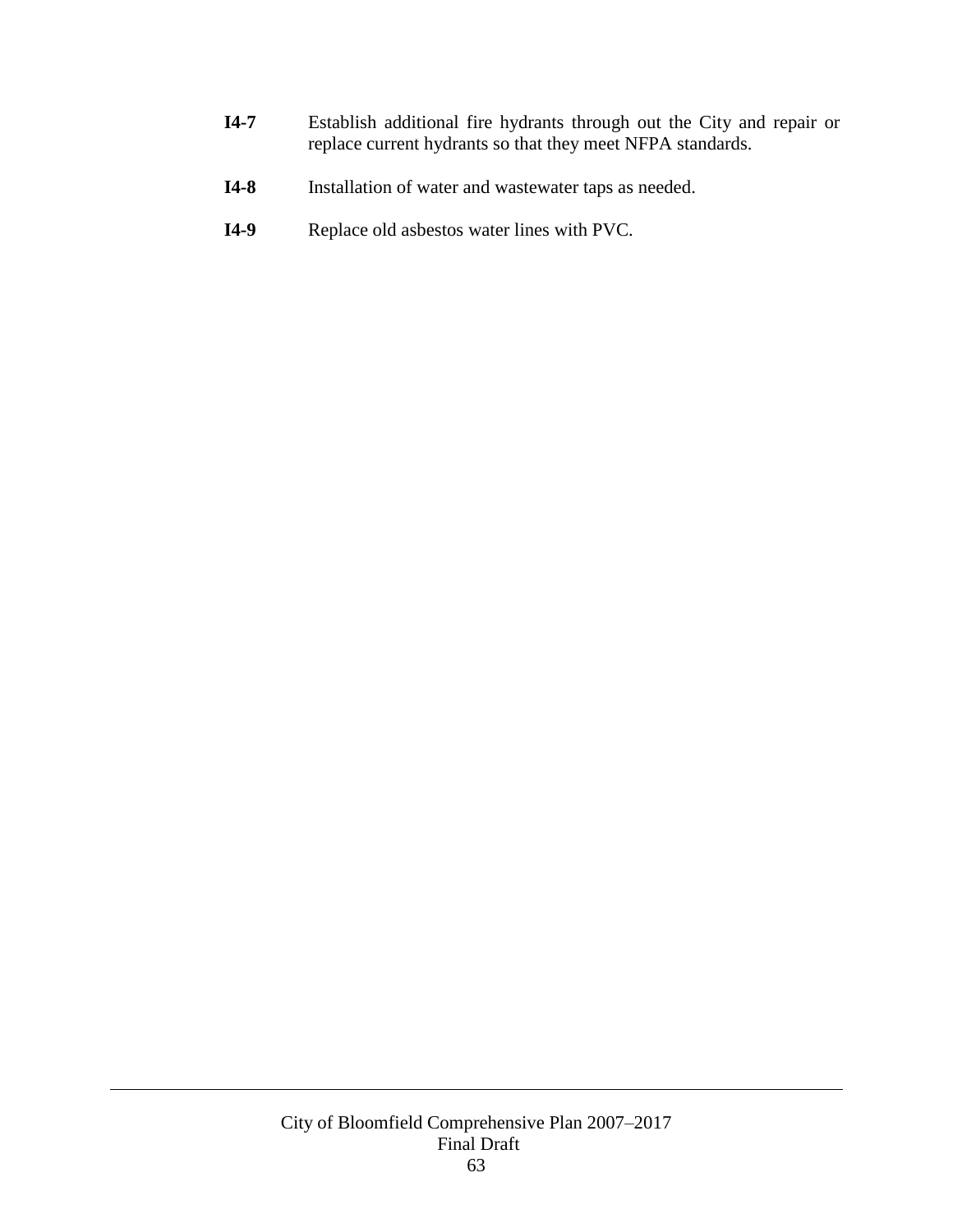**I4-7** Establish additional fire hydrants through out the City and repair or replace current hydrants so that they meet NFPA standards.

**I4-8** Installation of water and wastewater taps as needed.

**I4-9** Replace old asbestos water lines with PVC.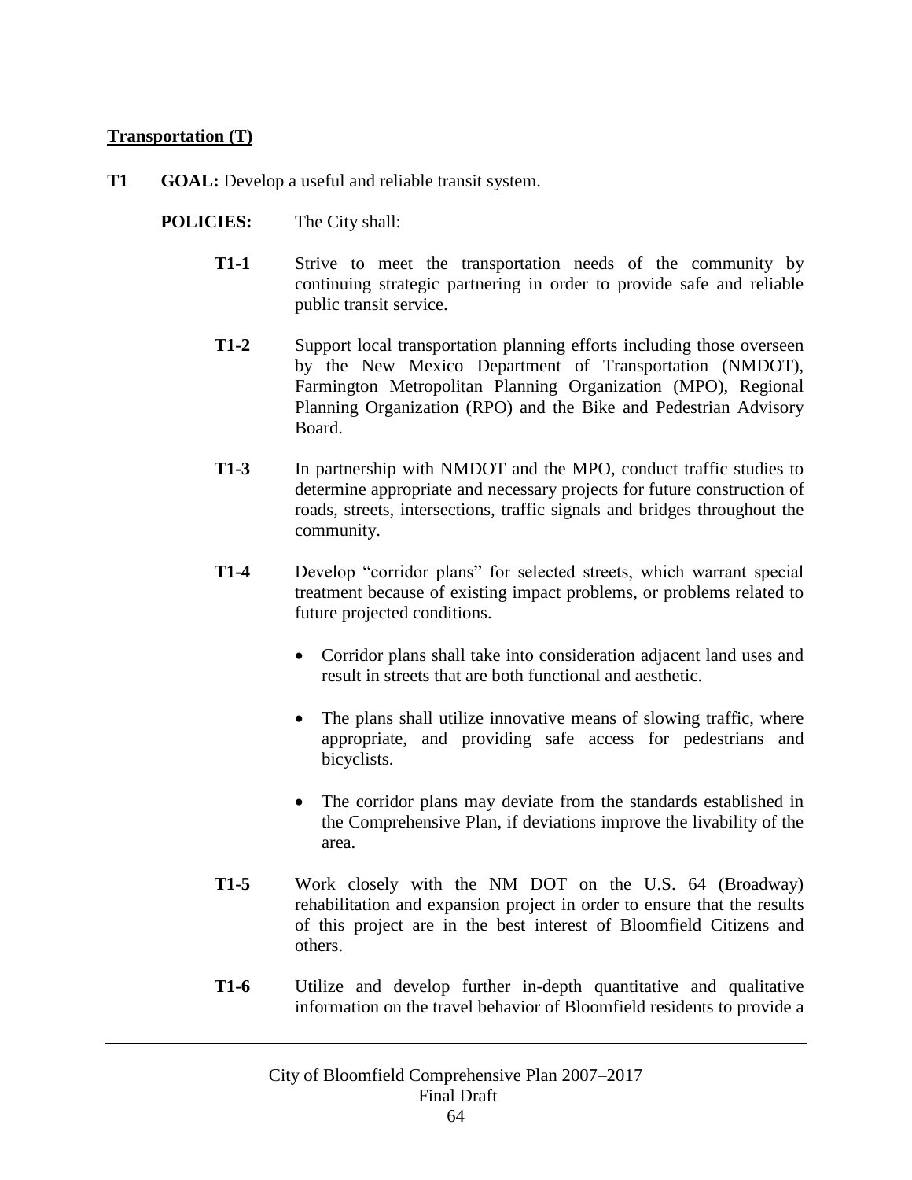**Transportation (T)**

**T1 GOAL:** Develop a useful and reliable transit system.

**POLICIES:** The City shall:

**T1-1** Strive to meet the transportation needs of the community by continuing strategic partnering in order to provide safe and reliable public transit service.

**T1-2** Support local transportation planning efforts including those overseen by the New Mexico Department of Transportation (NMDOT), Farmington Metropolitan Planning Organization (MPO), Regional Planning Organization (RPO) and the Bike and Pedestrian Advisory Board.

**T1-3** In partnership with NMDOT and the MPO, conduct traffic studies to determine appropriate and necessary projects for future construction of roads, streets, intersections, traffic signals and bridges throughout the community.

**T1-4** Develop "corridor plans" for selected streets, which warrant special treatment because of existing impact problems, or problems related to future projected conditions.

- Corridor plans shall take into consideration adjacent land uses and result in streets that are both functional and aesthetic.
- The plans shall utilize innovative means of slowing traffic, where appropriate, and providing safe access for pedestrians and bicyclists.
- The corridor plans may deviate from the standards established in the Comprehensive Plan, if deviations improve the livability of the area.

**T1-5** Work closely with the NM DOT on the U.S. 64 (Broadway) rehabilitation and expansion project in order to ensure that the results of this project are in the best interest of Bloomfield Citizens and others.

**T1-6** Utilize and develop further in-depth quantitative and qualitative information on the travel behavior of Bloomfield residents to provide a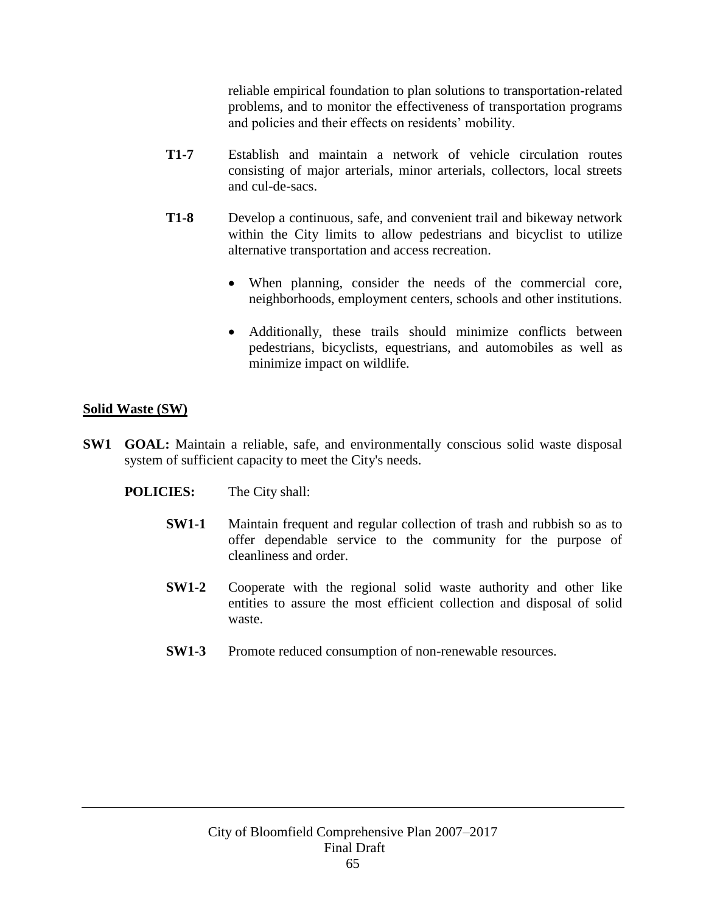reliable empirical foundation to plan solutions to transportation-related problems, and to monitor the effectiveness of transportation programs and policies and their effects on residents' mobility.

**T1-7** Establish and maintain a network of vehicle circulation routes consisting of major arterials, minor arterials, collectors, local streets and cul-de-sacs.

**T1-8** Develop a continuous, safe, and convenient trail and bikeway network within the City limits to allow pedestrians and bicyclist to utilize alternative transportation and access recreation.

- When planning, consider the needs of the commercial core, neighborhoods, employment centers, schools and other institutions.
- Additionally, these trails should minimize conflicts between pedestrians, bicyclists, equestrians, and automobiles as well as minimize impact on wildlife.

## Solid Waste (SW)

**SW1 GOAL:** Maintain a reliable, safe, and environmentally conscious solid waste disposal system of sufficient capacity to meet the City's needs.

**POLICIES:** The City shall:

**SW1-1** Maintain frequent and regular collection of trash and rubbish so as to offer dependable service to the community for the purpose of cleanliness and order.

**SW1-2** Cooperate with the regional solid waste authority and other like entities to assure the most efficient collection and disposal of solid waste.

**SW1-3** Promote reduced consumption of non-renewable resources.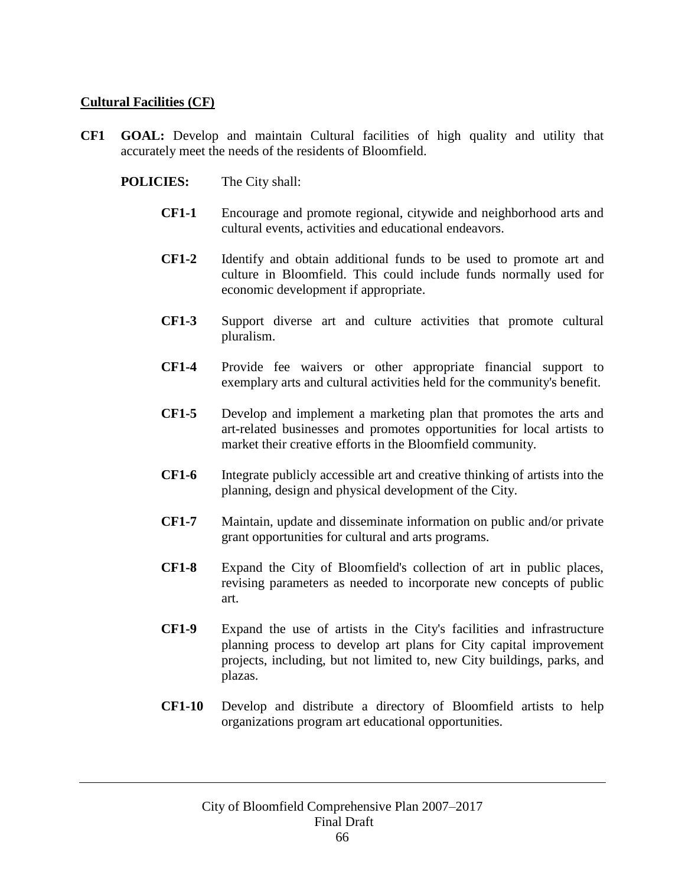**Cultural Facilities (CF)**

**CF1 GOAL:** Develop and maintain Cultural facilities of high quality and utility that accurately meet the needs of the residents of Bloomfield.

**POLICIES:** The City shall:

**CF1-1** Encourage and promote regional, citywide and neighborhood arts and cultural events, activities and educational endeavors.

**CF1-2** Identify and obtain additional funds to be used to promote art and culture in Bloomfield. This could include funds normally used for economic development if appropriate.

**CF1-3** Support diverse art and culture activities that promote cultural pluralism.

**CF1-4** Provide fee waivers or other appropriate financial support to exemplary arts and cultural activities held for the community's benefit.

**CF1-5** Develop and implement a marketing plan that promotes the arts and art-related businesses and promotes opportunities for local artists to market their creative efforts in the Bloomfield community.

**CF1-6** Integrate publicly accessible art and creative thinking of artists into the planning, design and physical development of the City.

**CF1-7** Maintain, update and disseminate information on public and/or private grant opportunities for cultural and arts programs.

**CF1-8** Expand the City of Bloomfield's collection of art in public places, revising parameters as needed to incorporate new concepts of public art.

**CF1-9** Expand the use of artists in the City's facilities and infrastructure planning process to develop art plans for City capital improvement projects, including, but not limited to, new City buildings, parks, and plazas.

**CF1-10** Develop and distribute a directory of Bloomfield artists to help organizations program art educational opportunities.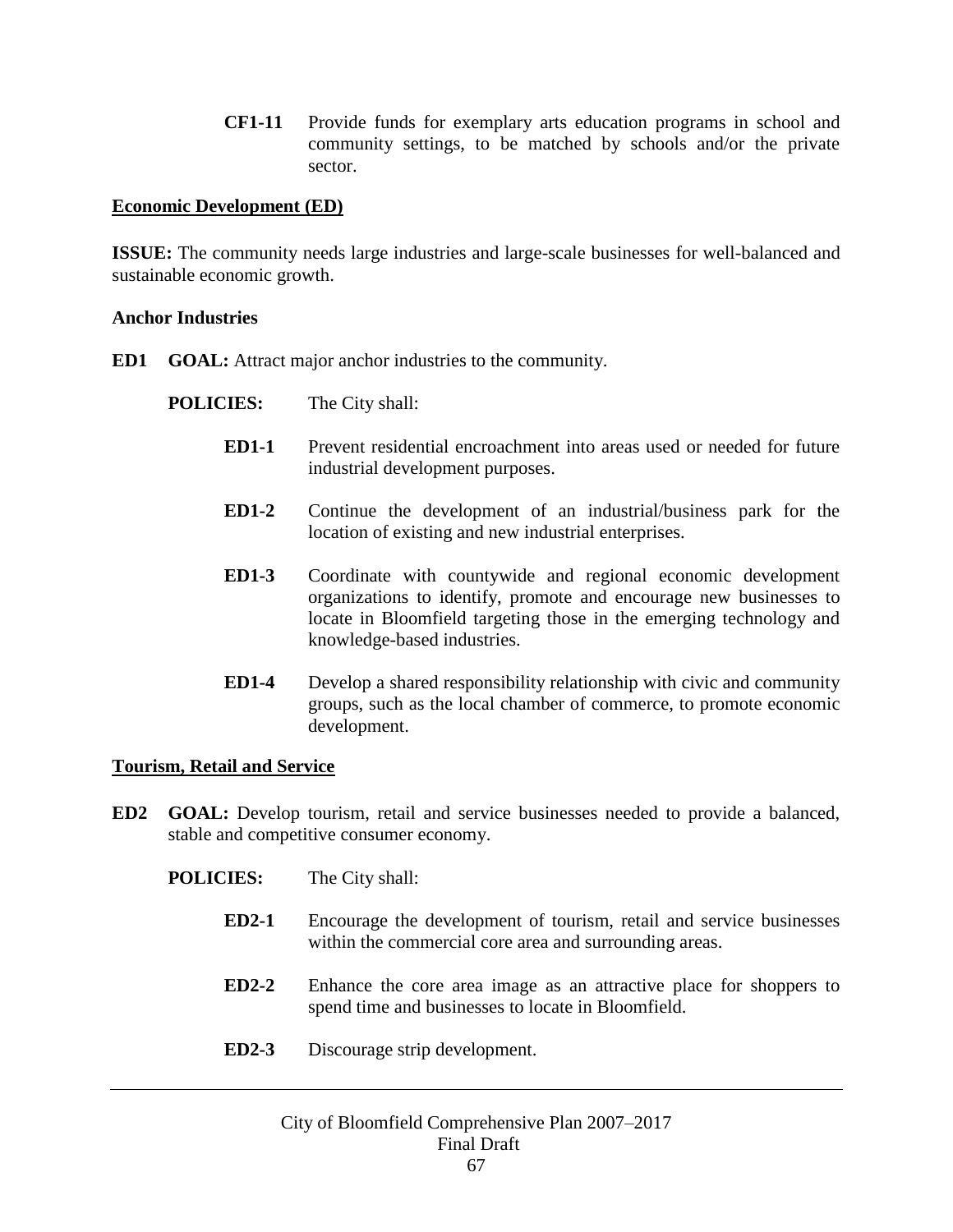**CF1-11** Provide funds for exemplary arts education programs in school and community settings, to be matched by schools and/or the private sector.

## Economic Development (ED)

**ISSUE:** The community needs large industries and large-scale businesses for well-balanced and sustainable economic growth.

### Anchor Industries

**ED1 GOAL:** Attract major anchor industries to the community.

**POLICIES:** The City shall:

**ED1-1** Prevent residential encroachment into areas used or needed for future industrial development purposes.

**ED1-2** Continue the development of an industrial/business park for the location of existing and new industrial enterprises.

**ED1-3** Coordinate with countywide and regional economic development organizations to identify, promote and encourage new businesses to locate in Bloomfield targeting those in the emerging technology and knowledge-based industries.

**ED1-4** Develop a shared responsibility relationship with civic and community groups, such as the local chamber of commerce, to promote economic development.

## Tourism, Retail and Service

**ED2 GOAL:** Develop tourism, retail and service businesses needed to provide a balanced, stable and competitive consumer economy.

**POLICIES:** The City shall:

**ED2-1** Encourage the development of tourism, retail and service businesses within the commercial core area and surrounding areas.

**ED2-2** Enhance the core area image as an attractive place for shoppers to spend time and businesses to locate in Bloomfield.

**ED2-3** Discourage strip development.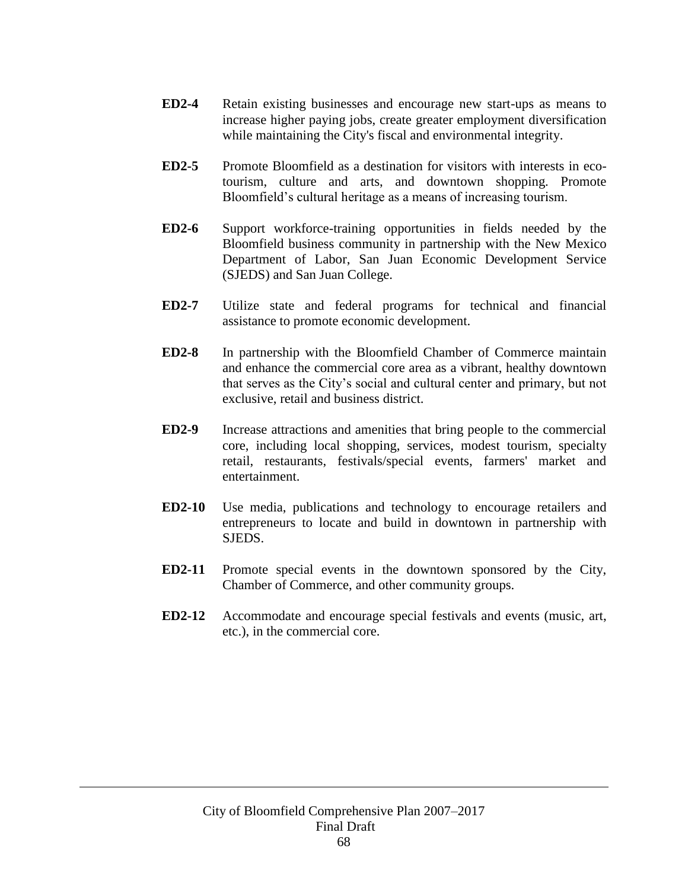**ED2-4** Retain existing businesses and encourage new start-ups as means to increase higher paying jobs, create greater employment diversification while maintaining the City's fiscal and environmental integrity.

**ED2-5** Promote Bloomfield as a destination for visitors with interests in eco-tourism, culture and arts, and downtown shopping. Promote Bloomfield's cultural heritage as a means of increasing tourism.

**ED2-6** Support workforce-training opportunities in fields needed by the Bloomfield business community in partnership with the New Mexico Department of Labor, San Juan Economic Development Service (SJEDS) and San Juan College.

**ED2-7** Utilize state and federal programs for technical and financial assistance to promote economic development.

**ED2-8** In partnership with the Bloomfield Chamber of Commerce maintain and enhance the commercial core area as a vibrant, healthy downtown that serves as the City's social and cultural center and primary, but not exclusive, retail and business district.

**ED2-9** Increase attractions and amenities that bring people to the commercial core, including local shopping, services, modest tourism, specialty retail, restaurants, festivals/special events, farmers' market and entertainment.

**ED2-10** Use media, publications and technology to encourage retailers and entrepreneurs to locate and build in downtown in partnership with SJEDS.

**ED2-11** Promote special events in the downtown sponsored by the City, Chamber of Commerce, and other community groups.

**ED2-12** Accommodate and encourage special festivals and events (music, art, etc.), in the commercial core.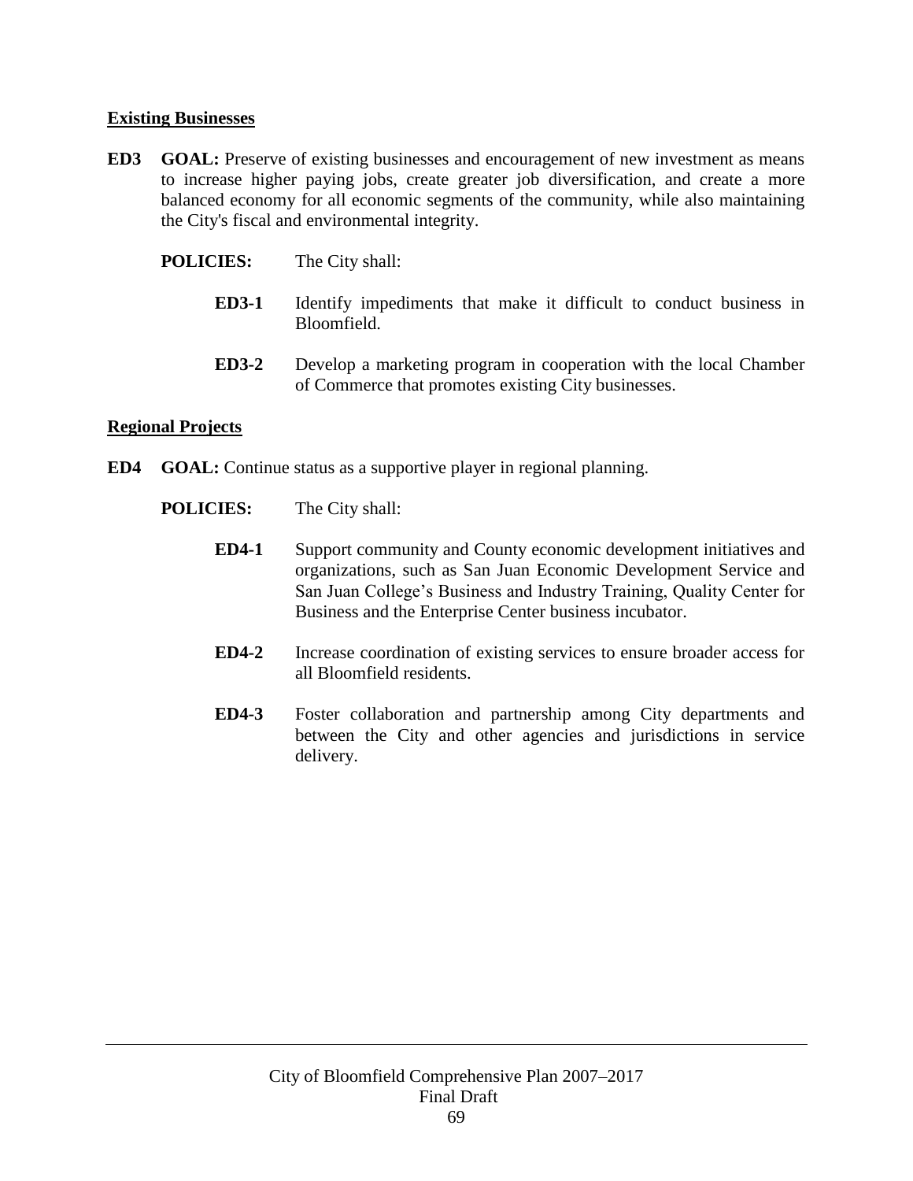### Existing Businesses

**ED3 GOAL:** Preserve of existing businesses and encouragement of new investment as means to increase higher paying jobs, create greater job diversification, and create a more balanced economy for all economic segments of the community, while also maintaining the City's fiscal and environmental integrity.

**POLICIES:** The City shall:

- **ED3-1** Identify impediments that make it difficult to conduct business in Bloomfield.
- **ED3-2** Develop a marketing program in cooperation with the local Chamber of Commerce that promotes existing City businesses.

### Regional Projects

**ED4 GOAL:** Continue status as a supportive player in regional planning.

**POLICIES:** The City shall:

- **ED4-1** Support community and County economic development initiatives and organizations, such as San Juan Economic Development Service and San Juan College's Business and Industry Training, Quality Center for Business and the Enterprise Center business incubator.
- **ED4-2** Increase coordination of existing services to ensure broader access for all Bloomfield residents.
- **ED4-3** Foster collaboration and partnership among City departments and between the City and other agencies and jurisdictions in service delivery.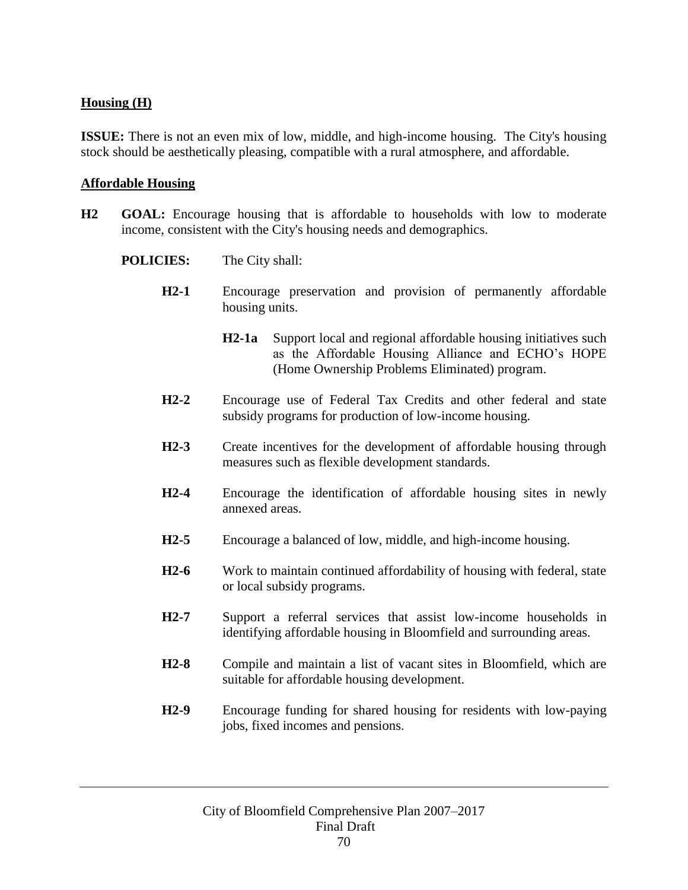## Housing (H)

**ISSUE:** There is not an even mix of low, middle, and high-income housing. The City's housing stock should be aesthetically pleasing, compatible with a rural atmosphere, and affordable.

### Affordable Housing

**H2 GOAL:** Encourage housing that is affordable to households with low to moderate income, consistent with the City's housing needs and demographics.

**POLICIES:** The City shall:

- **H2-1** Encourage preservation and provision of permanently affordable housing units.
  - **H2-1a** Support local and regional affordable housing initiatives such as the Affordable Housing Alliance and ECHO's HOPE (Home Ownership Problems Eliminated) program.
- **H2-2** Encourage use of Federal Tax Credits and other federal and state subsidy programs for production of low-income housing.
- **H2-3** Create incentives for the development of affordable housing through measures such as flexible development standards.
- **H2-4** Encourage the identification of affordable housing sites in newly annexed areas.
- **H2-5** Encourage a balanced of low, middle, and high-income housing.
- **H2-6** Work to maintain continued affordability of housing with federal, state or local subsidy programs.
- **H2-7** Support a referral services that assist low-income households in identifying affordable housing in Bloomfield and surrounding areas.
- **H2-8** Compile and maintain a list of vacant sites in Bloomfield, which are suitable for affordable housing development.
- **H2-9** Encourage funding for shared housing for residents with low-paying jobs, fixed incomes and pensions.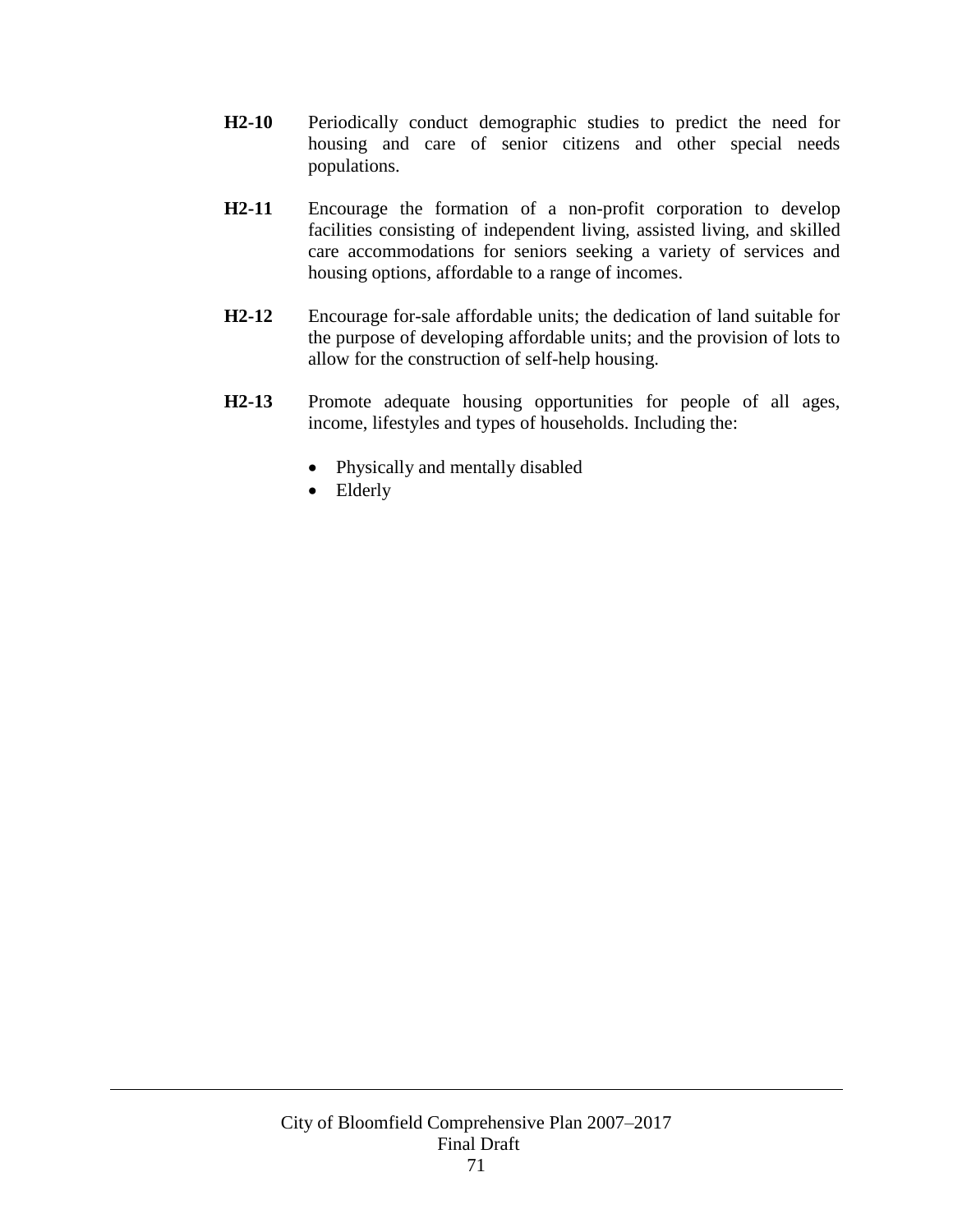**H2-10** Periodically conduct demographic studies to predict the need for housing and care of senior citizens and other special needs populations.

**H2-11** Encourage the formation of a non-profit corporation to develop facilities consisting of independent living, assisted living, and skilled care accommodations for seniors seeking a variety of services and housing options, affordable to a range of incomes.

**H2-12** Encourage for-sale affordable units; the dedication of land suitable for the purpose of developing affordable units; and the provision of lots to allow for the construction of self-help housing.

**H2-13** Promote adequate housing opportunities for people of all ages, income, lifestyles and types of households. Including the:

- Physically and mentally disabled
- Elderly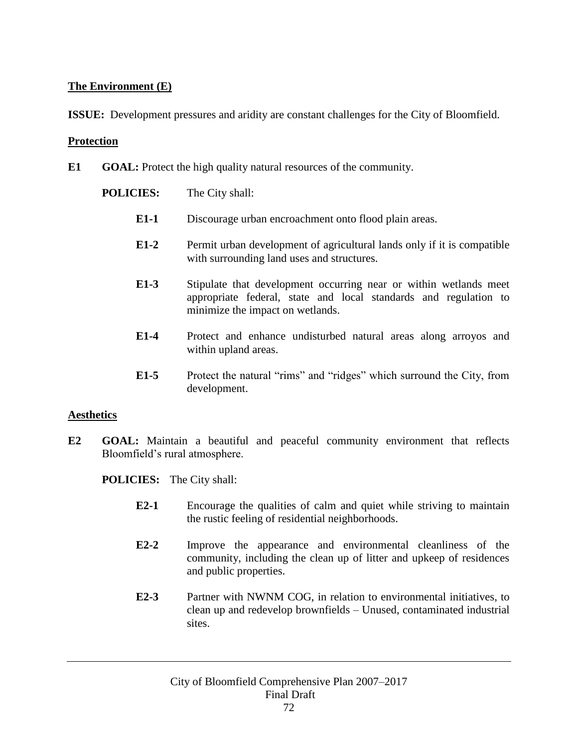**The Environment (E)**

**ISSUE:** Development pressures and aridity are constant challenges for the City of Bloomfield.

**Protection**

**E1 GOAL:** Protect the high quality natural resources of the community.

**POLICIES:** The City shall:

- **E1-1** Discourage urban encroachment onto flood plain areas.
- **E1-2** Permit urban development of agricultural lands only if it is compatible with surrounding land uses and structures.
- **E1-3** Stipulate that development occurring near or within wetlands meet appropriate federal, state and local standards and regulation to minimize the impact on wetlands.
- **E1-4** Protect and enhance undisturbed natural areas along arroyos and within upland areas.
- **E1-5** Protect the natural "rims" and "ridges" which surround the City, from development.

**Aesthetics**

**E2 GOAL:** Maintain a beautiful and peaceful community environment that reflects Bloomfield's rural atmosphere.

**POLICIES:** The City shall:

- **E2-1** Encourage the qualities of calm and quiet while striving to maintain the rustic feeling of residential neighborhoods.
- **E2-2** Improve the appearance and environmental cleanliness of the community, including the clean up of litter and upkeep of residences and public properties.
- **E2-3** Partner with NWNM COG, in relation to environmental initiatives, to clean up and redevelop brownfields – Unused, contaminated industrial sites.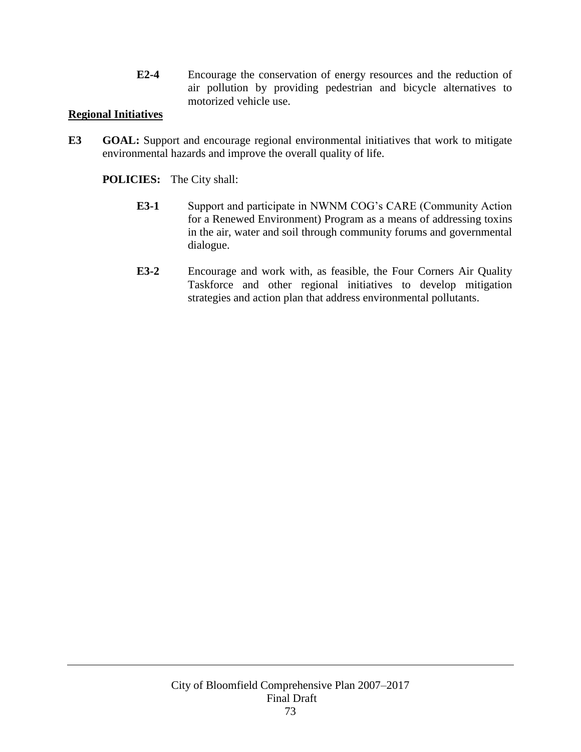**E2-4** Encourage the conservation of energy resources and the reduction of air pollution by providing pedestrian and bicycle alternatives to motorized vehicle use.

**Regional Initiatives**

**E3 GOAL:** Support and encourage regional environmental initiatives that work to mitigate environmental hazards and improve the overall quality of life.

**POLICIES:** The City shall:

**E3-1** Support and participate in NWNM COG's CARE (Community Action for a Renewed Environment) Program as a means of addressing toxins in the air, water and soil through community forums and governmental dialogue.

**E3-2** Encourage and work with, as feasible, the Four Corners Air Quality Taskforce and other regional initiatives to develop mitigation strategies and action plan that address environmental pollutants.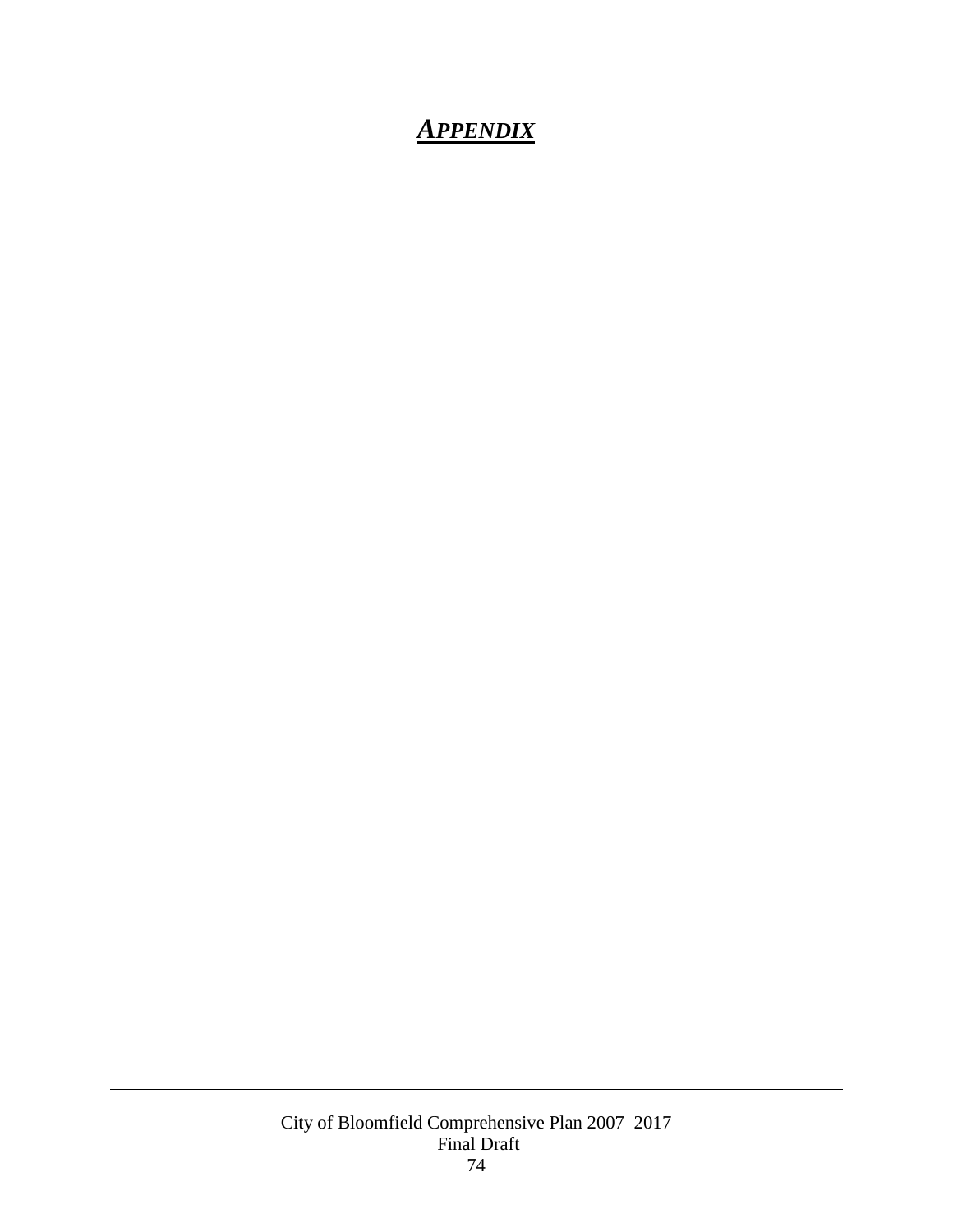# ***<u>APPENDIX</u>***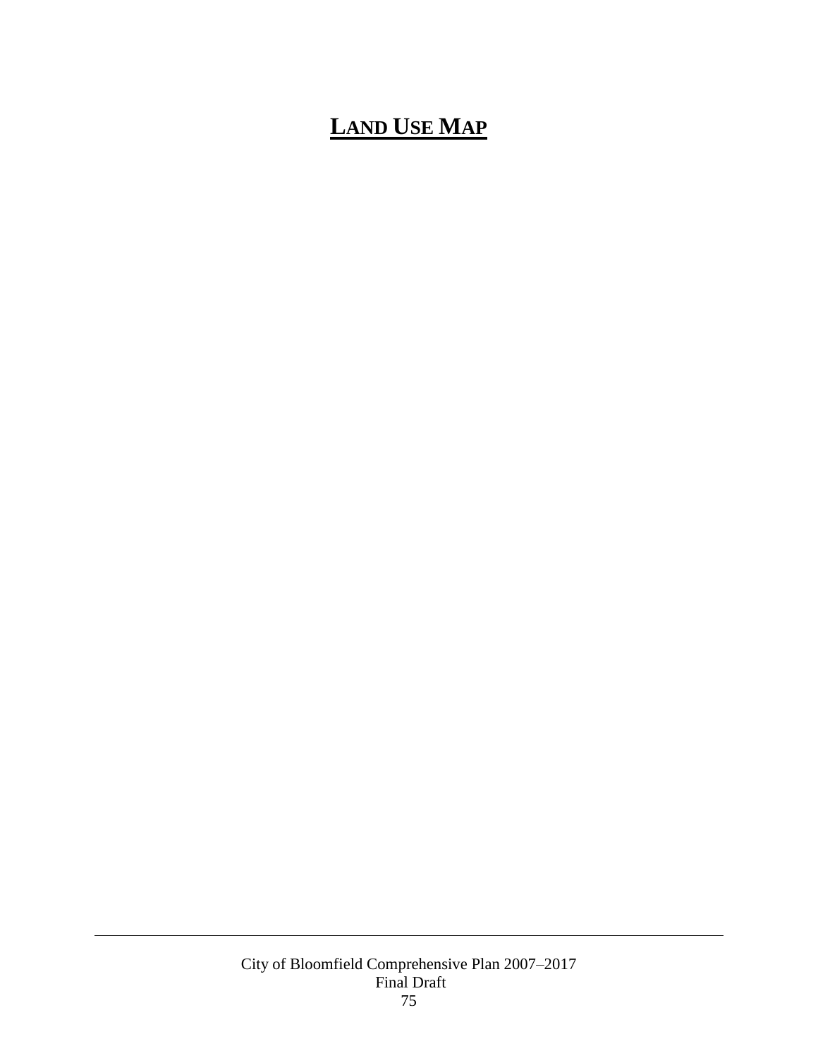# LAND USE MAP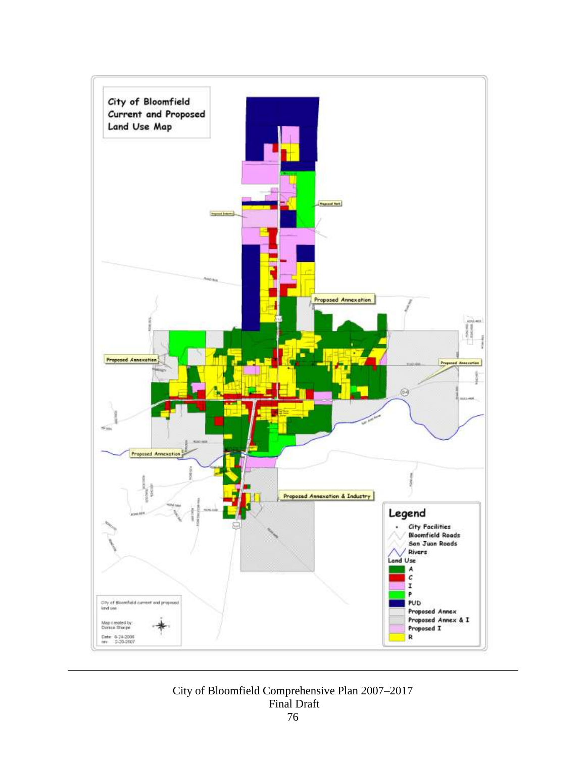# City of Bloomfield Current and Proposed Land Use Map

Proposed Park

Proposed Industry

Proposed Annexation

Proposed Annexation

Proposed Annexation

Proposed Annexation

Proposed Annexation & Industry

**Legend**

- City Facilities
- Bloomfield Roads
- San Juan Roads
- Rivers

Land Use

- A
- C
- I
- P
- PUD
- Proposed Annex
- Proposed Annex & I
- Proposed I
- R

City of Bloomfield current and proposed land use

Map created by: Dorica Sharpe

Date: 6-28-2006
rev: 2-20-2007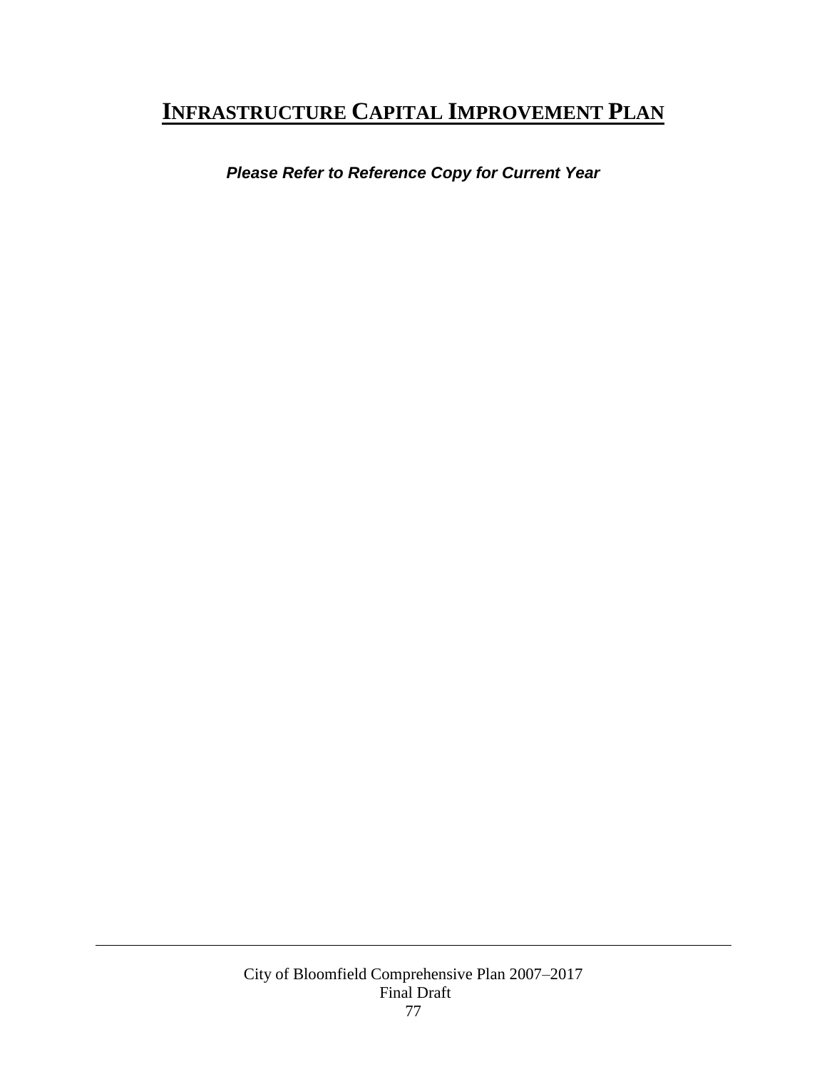# Infrastructure Capital Improvement Plan

***Please Refer to Reference Copy for Current Year***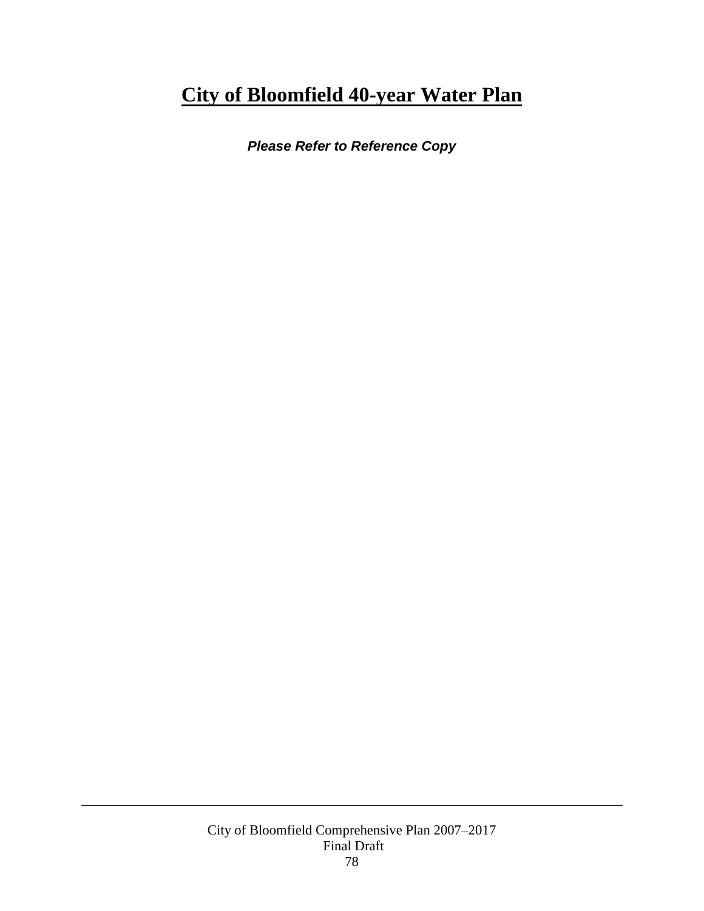# City of Bloomfield 40-year Water Plan

***Please Refer to Reference Copy***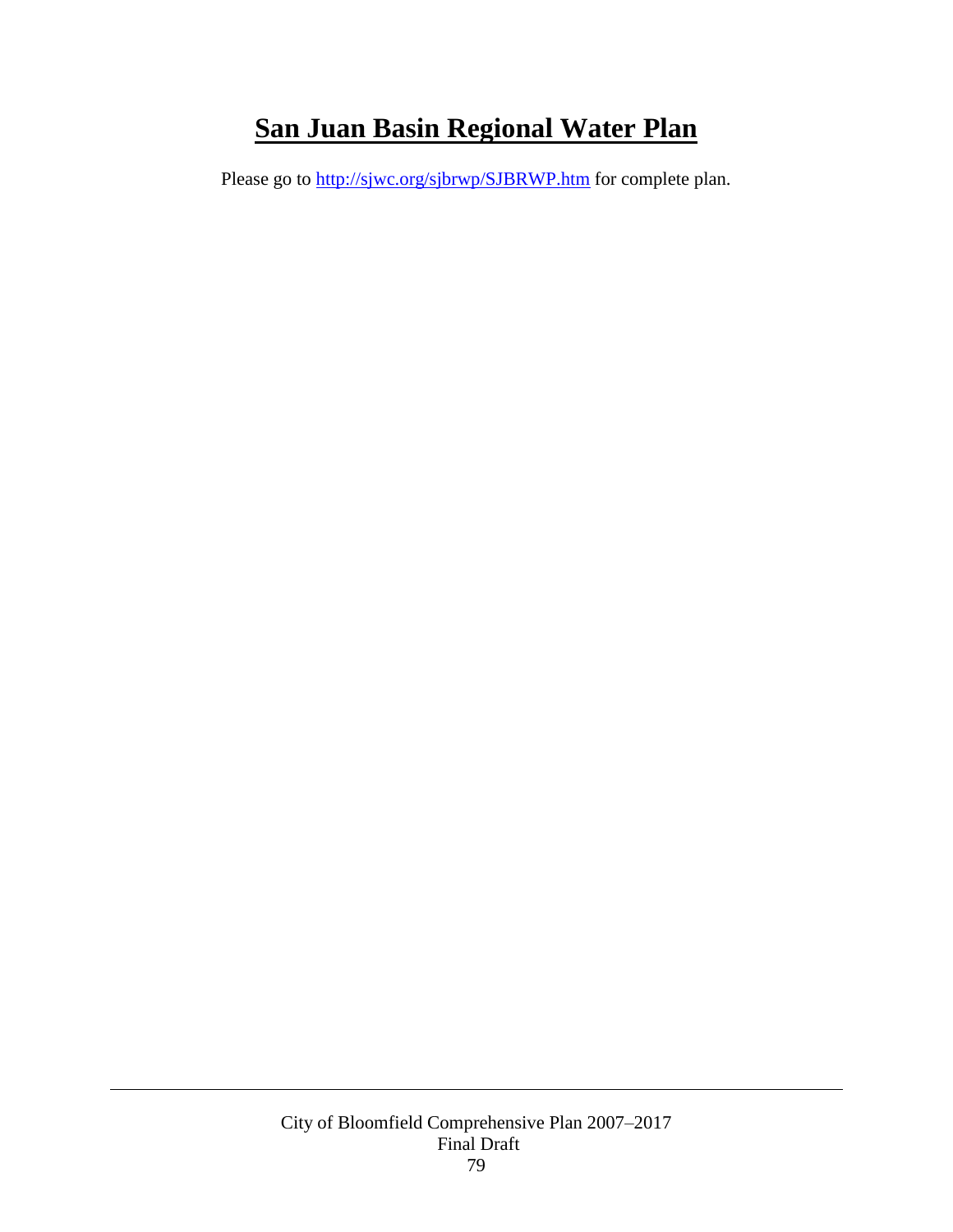# San Juan Basin Regional Water Plan

Please go to [http://sjwc.org/sjbrwp/SJBRWP.htm](http://sjwc.org/sjbrwp/SJBRWP.htm) for complete plan.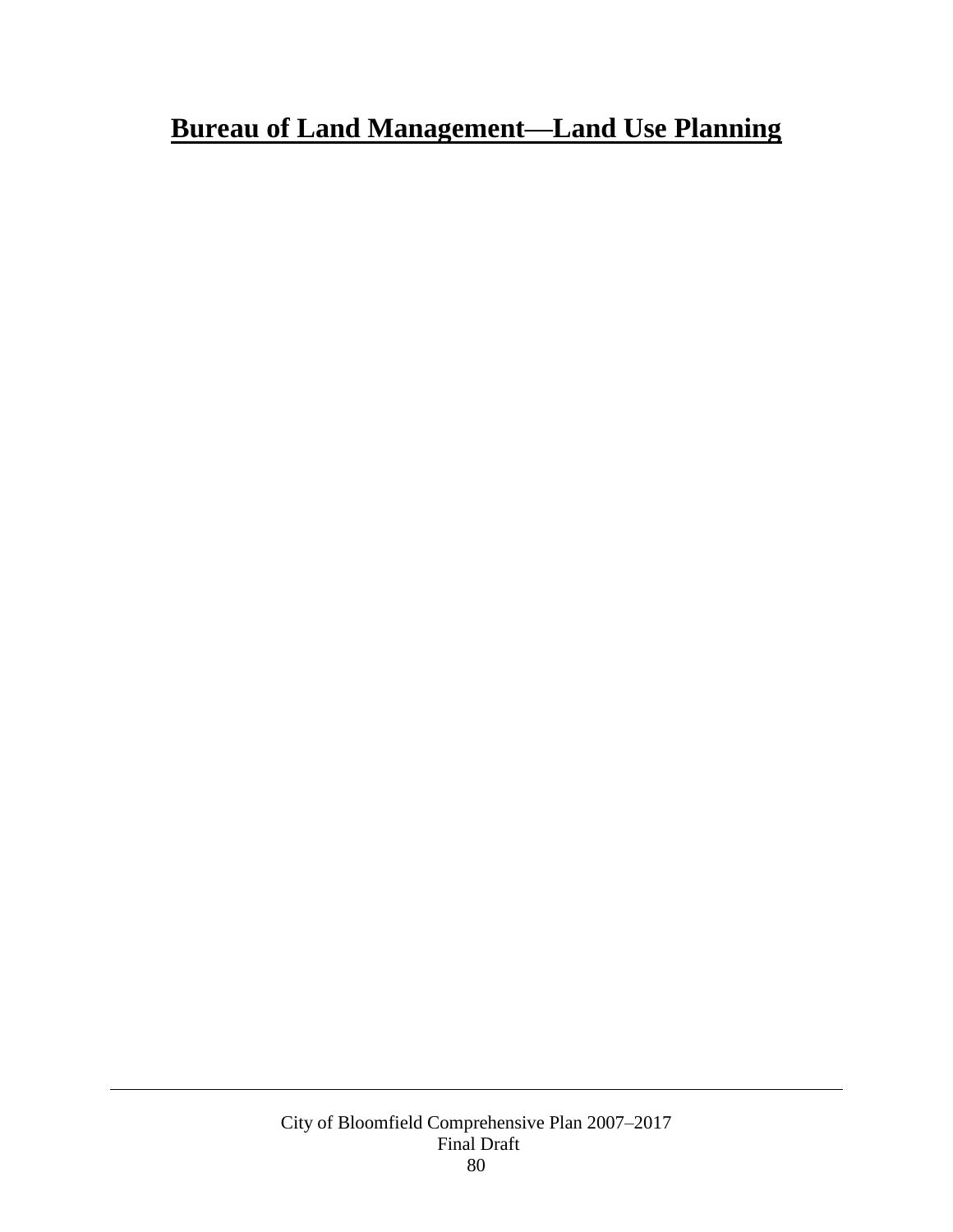# **Bureau of Land Management—Land Use Planning**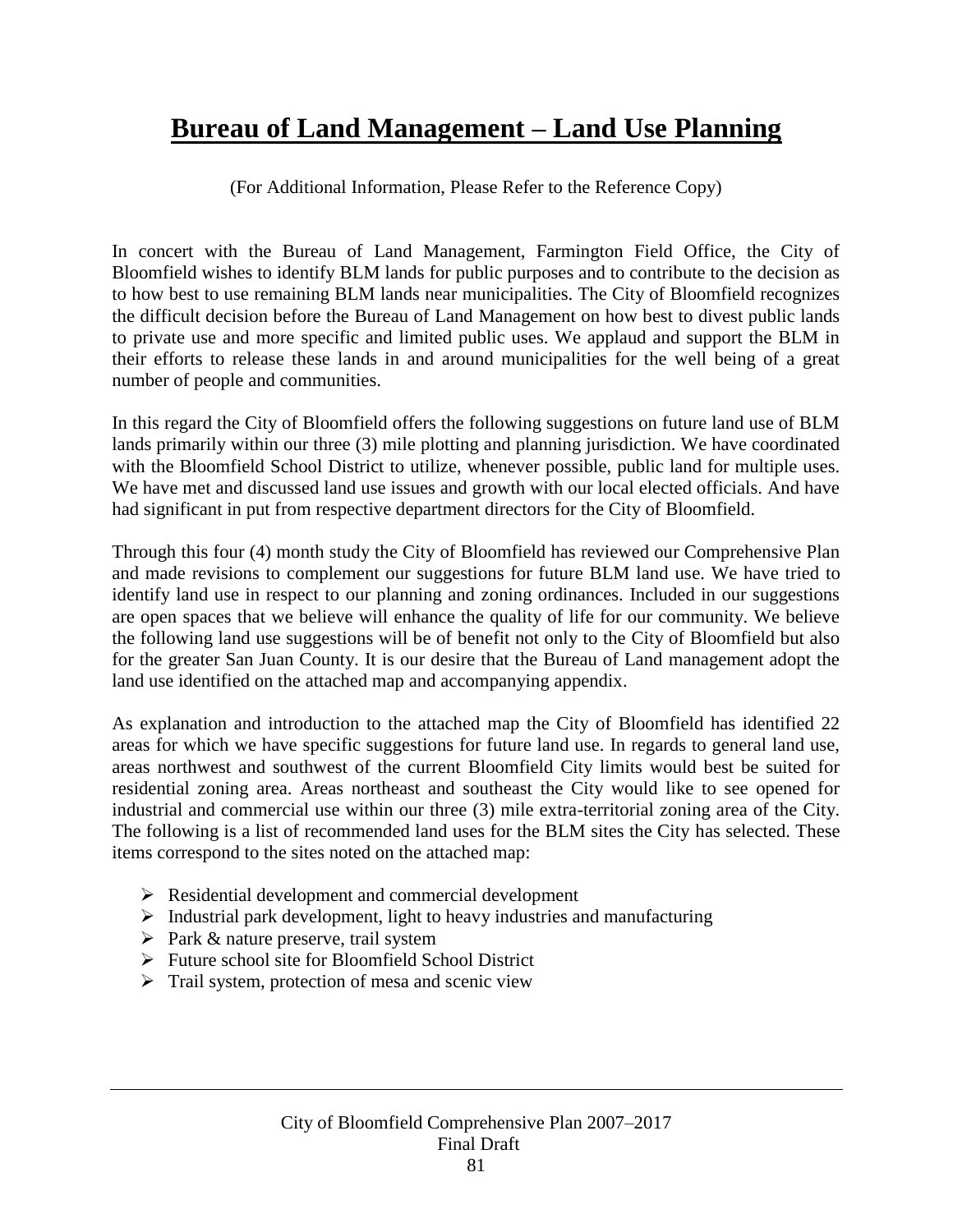# Bureau of Land Management – Land Use Planning

(For Additional Information, Please Refer to the Reference Copy)

In concert with the Bureau of Land Management, Farmington Field Office, the City of Bloomfield wishes to identify BLM lands for public purposes and to contribute to the decision as to how best to use remaining BLM lands near municipalities. The City of Bloomfield recognizes the difficult decision before the Bureau of Land Management on how best to divest public lands to private use and more specific and limited public uses. We applaud and support the BLM in their efforts to release these lands in and around municipalities for the well being of a great number of people and communities.

In this regard the City of Bloomfield offers the following suggestions on future land use of BLM lands primarily within our three (3) mile plotting and planning jurisdiction. We have coordinated with the Bloomfield School District to utilize, whenever possible, public land for multiple uses. We have met and discussed land use issues and growth with our local elected officials. And have had significant in put from respective department directors for the City of Bloomfield.

Through this four (4) month study the City of Bloomfield has reviewed our Comprehensive Plan and made revisions to complement our suggestions for future BLM land use. We have tried to identify land use in respect to our planning and zoning ordinances. Included in our suggestions are open spaces that we believe will enhance the quality of life for our community. We believe the following land use suggestions will be of benefit not only to the City of Bloomfield but also for the greater San Juan County. It is our desire that the Bureau of Land management adopt the land use identified on the attached map and accompanying appendix.

As explanation and introduction to the attached map the City of Bloomfield has identified 22 areas for which we have specific suggestions for future land use. In regards to general land use, areas northwest and southwest of the current Bloomfield City limits would best be suited for residential zoning area. Areas northeast and southeast the City would like to see opened for industrial and commercial use within our three (3) mile extra-territorial zoning area of the City. The following is a list of recommended land uses for the BLM sites the City has selected. These items correspond to the sites noted on the attached map:

- Residential development and commercial development
- Industrial park development, light to heavy industries and manufacturing
- Park & nature preserve, trail system
- Future school site for Bloomfield School District
- Trail system, protection of mesa and scenic view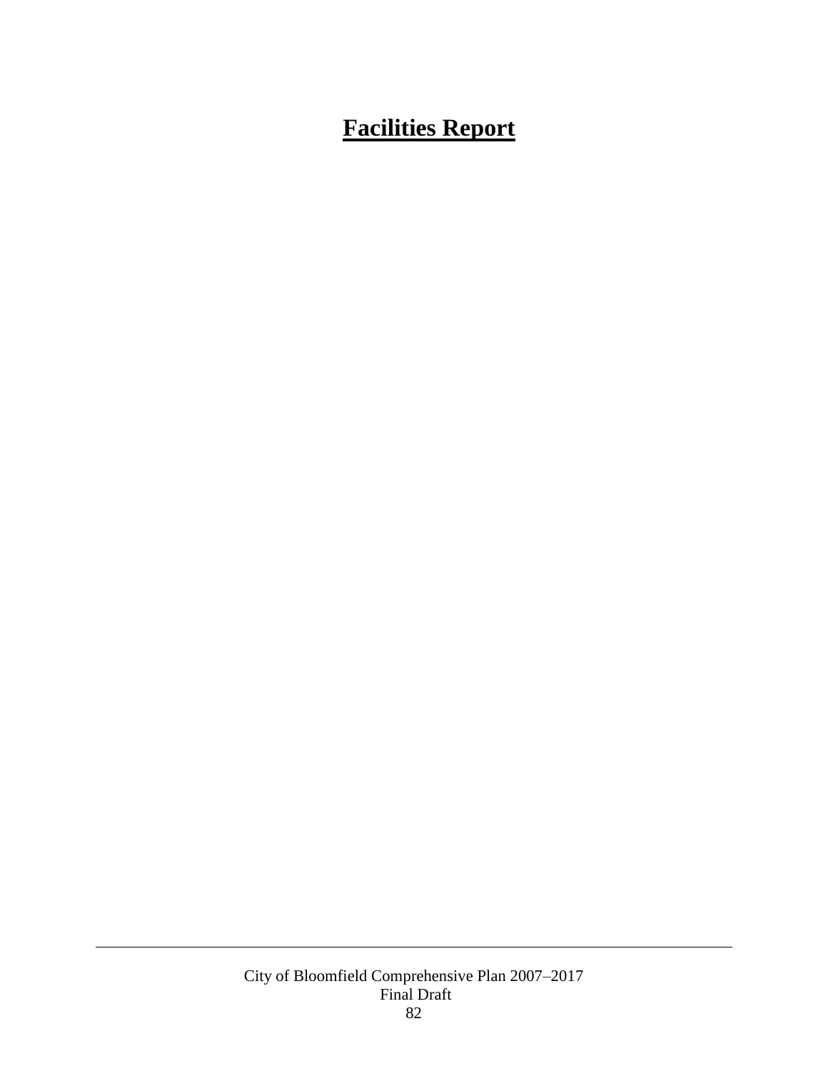# **Facilities Report**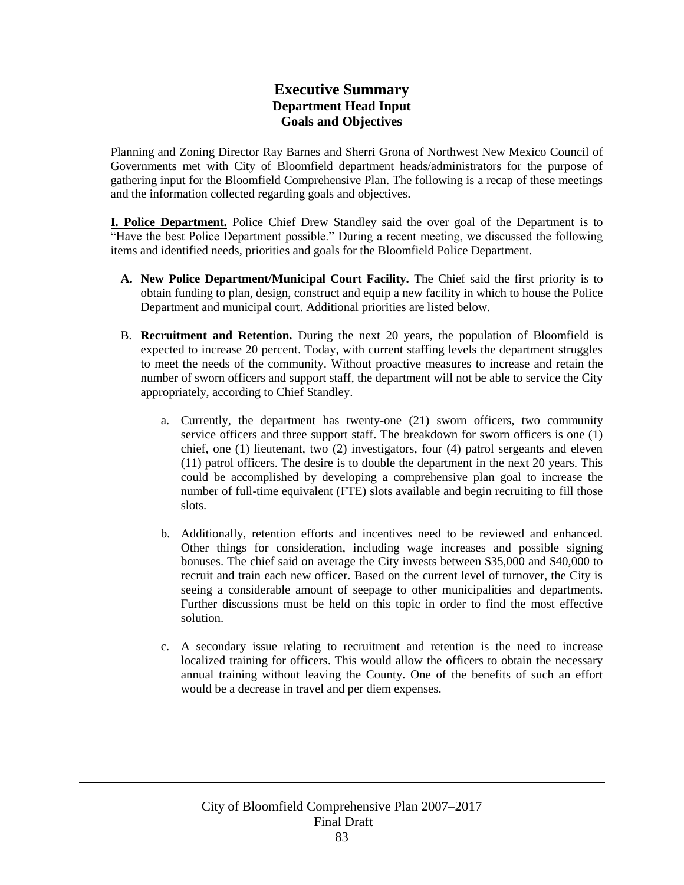# Executive Summary

## Department Head Input

## Goals and Objectives

Planning and Zoning Director Ray Barnes and Sherri Grona of Northwest New Mexico Council of Governments met with City of Bloomfield department heads/administrators for the purpose of gathering input for the Bloomfield Comprehensive Plan. The following is a recap of these meetings and the information collected regarding goals and objectives.

**I. Police Department.** Police Chief Drew Standley said the over goal of the Department is to "Have the best Police Department possible." During a recent meeting, we discussed the following items and identified needs, priorities and goals for the Bloomfield Police Department.

- **A. New Police Department/Municipal Court Facility.** The Chief said the first priority is to obtain funding to plan, design, construct and equip a new facility in which to house the Police Department and municipal court. Additional priorities are listed below.

- B. **Recruitment and Retention.** During the next 20 years, the population of Bloomfield is expected to increase 20 percent. Today, with current staffing levels the department struggles to meet the needs of the community. Without proactive measures to increase and retain the number of sworn officers and support staff, the department will not be able to service the City appropriately, according to Chief Standley.

  - a. Currently, the department has twenty-one (21) sworn officers, two community service officers and three support staff. The breakdown for sworn officers is one (1) chief, one (1) lieutenant, two (2) investigators, four (4) patrol sergeants and eleven (11) patrol officers. The desire is to double the department in the next 20 years. This could be accomplished by developing a comprehensive plan goal to increase the number of full-time equivalent (FTE) slots available and begin recruiting to fill those slots.

  - b. Additionally, retention efforts and incentives need to be reviewed and enhanced. Other things for consideration, including wage increases and possible signing bonuses. The chief said on average the City invests between $35,000 and $40,000 to recruit and train each new officer. Based on the current level of turnover, the City is seeing a considerable amount of seepage to other municipalities and departments. Further discussions must be held on this topic in order to find the most effective solution.

  - c. A secondary issue relating to recruitment and retention is the need to increase localized training for officers. This would allow the officers to obtain the necessary annual training without leaving the County. One of the benefits of such an effort would be a decrease in travel and per diem expenses.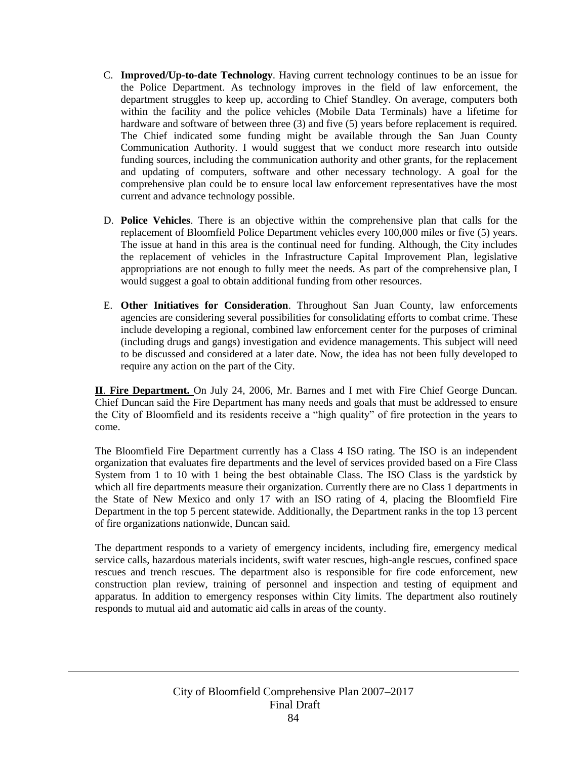C. **Improved/Up-to-date Technology**. Having current technology continues to be an issue for the Police Department. As technology improves in the field of law enforcement, the department struggles to keep up, according to Chief Standley. On average, computers both within the facility and the police vehicles (Mobile Data Terminals) have a lifetime for hardware and software of between three (3) and five (5) years before replacement is required. The Chief indicated some funding might be available through the San Juan County Communication Authority. I would suggest that we conduct more research into outside funding sources, including the communication authority and other grants, for the replacement and updating of computers, software and other necessary technology. A goal for the comprehensive plan could be to ensure local law enforcement representatives have the most current and advance technology possible.

D. **Police Vehicles**. There is an objective within the comprehensive plan that calls for the replacement of Bloomfield Police Department vehicles every 100,000 miles or five (5) years. The issue at hand in this area is the continual need for funding. Although, the City includes the replacement of vehicles in the Infrastructure Capital Improvement Plan, legislative appropriations are not enough to fully meet the needs. As part of the comprehensive plan, I would suggest a goal to obtain additional funding from other resources.

E. **Other Initiatives for Consideration**. Throughout San Juan County, law enforcements agencies are considering several possibilities for consolidating efforts to combat crime. These include developing a regional, combined law enforcement center for the purposes of criminal (including drugs and gangs) investigation and evidence managements. This subject will need to be discussed and considered at a later date. Now, the idea has not been fully developed to require any action on the part of the City.

**II**. **Fire Department.** On July 24, 2006, Mr. Barnes and I met with Fire Chief George Duncan. Chief Duncan said the Fire Department has many needs and goals that must be addressed to ensure the City of Bloomfield and its residents receive a "high quality" of fire protection in the years to come.

The Bloomfield Fire Department currently has a Class 4 ISO rating. The ISO is an independent organization that evaluates fire departments and the level of services provided based on a Fire Class System from 1 to 10 with 1 being the best obtainable Class. The ISO Class is the yardstick by which all fire departments measure their organization. Currently there are no Class 1 departments in the State of New Mexico and only 17 with an ISO rating of 4, placing the Bloomfield Fire Department in the top 5 percent statewide. Additionally, the Department ranks in the top 13 percent of fire organizations nationwide, Duncan said.

The department responds to a variety of emergency incidents, including fire, emergency medical service calls, hazardous materials incidents, swift water rescues, high-angle rescues, confined space rescues and trench rescues. The department also is responsible for fire code enforcement, new construction plan review, training of personnel and inspection and testing of equipment and apparatus. In addition to emergency responses within City limits. The department also routinely responds to mutual aid and automatic aid calls in areas of the county.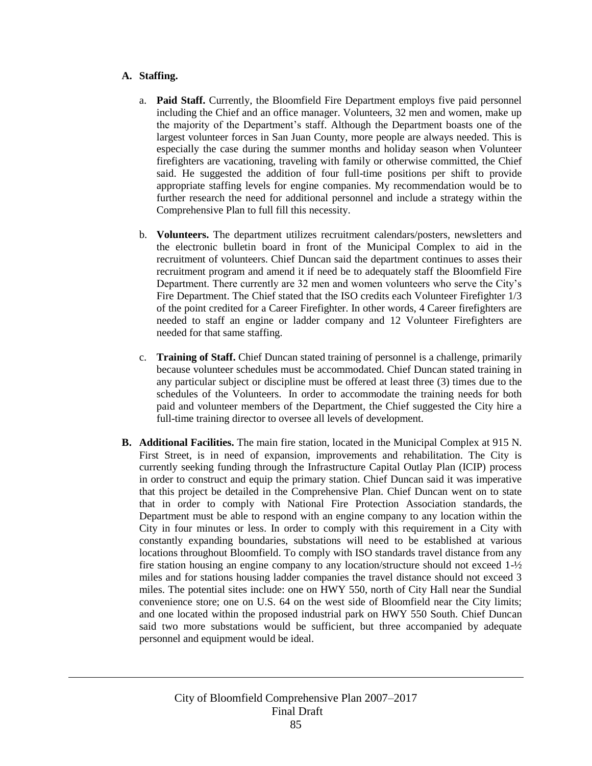**A. Staffing.**

a. **Paid Staff.** Currently, the Bloomfield Fire Department employs five paid personnel including the Chief and an office manager. Volunteers, 32 men and women, make up the majority of the Department's staff. Although the Department boasts one of the largest volunteer forces in San Juan County, more people are always needed. This is especially the case during the summer months and holiday season when Volunteer firefighters are vacationing, traveling with family or otherwise committed, the Chief said. He suggested the addition of four full-time positions per shift to provide appropriate staffing levels for engine companies. My recommendation would be to further research the need for additional personnel and include a strategy within the Comprehensive Plan to full fill this necessity.

b. **Volunteers.** The department utilizes recruitment calendars/posters, newsletters and the electronic bulletin board in front of the Municipal Complex to aid in the recruitment of volunteers. Chief Duncan said the department continues to asses their recruitment program and amend it if need be to adequately staff the Bloomfield Fire Department. There currently are 32 men and women volunteers who serve the City's Fire Department. The Chief stated that the ISO credits each Volunteer Firefighter 1/3 of the point credited for a Career Firefighter. In other words, 4 Career firefighters are needed to staff an engine or ladder company and 12 Volunteer Firefighters are needed for that same staffing.

c. **Training of Staff.** Chief Duncan stated training of personnel is a challenge, primarily because volunteer schedules must be accommodated. Chief Duncan stated training in any particular subject or discipline must be offered at least three (3) times due to the schedules of the Volunteers. In order to accommodate the training needs for both paid and volunteer members of the Department, the Chief suggested the City hire a full-time training director to oversee all levels of development.

**B. Additional Facilities.** The main fire station, located in the Municipal Complex at 915 N. First Street, is in need of expansion, improvements and rehabilitation. The City is currently seeking funding through the Infrastructure Capital Outlay Plan (ICIP) process in order to construct and equip the primary station. Chief Duncan said it was imperative that this project be detailed in the Comprehensive Plan. Chief Duncan went on to state that in order to comply with National Fire Protection Association standards, the Department must be able to respond with an engine company to any location within the City in four minutes or less. In order to comply with this requirement in a City with constantly expanding boundaries, substations will need to be established at various locations throughout Bloomfield. To comply with ISO standards travel distance from any fire station housing an engine company to any location/structure should not exceed 1-½ miles and for stations housing ladder companies the travel distance should not exceed 3 miles. The potential sites include: one on HWY 550, north of City Hall near the Sundial convenience store; one on U.S. 64 on the west side of Bloomfield near the City limits; and one located within the proposed industrial park on HWY 550 South. Chief Duncan said two more substations would be sufficient, but three accompanied by adequate personnel and equipment would be ideal.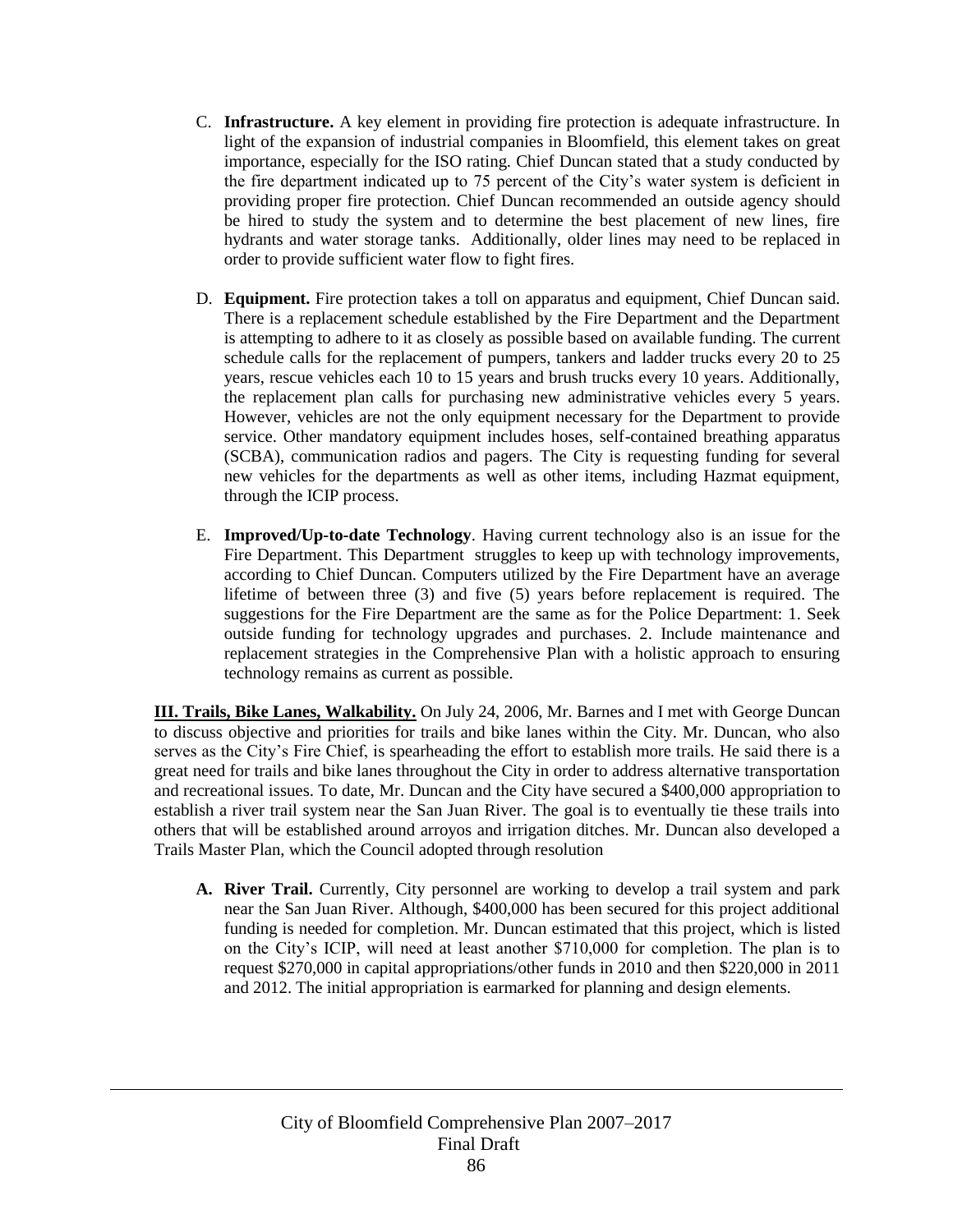C. **Infrastructure.** A key element in providing fire protection is adequate infrastructure. In light of the expansion of industrial companies in Bloomfield, this element takes on great importance, especially for the ISO rating. Chief Duncan stated that a study conducted by the fire department indicated up to 75 percent of the City's water system is deficient in providing proper fire protection. Chief Duncan recommended an outside agency should be hired to study the system and to determine the best placement of new lines, fire hydrants and water storage tanks. Additionally, older lines may need to be replaced in order to provide sufficient water flow to fight fires.

D. **Equipment.** Fire protection takes a toll on apparatus and equipment, Chief Duncan said. There is a replacement schedule established by the Fire Department and the Department is attempting to adhere to it as closely as possible based on available funding. The current schedule calls for the replacement of pumpers, tankers and ladder trucks every 20 to 25 years, rescue vehicles each 10 to 15 years and brush trucks every 10 years. Additionally, the replacement plan calls for purchasing new administrative vehicles every 5 years. However, vehicles are not the only equipment necessary for the Department to provide service. Other mandatory equipment includes hoses, self-contained breathing apparatus (SCBA), communication radios and pagers. The City is requesting funding for several new vehicles for the departments as well as other items, including Hazmat equipment, through the ICIP process.

E. **Improved/Up-to-date Technology**. Having current technology also is an issue for the Fire Department. This Department struggles to keep up with technology improvements, according to Chief Duncan. Computers utilized by the Fire Department have an average lifetime of between three (3) and five (5) years before replacement is required. The suggestions for the Fire Department are the same as for the Police Department: 1. Seek outside funding for technology upgrades and purchases. 2. Include maintenance and replacement strategies in the Comprehensive Plan with a holistic approach to ensuring technology remains as current as possible.

**III. Trails, Bike Lanes, Walkability.** On July 24, 2006, Mr. Barnes and I met with George Duncan to discuss objective and priorities for trails and bike lanes within the City. Mr. Duncan, who also serves as the City's Fire Chief, is spearheading the effort to establish more trails. He said there is a great need for trails and bike lanes throughout the City in order to address alternative transportation and recreational issues. To date, Mr. Duncan and the City have secured a $400,000 appropriation to establish a river trail system near the San Juan River. The goal is to eventually tie these trails into others that will be established around arroyos and irrigation ditches. Mr. Duncan also developed a Trails Master Plan, which the Council adopted through resolution

**A. River Trail.** Currently, City personnel are working to develop a trail system and park near the San Juan River. Although, $400,000 has been secured for this project additional funding is needed for completion. Mr. Duncan estimated that this project, which is listed on the City's ICIP, will need at least another $710,000 for completion. The plan is to request $270,000 in capital appropriations/other funds in 2010 and then $220,000 in 2011 and 2012. The initial appropriation is earmarked for planning and design elements.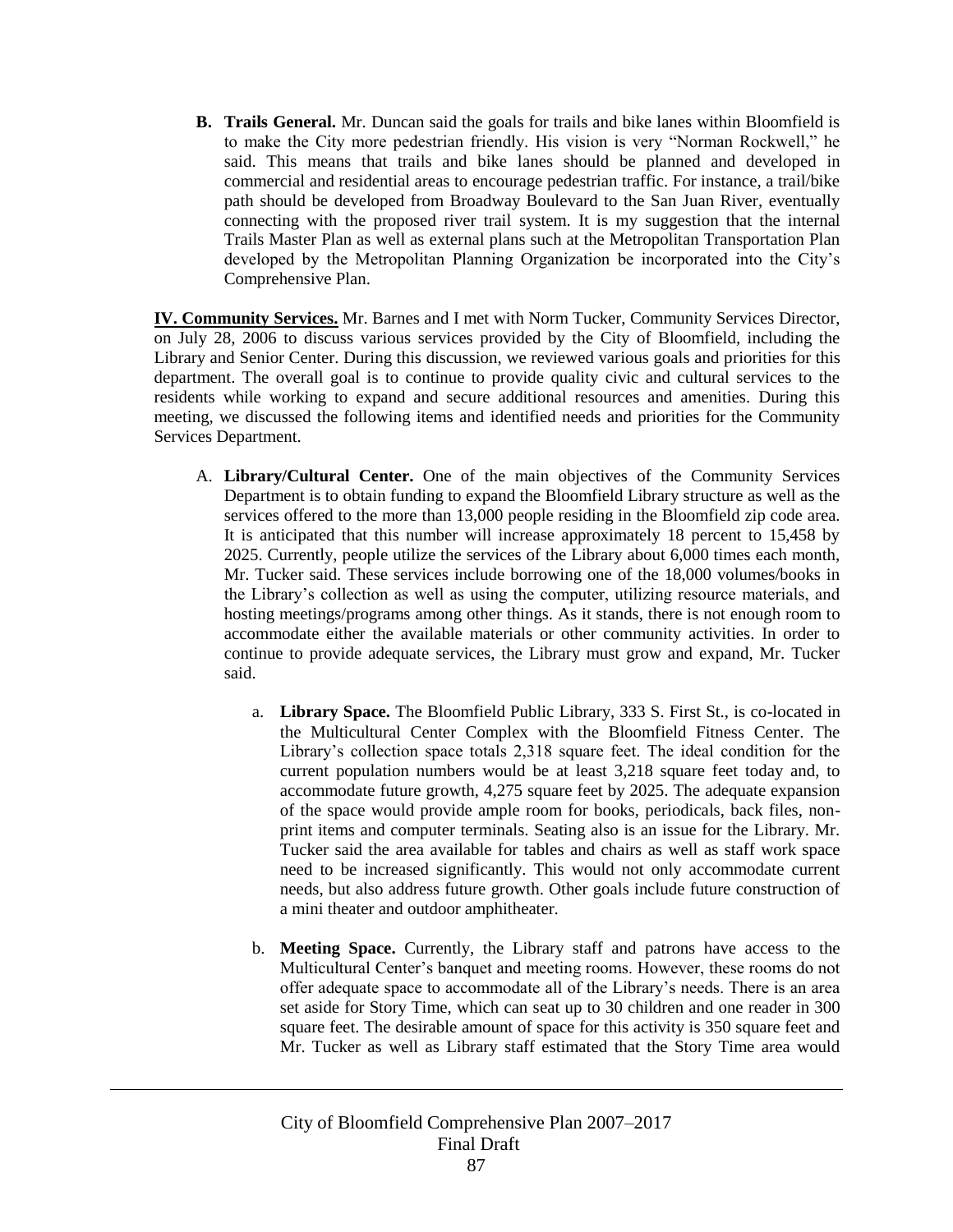B. **Trails General.** Mr. Duncan said the goals for trails and bike lanes within Bloomfield is to make the City more pedestrian friendly. His vision is very "Norman Rockwell," he said. This means that trails and bike lanes should be planned and developed in commercial and residential areas to encourage pedestrian traffic. For instance, a trail/bike path should be developed from Broadway Boulevard to the San Juan River, eventually connecting with the proposed river trail system. It is my suggestion that the internal Trails Master Plan as well as external plans such at the Metropolitan Transportation Plan developed by the Metropolitan Planning Organization be incorporated into the City's Comprehensive Plan.

**IV. Community Services.** Mr. Barnes and I met with Norm Tucker, Community Services Director, on July 28, 2006 to discuss various services provided by the City of Bloomfield, including the Library and Senior Center. During this discussion, we reviewed various goals and priorities for this department. The overall goal is to continue to provide quality civic and cultural services to the residents while working to expand and secure additional resources and amenities. During this meeting, we discussed the following items and identified needs and priorities for the Community Services Department.

A. **Library/Cultural Center.** One of the main objectives of the Community Services Department is to obtain funding to expand the Bloomfield Library structure as well as the services offered to the more than 13,000 people residing in the Bloomfield zip code area. It is anticipated that this number will increase approximately 18 percent to 15,458 by 2025. Currently, people utilize the services of the Library about 6,000 times each month, Mr. Tucker said. These services include borrowing one of the 18,000 volumes/books in the Library's collection as well as using the computer, utilizing resource materials, and hosting meetings/programs among other things. As it stands, there is not enough room to accommodate either the available materials or other community activities. In order to continue to provide adequate services, the Library must grow and expand, Mr. Tucker said.

   a. **Library Space.** The Bloomfield Public Library, 333 S. First St., is co-located in the Multicultural Center Complex with the Bloomfield Fitness Center. The Library's collection space totals 2,318 square feet. The ideal condition for the current population numbers would be at least 3,218 square feet today and, to accommodate future growth, 4,275 square feet by 2025. The adequate expansion of the space would provide ample room for books, periodicals, back files, non-print items and computer terminals. Seating also is an issue for the Library. Mr. Tucker said the area available for tables and chairs as well as staff work space need to be increased significantly. This would not only accommodate current needs, but also address future growth. Other goals include future construction of a mini theater and outdoor amphitheater.

   b. **Meeting Space.** Currently, the Library staff and patrons have access to the Multicultural Center's banquet and meeting rooms. However, these rooms do not offer adequate space to accommodate all of the Library's needs. There is an area set aside for Story Time, which can seat up to 30 children and one reader in 300 square feet. The desirable amount of space for this activity is 350 square feet and Mr. Tucker as well as Library staff estimated that the Story Time area would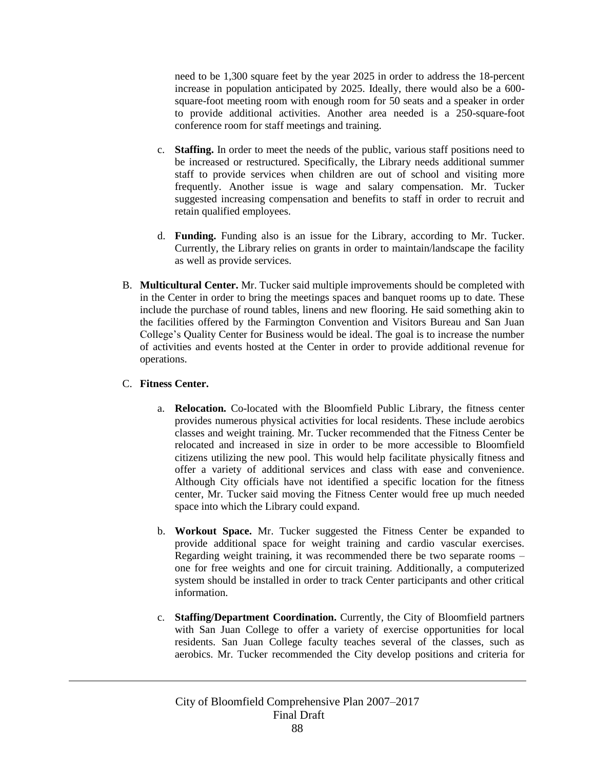need to be 1,300 square feet by the year 2025 in order to address the 18-percent increase in population anticipated by 2025. Ideally, there would also be a 600-square-foot meeting room with enough room for 50 seats and a speaker in order to provide additional activities. Another area needed is a 250-square-foot conference room for staff meetings and training.

c. **Staffing.** In order to meet the needs of the public, various staff positions need to be increased or restructured. Specifically, the Library needs additional summer staff to provide services when children are out of school and visiting more frequently. Another issue is wage and salary compensation. Mr. Tucker suggested increasing compensation and benefits to staff in order to recruit and retain qualified employees.

d. **Funding.** Funding also is an issue for the Library, according to Mr. Tucker. Currently, the Library relies on grants in order to maintain/landscape the facility as well as provide services.

B. **Multicultural Center.** Mr. Tucker said multiple improvements should be completed with in the Center in order to bring the meetings spaces and banquet rooms up to date. These include the purchase of round tables, linens and new flooring. He said something akin to the facilities offered by the Farmington Convention and Visitors Bureau and San Juan College's Quality Center for Business would be ideal. The goal is to increase the number of activities and events hosted at the Center in order to provide additional revenue for operations.

C. **Fitness Center.**

a. **Relocation.** Co-located with the Bloomfield Public Library, the fitness center provides numerous physical activities for local residents. These include aerobics classes and weight training. Mr. Tucker recommended that the Fitness Center be relocated and increased in size in order to be more accessible to Bloomfield citizens utilizing the new pool. This would help facilitate physically fitness and offer a variety of additional services and class with ease and convenience. Although City officials have not identified a specific location for the fitness center, Mr. Tucker said moving the Fitness Center would free up much needed space into which the Library could expand.

b. **Workout Space.** Mr. Tucker suggested the Fitness Center be expanded to provide additional space for weight training and cardio vascular exercises. Regarding weight training, it was recommended there be two separate rooms – one for free weights and one for circuit training. Additionally, a computerized system should be installed in order to track Center participants and other critical information.

c. **Staffing/Department Coordination.** Currently, the City of Bloomfield partners with San Juan College to offer a variety of exercise opportunities for local residents. San Juan College faculty teaches several of the classes, such as aerobics. Mr. Tucker recommended the City develop positions and criteria for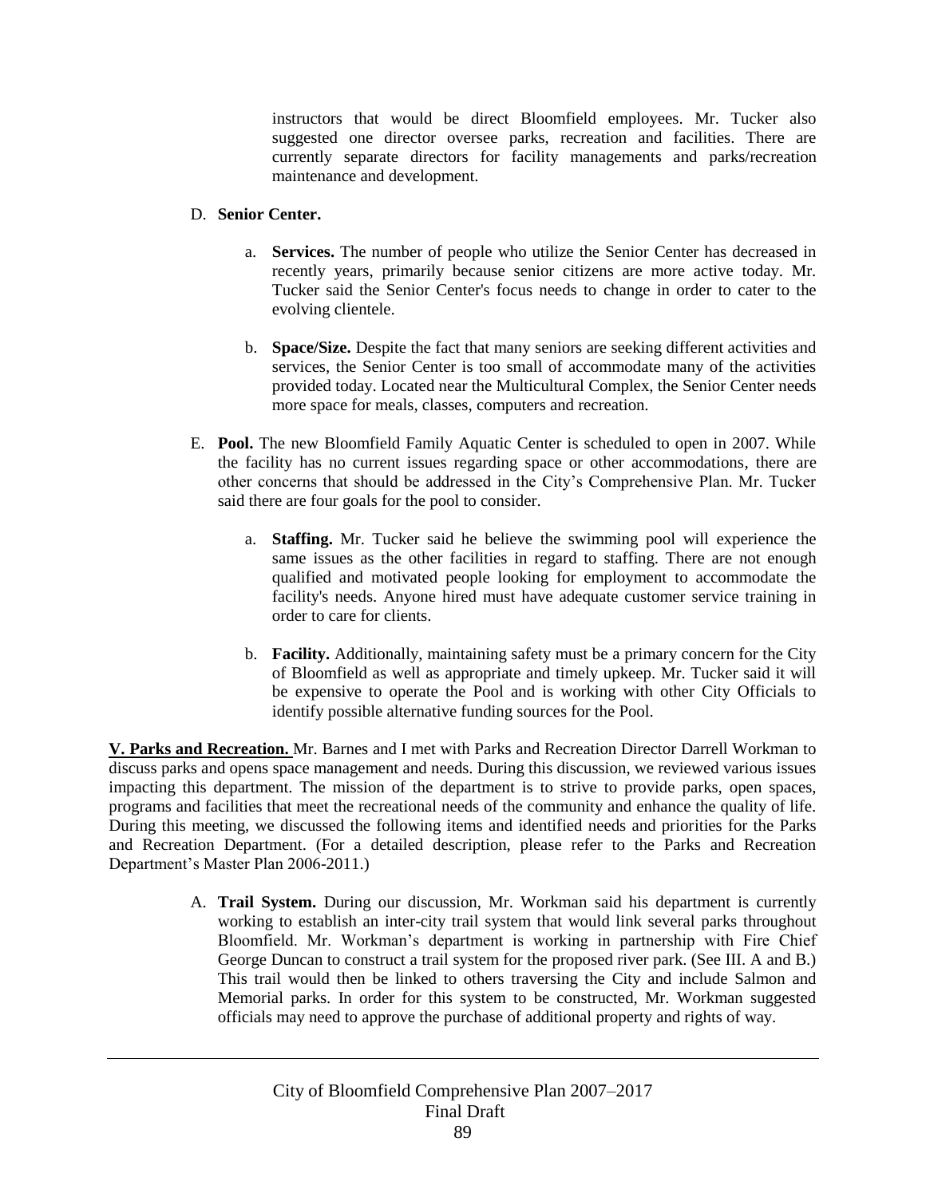instructors that would be direct Bloomfield employees. Mr. Tucker also suggested one director oversee parks, recreation and facilities. There are currently separate directors for facility managements and parks/recreation maintenance and development.

D. **Senior Center.**

   a. **Services.** The number of people who utilize the Senior Center has decreased in recently years, primarily because senior citizens are more active today. Mr. Tucker said the Senior Center's focus needs to change in order to cater to the evolving clientele.

   b. **Space/Size.** Despite the fact that many seniors are seeking different activities and services, the Senior Center is too small of accommodate many of the activities provided today. Located near the Multicultural Complex, the Senior Center needs more space for meals, classes, computers and recreation.

E. **Pool.** The new Bloomfield Family Aquatic Center is scheduled to open in 2007. While the facility has no current issues regarding space or other accommodations, there are other concerns that should be addressed in the City's Comprehensive Plan. Mr. Tucker said there are four goals for the pool to consider.

   a. **Staffing.** Mr. Tucker said he believe the swimming pool will experience the same issues as the other facilities in regard to staffing. There are not enough qualified and motivated people looking for employment to accommodate the facility's needs. Anyone hired must have adequate customer service training in order to care for clients.

   b. **Facility.** Additionally, maintaining safety must be a primary concern for the City of Bloomfield as well as appropriate and timely upkeep. Mr. Tucker said it will be expensive to operate the Pool and is working with other City Officials to identify possible alternative funding sources for the Pool.

**V. Parks and Recreation.** Mr. Barnes and I met with Parks and Recreation Director Darrell Workman to discuss parks and opens space management and needs. During this discussion, we reviewed various issues impacting this department. The mission of the department is to strive to provide parks, open spaces, programs and facilities that meet the recreational needs of the community and enhance the quality of life. During this meeting, we discussed the following items and identified needs and priorities for the Parks and Recreation Department. (For a detailed description, please refer to the Parks and Recreation Department's Master Plan 2006-2011.)

A. **Trail System.** During our discussion, Mr. Workman said his department is currently working to establish an inter-city trail system that would link several parks throughout Bloomfield. Mr. Workman's department is working in partnership with Fire Chief George Duncan to construct a trail system for the proposed river park. (See III. A and B.) This trail would then be linked to others traversing the City and include Salmon and Memorial parks. In order for this system to be constructed, Mr. Workman suggested officials may need to approve the purchase of additional property and rights of way.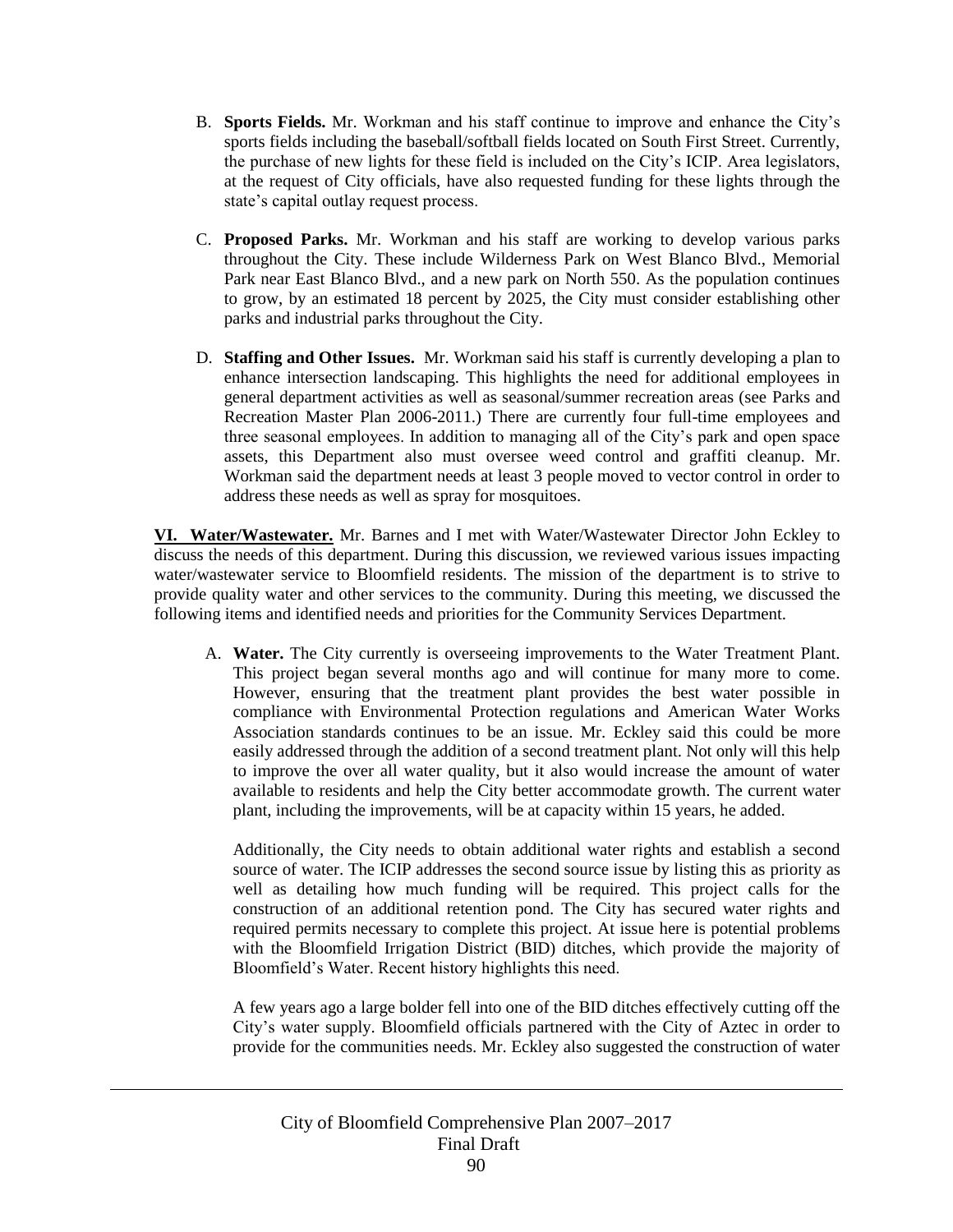B. **Sports Fields.** Mr. Workman and his staff continue to improve and enhance the City's sports fields including the baseball/softball fields located on South First Street. Currently, the purchase of new lights for these field is included on the City's ICIP. Area legislators, at the request of City officials, have also requested funding for these lights through the state's capital outlay request process.

C. **Proposed Parks.** Mr. Workman and his staff are working to develop various parks throughout the City. These include Wilderness Park on West Blanco Blvd., Memorial Park near East Blanco Blvd., and a new park on North 550. As the population continues to grow, by an estimated 18 percent by 2025, the City must consider establishing other parks and industrial parks throughout the City.

D. **Staffing and Other Issues.** Mr. Workman said his staff is currently developing a plan to enhance intersection landscaping. This highlights the need for additional employees in general department activities as well as seasonal/summer recreation areas (see Parks and Recreation Master Plan 2006-2011.) There are currently four full-time employees and three seasonal employees. In addition to managing all of the City's park and open space assets, this Department also must oversee weed control and graffiti cleanup. Mr. Workman said the department needs at least 3 people moved to vector control in order to address these needs as well as spray for mosquitoes.

**VI. Water/Wastewater.** Mr. Barnes and I met with Water/Wastewater Director John Eckley to discuss the needs of this department. During this discussion, we reviewed various issues impacting water/wastewater service to Bloomfield residents. The mission of the department is to strive to provide quality water and other services to the community. During this meeting, we discussed the following items and identified needs and priorities for the Community Services Department.

A. **Water.** The City currently is overseeing improvements to the Water Treatment Plant. This project began several months ago and will continue for many more to come. However, ensuring that the treatment plant provides the best water possible in compliance with Environmental Protection regulations and American Water Works Association standards continues to be an issue. Mr. Eckley said this could be more easily addressed through the addition of a second treatment plant. Not only will this help to improve the over all water quality, but it also would increase the amount of water available to residents and help the City better accommodate growth. The current water plant, including the improvements, will be at capacity within 15 years, he added.

Additionally, the City needs to obtain additional water rights and establish a second source of water. The ICIP addresses the second source issue by listing this as priority as well as detailing how much funding will be required. This project calls for the construction of an additional retention pond. The City has secured water rights and required permits necessary to complete this project. At issue here is potential problems with the Bloomfield Irrigation District (BID) ditches, which provide the majority of Bloomfield's Water. Recent history highlights this need.

A few years ago a large bolder fell into one of the BID ditches effectively cutting off the City's water supply. Bloomfield officials partnered with the City of Aztec in order to provide for the communities needs. Mr. Eckley also suggested the construction of water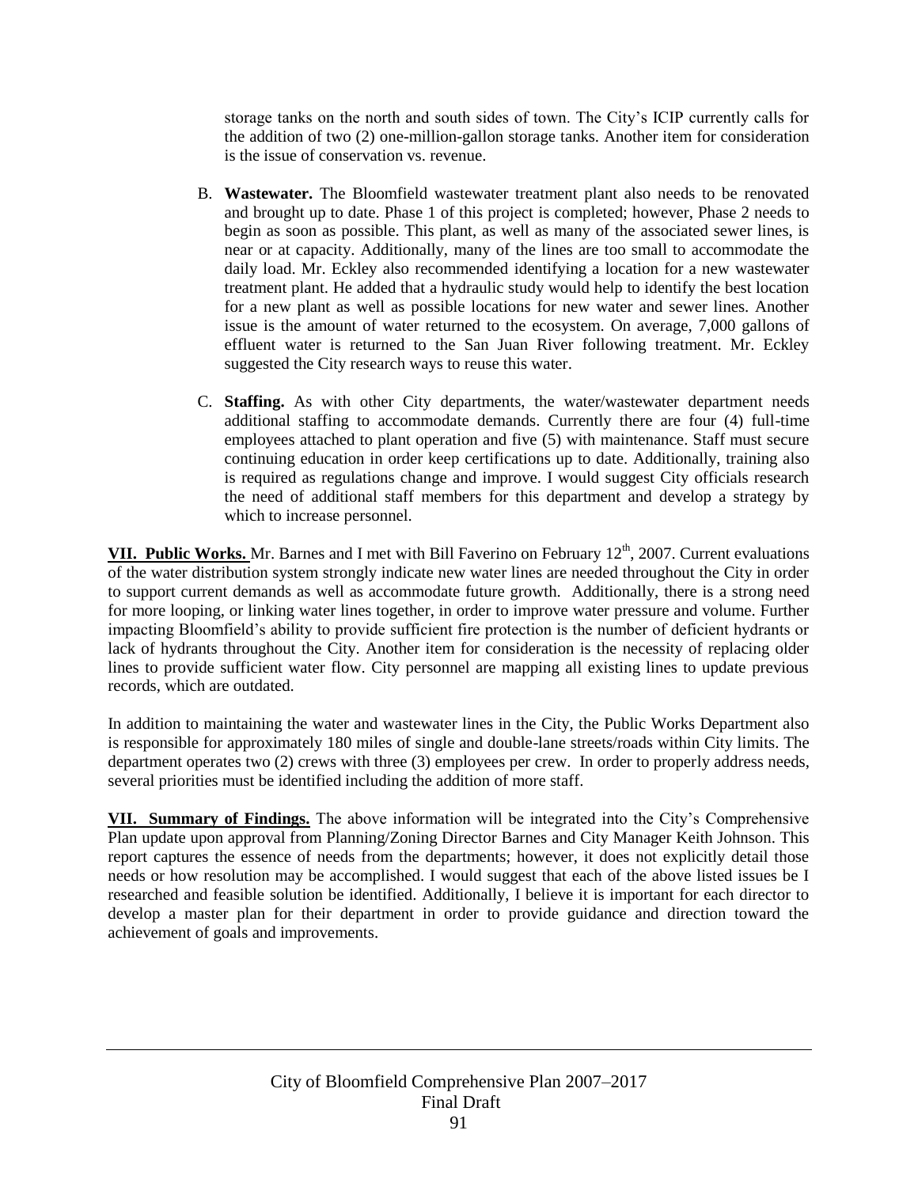storage tanks on the north and south sides of town. The City's ICIP currently calls for the addition of two (2) one-million-gallon storage tanks. Another item for consideration is the issue of conservation vs. revenue.

B. **Wastewater.** The Bloomfield wastewater treatment plant also needs to be renovated and brought up to date. Phase 1 of this project is completed; however, Phase 2 needs to begin as soon as possible. This plant, as well as many of the associated sewer lines, is near or at capacity. Additionally, many of the lines are too small to accommodate the daily load. Mr. Eckley also recommended identifying a location for a new wastewater treatment plant. He added that a hydraulic study would help to identify the best location for a new plant as well as possible locations for new water and sewer lines. Another issue is the amount of water returned to the ecosystem. On average, 7,000 gallons of effluent water is returned to the San Juan River following treatment. Mr. Eckley suggested the City research ways to reuse this water.

C. **Staffing.** As with other City departments, the water/wastewater department needs additional staffing to accommodate demands. Currently there are four (4) full-time employees attached to plant operation and five (5) with maintenance. Staff must secure continuing education in order keep certifications up to date. Additionally, training also is required as regulations change and improve. I would suggest City officials research the need of additional staff members for this department and develop a strategy by which to increase personnel.

**VII. Public Works.** Mr. Barnes and I met with Bill Faverino on February 12th, 2007. Current evaluations of the water distribution system strongly indicate new water lines are needed throughout the City in order to support current demands as well as accommodate future growth. Additionally, there is a strong need for more looping, or linking water lines together, in order to improve water pressure and volume. Further impacting Bloomfield's ability to provide sufficient fire protection is the number of deficient hydrants or lack of hydrants throughout the City. Another item for consideration is the necessity of replacing older lines to provide sufficient water flow. City personnel are mapping all existing lines to update previous records, which are outdated.

In addition to maintaining the water and wastewater lines in the City, the Public Works Department also is responsible for approximately 180 miles of single and double-lane streets/roads within City limits. The department operates two (2) crews with three (3) employees per crew. In order to properly address needs, several priorities must be identified including the addition of more staff.

**VII. Summary of Findings.** The above information will be integrated into the City's Comprehensive Plan update upon approval from Planning/Zoning Director Barnes and City Manager Keith Johnson. This report captures the essence of needs from the departments; however, it does not explicitly detail those needs or how resolution may be accomplished. I would suggest that each of the above listed issues be I researched and feasible solution be identified. Additionally, I believe it is important for each director to develop a master plan for their department in order to provide guidance and direction toward the achievement of goals and improvements.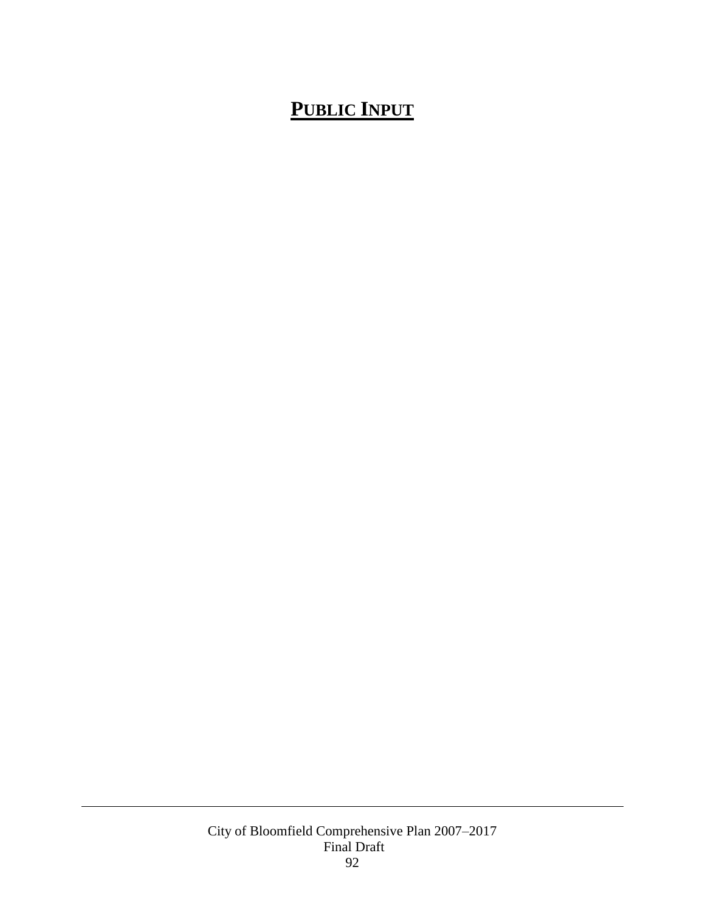# PUBLIC INPUT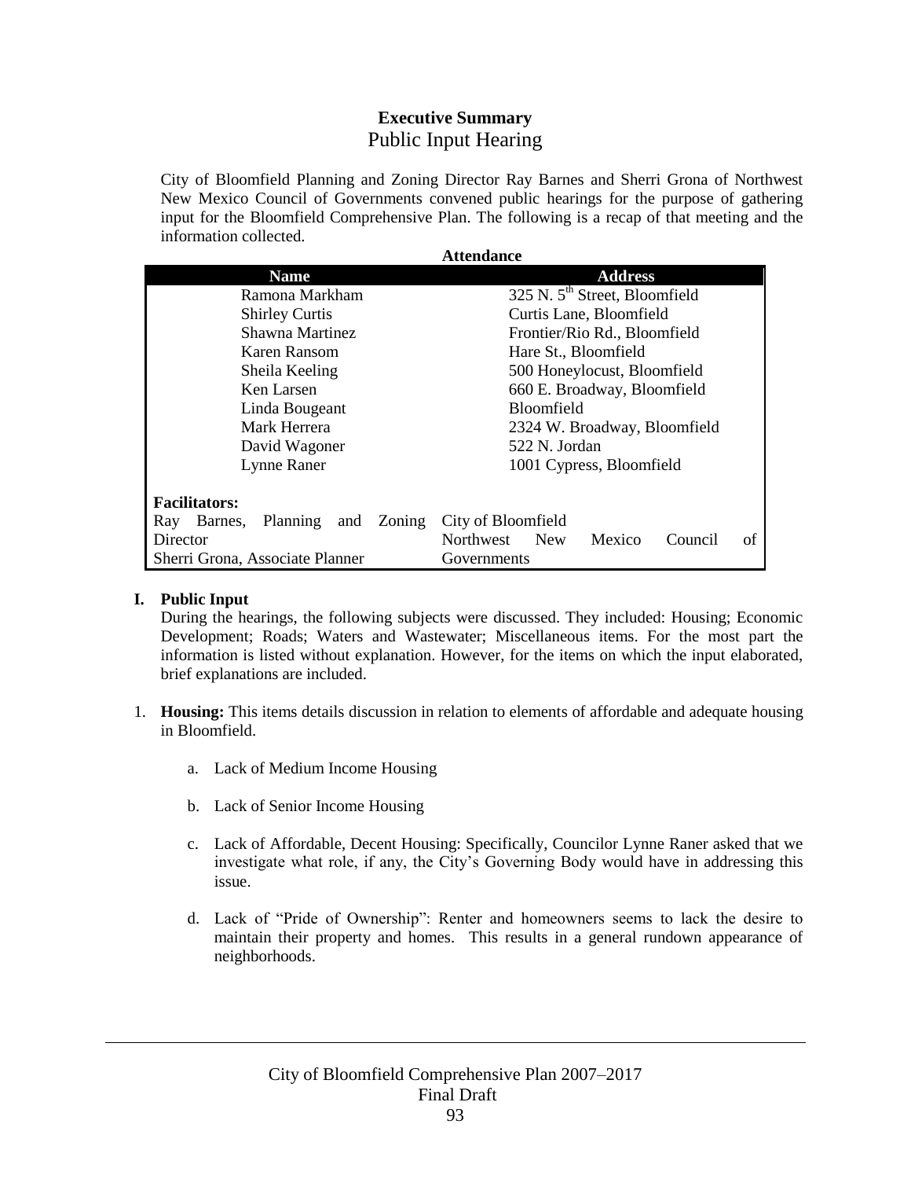## Executive Summary

### Public Input Hearing

City of Bloomfield Planning and Zoning Director Ray Barnes and Sherri Grona of Northwest New Mexico Council of Governments convened public hearings for the purpose of gathering input for the Bloomfield Comprehensive Plan. The following is a recap of that meeting and the information collected.

**Attendance**

| Name | Address |
|---|---|
| Ramona Markham | 325 N. 5th Street, Bloomfield |
| Shirley Curtis | Curtis Lane, Bloomfield |
| Shawna Martinez | Frontier/Rio Rd., Bloomfield |
| Karen Ransom | Hare St., Bloomfield |
| Sheila Keeling | 500 Honeylocust, Bloomfield |
| Ken Larsen | 660 E. Broadway, Bloomfield |
| Linda Bougeant | Bloomfield |
| Mark Herrera | 2324 W. Broadway, Bloomfield |
| David Wagoner | 522 N. Jordan |
| Lynne Raner | 1001 Cypress, Bloomfield |
| **Facilitators:** | |
| Ray Barnes, Planning and Zoning Director | City of Bloomfield |
| Sherri Grona, Associate Planner | Northwest New Mexico Council of Governments |

**I. Public Input**

During the hearings, the following subjects were discussed. They included: Housing; Economic Development; Roads; Waters and Wastewater; Miscellaneous items. For the most part the information is listed without explanation. However, for the items on which the input elaborated, brief explanations are included.

1. **Housing:** This items details discussion in relation to elements of affordable and adequate housing in Bloomfield.

   a. Lack of Medium Income Housing

   b. Lack of Senior Income Housing

   c. Lack of Affordable, Decent Housing: Specifically, Councilor Lynne Raner asked that we investigate what role, if any, the City's Governing Body would have in addressing this issue.

   d. Lack of "Pride of Ownership": Renter and homeowners seems to lack the desire to maintain their property and homes. This results in a general rundown appearance of neighborhoods.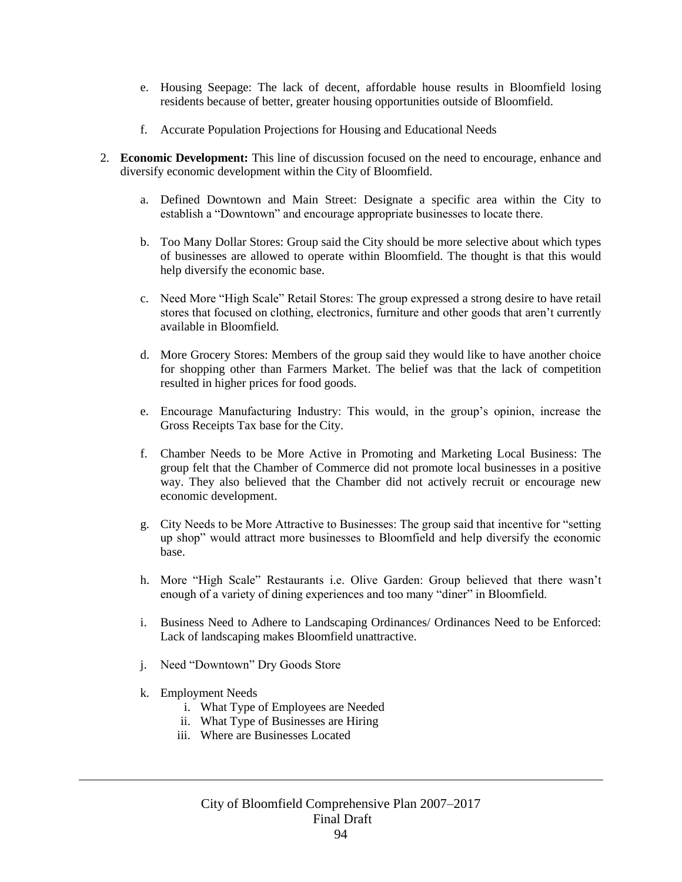e. Housing Seepage: The lack of decent, affordable house results in Bloomfield losing residents because of better, greater housing opportunities outside of Bloomfield.

f. Accurate Population Projections for Housing and Educational Needs

2. **Economic Development:** This line of discussion focused on the need to encourage, enhance and diversify economic development within the City of Bloomfield.

   a. Defined Downtown and Main Street: Designate a specific area within the City to establish a "Downtown" and encourage appropriate businesses to locate there.

   b. Too Many Dollar Stores: Group said the City should be more selective about which types of businesses are allowed to operate within Bloomfield. The thought is that this would help diversify the economic base.

   c. Need More "High Scale" Retail Stores: The group expressed a strong desire to have retail stores that focused on clothing, electronics, furniture and other goods that aren't currently available in Bloomfield.

   d. More Grocery Stores: Members of the group said they would like to have another choice for shopping other than Farmers Market. The belief was that the lack of competition resulted in higher prices for food goods.

   e. Encourage Manufacturing Industry: This would, in the group's opinion, increase the Gross Receipts Tax base for the City.

   f. Chamber Needs to be More Active in Promoting and Marketing Local Business: The group felt that the Chamber of Commerce did not promote local businesses in a positive way. They also believed that the Chamber did not actively recruit or encourage new economic development.

   g. City Needs to be More Attractive to Businesses: The group said that incentive for "setting up shop" would attract more businesses to Bloomfield and help diversify the economic base.

   h. More "High Scale" Restaurants i.e. Olive Garden: Group believed that there wasn't enough of a variety of dining experiences and too many "diner" in Bloomfield.

   i. Business Need to Adhere to Landscaping Ordinances/ Ordinances Need to be Enforced: Lack of landscaping makes Bloomfield unattractive.

   j. Need "Downtown" Dry Goods Store

   k. Employment Needs
      i. What Type of Employees are Needed
      ii. What Type of Businesses are Hiring
      iii. Where are Businesses Located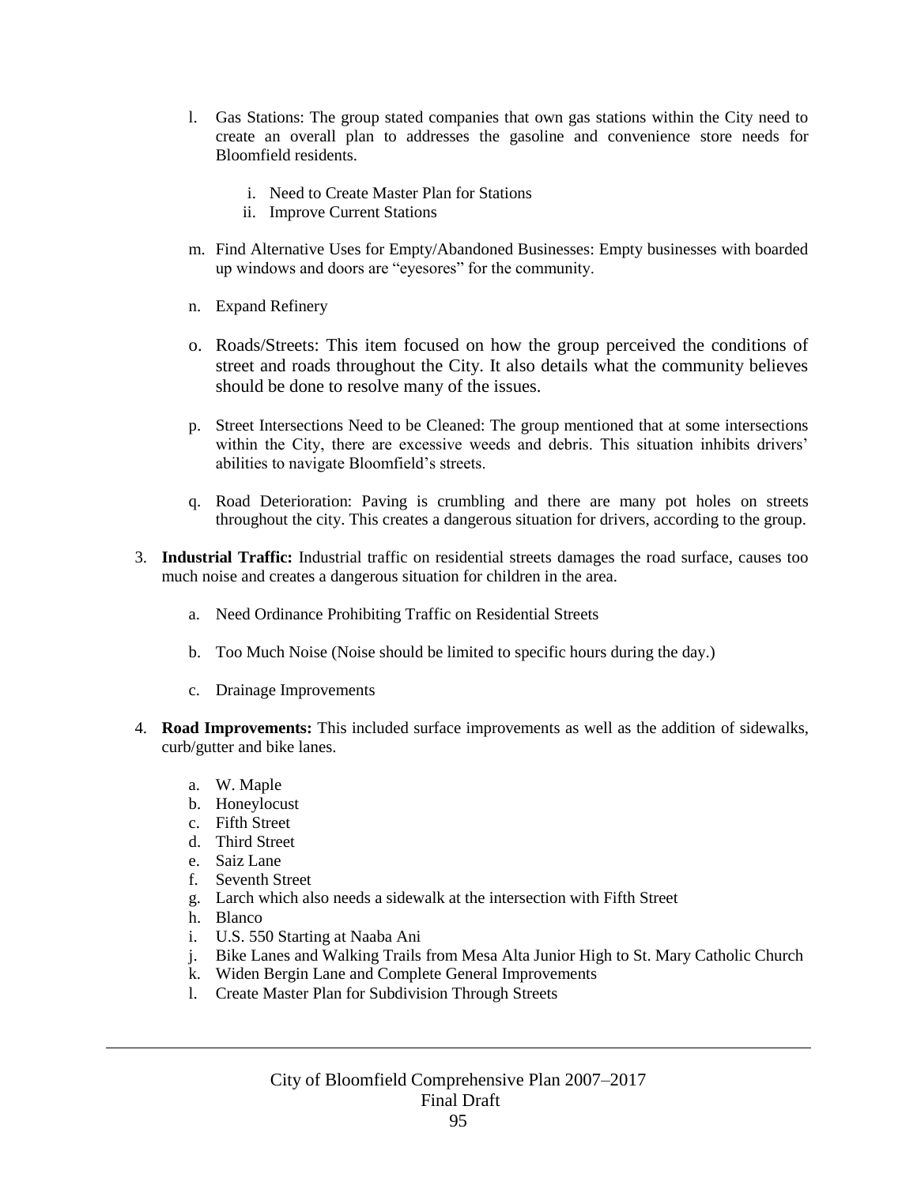l. Gas Stations: The group stated companies that own gas stations within the City need to create an overall plan to addresses the gasoline and convenience store needs for Bloomfield residents.

   i. Need to Create Master Plan for Stations
   ii. Improve Current Stations

m. Find Alternative Uses for Empty/Abandoned Businesses: Empty businesses with boarded up windows and doors are "eyesores" for the community.

n. Expand Refinery

o. Roads/Streets: This item focused on how the group perceived the conditions of street and roads throughout the City. It also details what the community believes should be done to resolve many of the issues.

p. Street Intersections Need to be Cleaned: The group mentioned that at some intersections within the City, there are excessive weeds and debris. This situation inhibits drivers' abilities to navigate Bloomfield's streets.

q. Road Deterioration: Paving is crumbling and there are many pot holes on streets throughout the city. This creates a dangerous situation for drivers, according to the group.

3. **Industrial Traffic:** Industrial traffic on residential streets damages the road surface, causes too much noise and creates a dangerous situation for children in the area.

   a. Need Ordinance Prohibiting Traffic on Residential Streets

   b. Too Much Noise (Noise should be limited to specific hours during the day.)

   c. Drainage Improvements

4. **Road Improvements:** This included surface improvements as well as the addition of sidewalks, curb/gutter and bike lanes.

   a. W. Maple
   b. Honeylocust
   c. Fifth Street
   d. Third Street
   e. Saiz Lane
   f. Seventh Street
   g. Larch which also needs a sidewalk at the intersection with Fifth Street
   h. Blanco
   i. U.S. 550 Starting at Naaba Ani
   j. Bike Lanes and Walking Trails from Mesa Alta Junior High to St. Mary Catholic Church
   k. Widen Bergin Lane and Complete General Improvements
   l. Create Master Plan for Subdivision Through Streets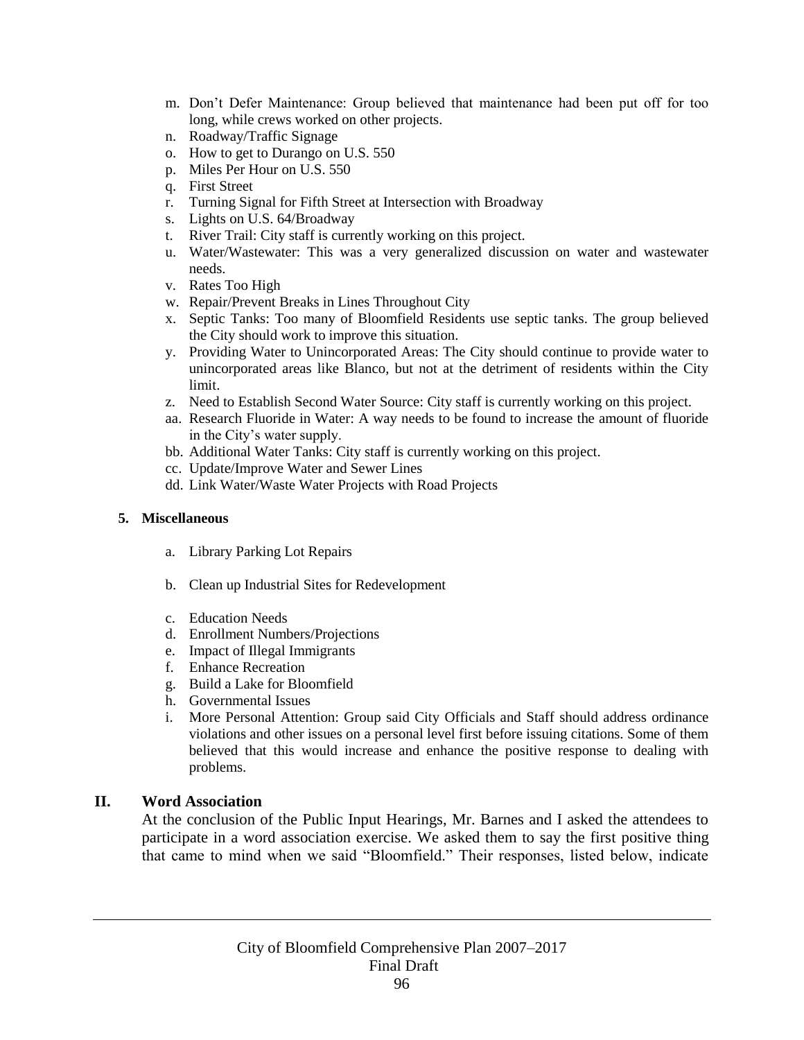m. Don't Defer Maintenance: Group believed that maintenance had been put off for too long, while crews worked on other projects.
n. Roadway/Traffic Signage
o. How to get to Durango on U.S. 550
p. Miles Per Hour on U.S. 550
q. First Street
r. Turning Signal for Fifth Street at Intersection with Broadway
s. Lights on U.S. 64/Broadway
t. River Trail: City staff is currently working on this project.
u. Water/Wastewater: This was a very generalized discussion on water and wastewater needs.
v. Rates Too High
w. Repair/Prevent Breaks in Lines Throughout City
x. Septic Tanks: Too many of Bloomfield Residents use septic tanks. The group believed the City should work to improve this situation.
y. Providing Water to Unincorporated Areas: The City should continue to provide water to unincorporated areas like Blanco, but not at the detriment of residents within the City limit.
z. Need to Establish Second Water Source: City staff is currently working on this project.
aa. Research Fluoride in Water: A way needs to be found to increase the amount of fluoride in the City's water supply.
bb. Additional Water Tanks: City staff is currently working on this project.
cc. Update/Improve Water and Sewer Lines
dd. Link Water/Waste Water Projects with Road Projects

**5. Miscellaneous**

a. Library Parking Lot Repairs

b. Clean up Industrial Sites for Redevelopment

c. Education Needs
d. Enrollment Numbers/Projections
e. Impact of Illegal Immigrants
f. Enhance Recreation
g. Build a Lake for Bloomfield
h. Governmental Issues
i. More Personal Attention: Group said City Officials and Staff should address ordinance violations and other issues on a personal level first before issuing citations. Some of them believed that this would increase and enhance the positive response to dealing with problems.

## II. Word Association

At the conclusion of the Public Input Hearings, Mr. Barnes and I asked the attendees to participate in a word association exercise. We asked them to say the first positive thing that came to mind when we said "Bloomfield." Their responses, listed below, indicate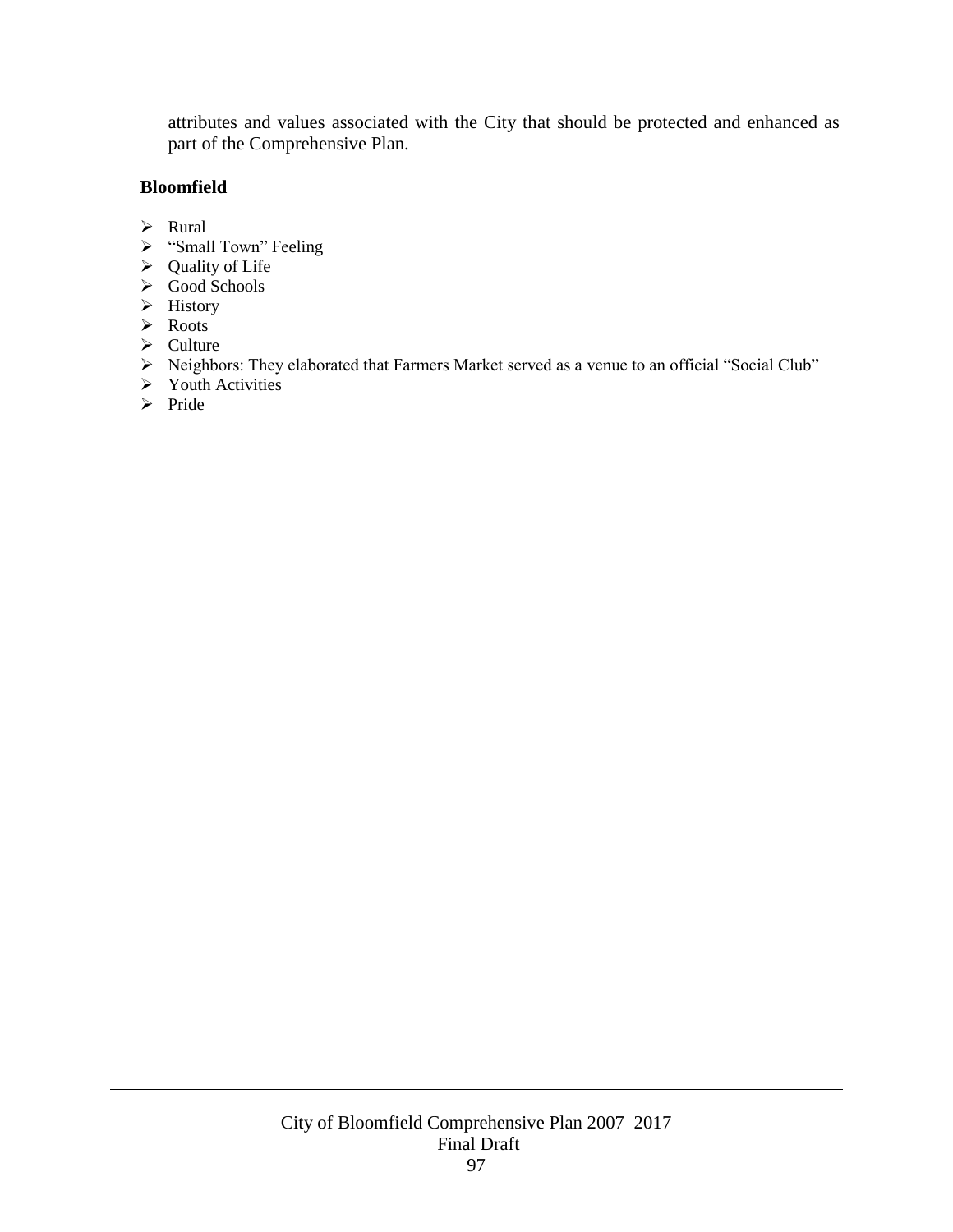attributes and values associated with the City that should be protected and enhanced as part of the Comprehensive Plan.

**Bloomfield**

- Rural
- "Small Town" Feeling
- Quality of Life
- Good Schools
- History
- Roots
- Culture
- Neighbors: They elaborated that Farmers Market served as a venue to an official "Social Club"
- Youth Activities
- Pride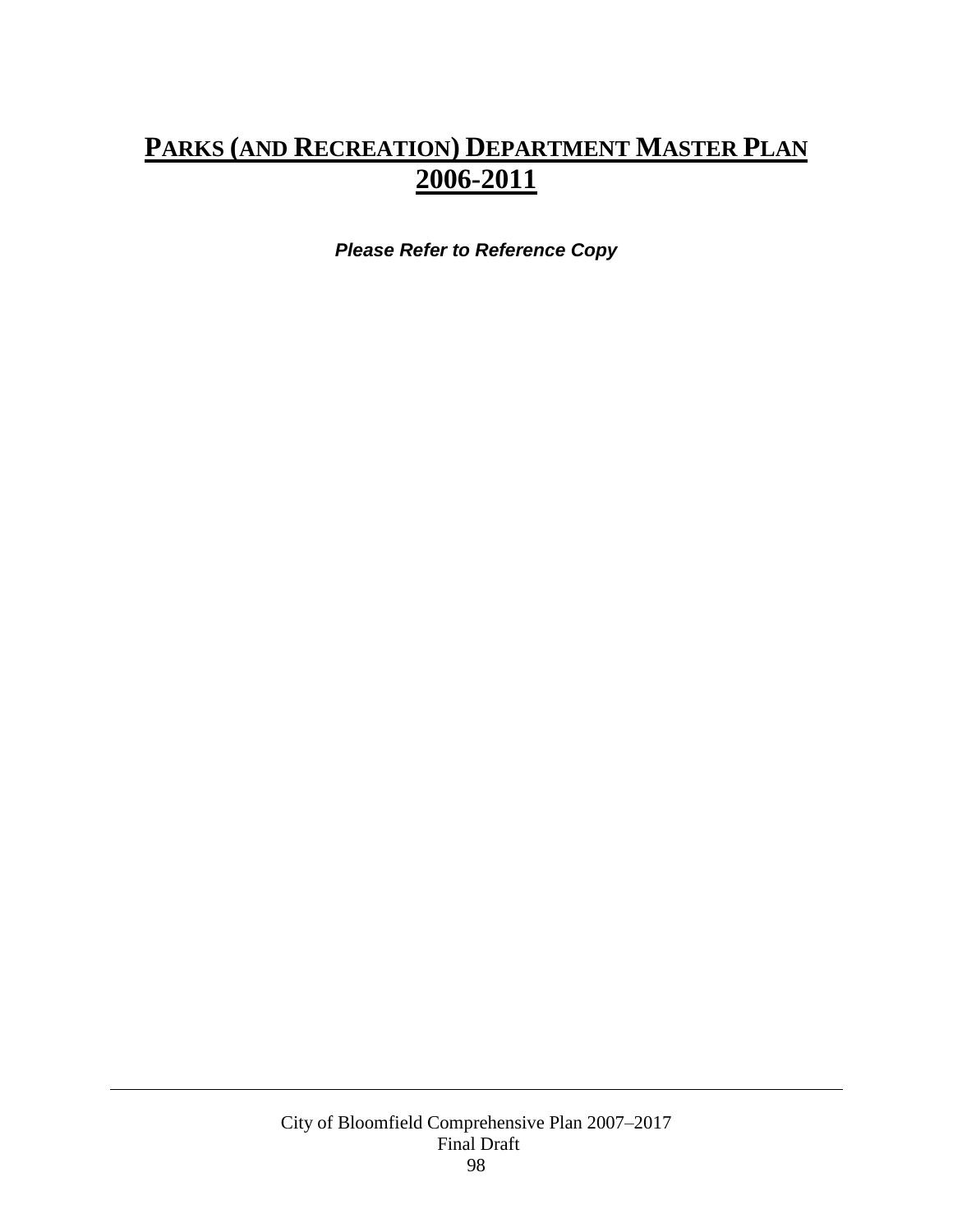# PARKS (AND RECREATION) DEPARTMENT MASTER PLAN 2006-2011

***Please Refer to Reference Copy***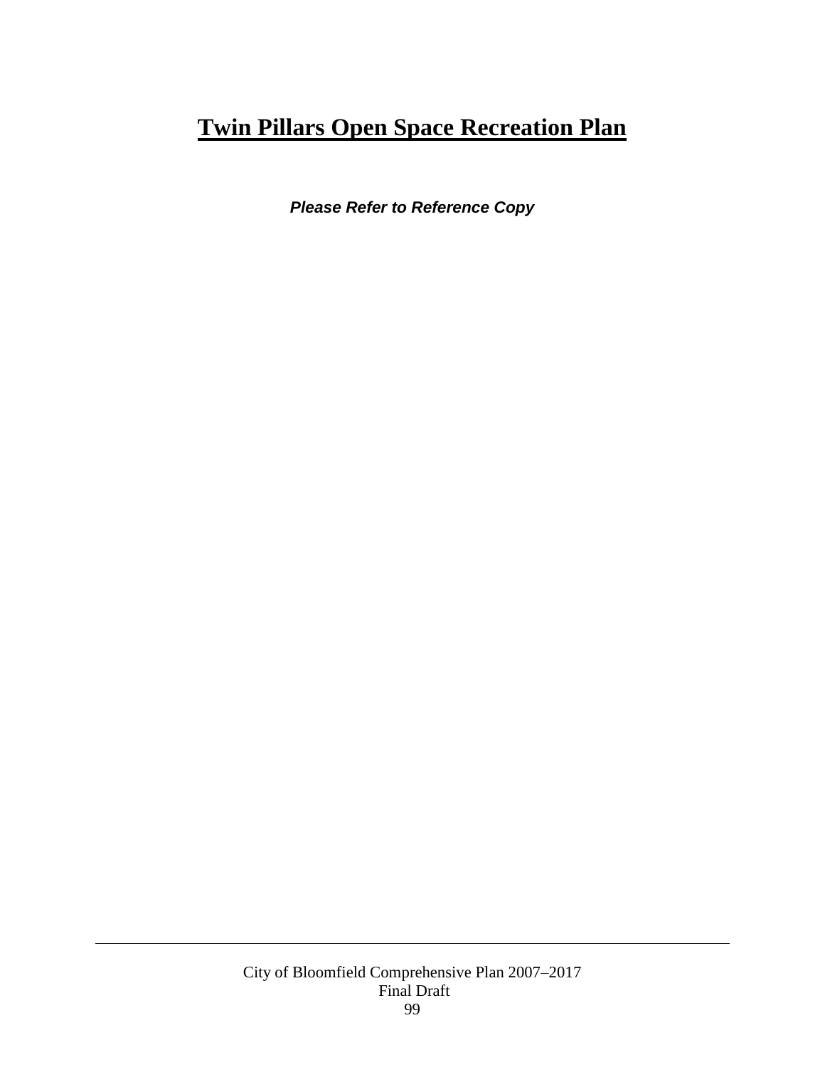# Twin Pillars Open Space Recreation Plan

***Please Refer to Reference Copy***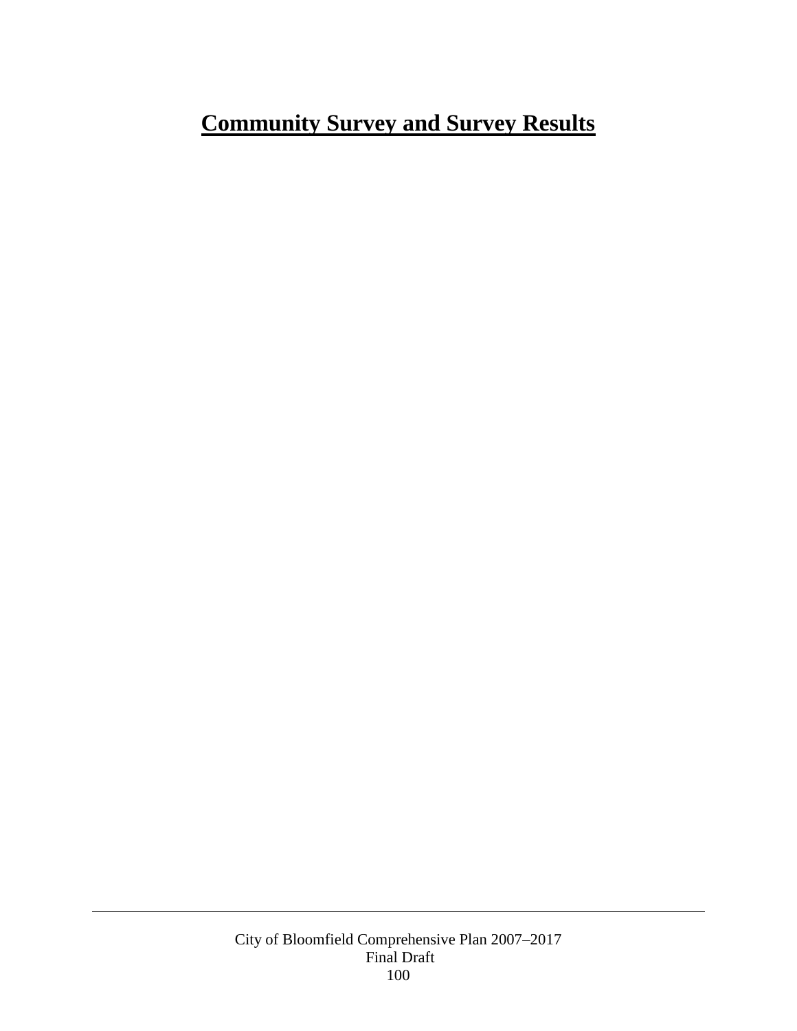# Community Survey and Survey Results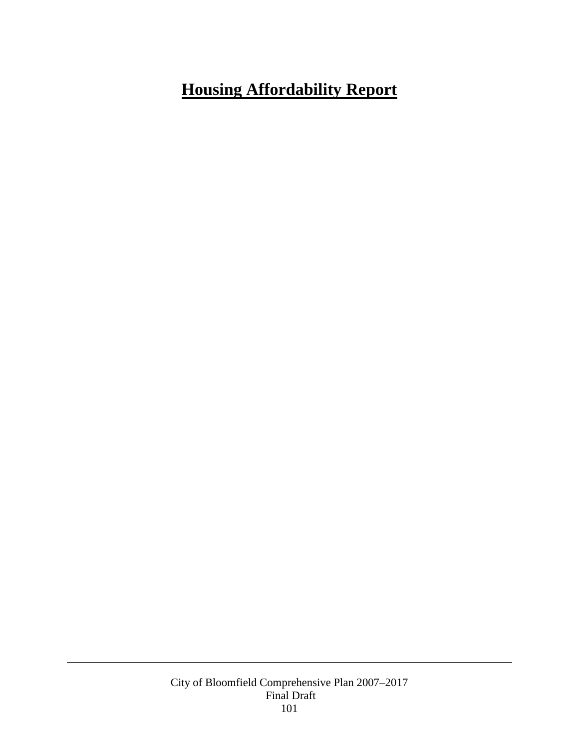# Housing Affordability Report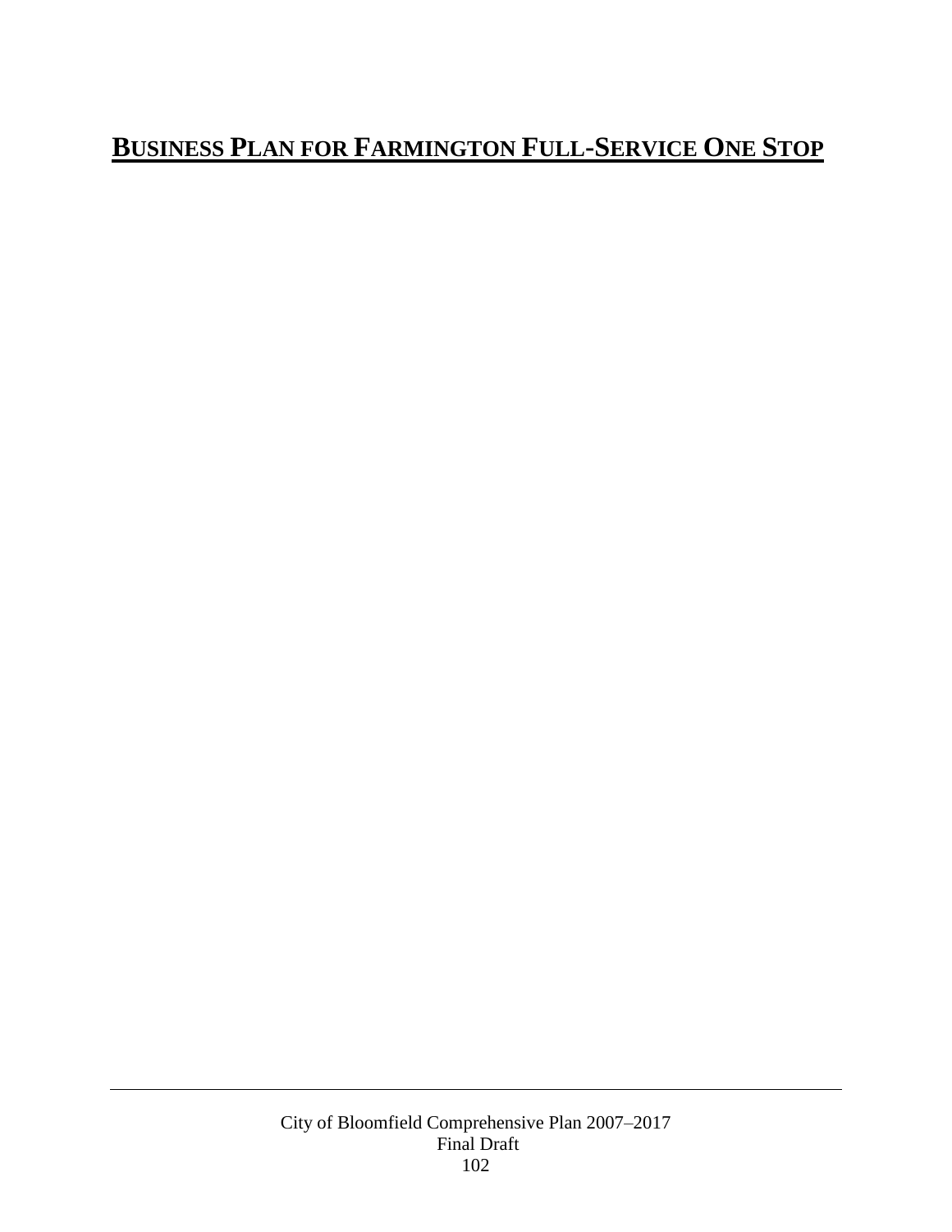# Business Plan for Farmington Full-Service One Stop